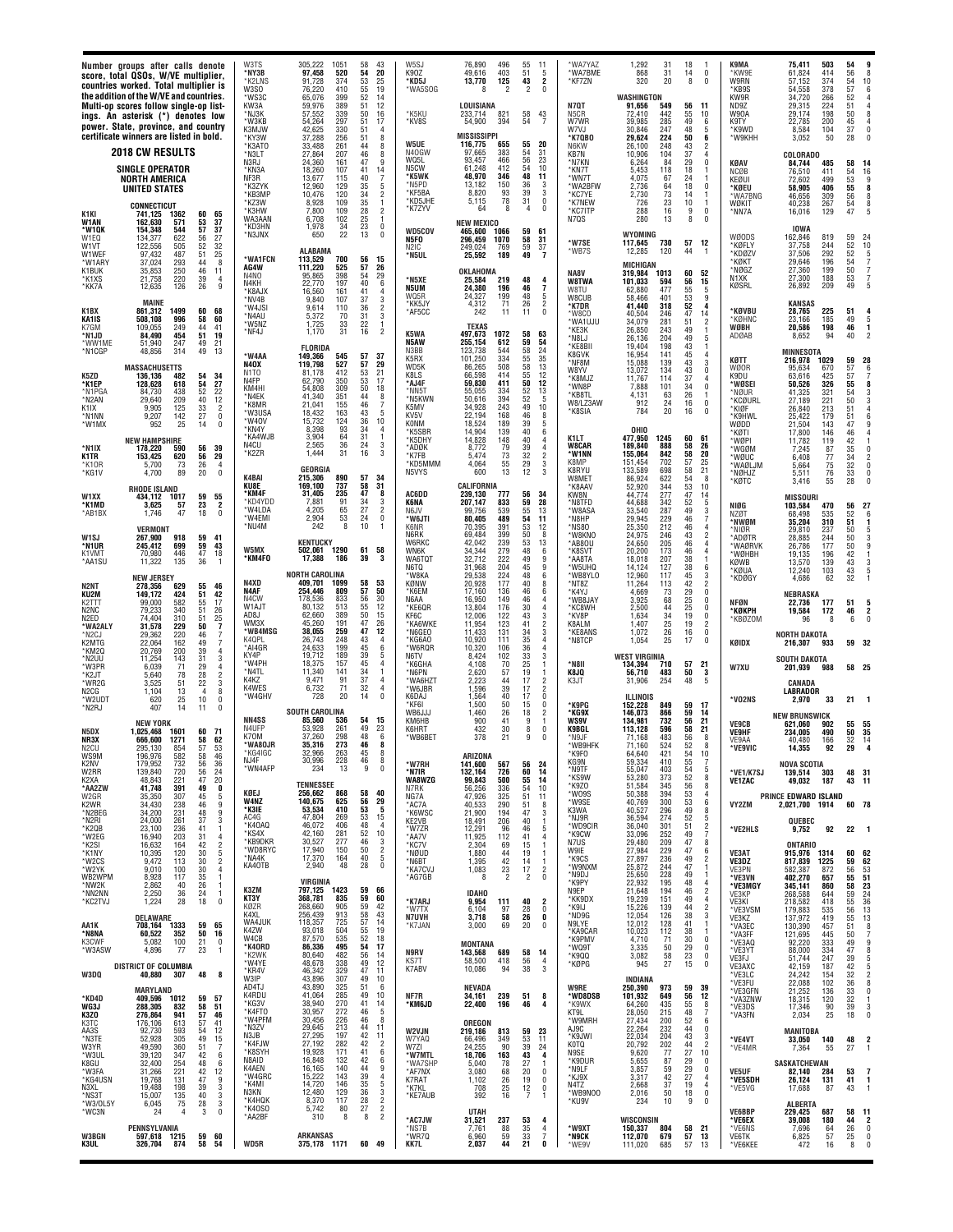Number groups after calls denote score, total QSOs, W/VE multiplier, countries worked. Total multiplier is the addition of the W/VE and countries. Multi-op scores follow single-op listings. An asterisk (*) denotes low power. State, province, and country certificate winners are listed in bold.

## 2018 CW RESULTS

### SINGLE OPERATOR

### NORTH AMERICA

### UNITED STATES

**CONNECTICUT**

K1KI 741,125 1362 60 65
W1AN 162,630 571 53 37
*W1QK 154,348 544 57 37
W1EQ 134,377 622 56 27
W1VT 122,556 505 52 32
W1WEF 97,432 487 51 25
*W1ARY 37,024 293 44 8
K1BUK 35,853 250 46 11
*K1XS 21,758 220 39 4
*KK7A 12,635 126 26 9

**MAINE**

K1BX 861,312 1499 60 68
KA1IS 508,108 996 58 60
K7GM 109,055 249 44 41
*N1JD 84,490 454 51 19
*WW1ME 51,940 247 49 11
*N1CGP 48,856 314 49 13

**MASSACHUSETTS**

K5ZD 136,136 482 54 34
*K1EP 128,628 618 54 27
*N1PGA 84,730 438 52 22
*N2AN 29,640 209 40 12
K1IX 9,905 125 33 2
*N1NN 9,207 142 27 0
*W1MX 952 25 14 0

**NEW HAMPSHIRE**

*N1IX 178,220 590 56 39
K1TR 153,425 620 56 29
*K1OR 5,700 73 26 4
*KG1V 4,700 89 20 0

**RHODE ISLAND**

W1XX 434,112 1017 59 55
*K1MD 3,625 57 23 2
*AB1BX 1,746 47 18 0

**VERMONT**

W1SJ 267,900 918 59 41
*N1UR 245,412 699 59 43
K1VMT 70,980 446 47 18
*AA1SU 11,322 135 36 1

**NEW JERSEY**

N2NT 278,356 629 55 46
KU2M 149,172 424 51 42
K2TTT 99,000 582 55 17
N2NC 79,233 340 51 26
N2ED 74,404 310 51 25
*WA2ALY 31,578 229 50 7
*N2CJ 29,362 220 46 7
K2MTG 22,064 162 49 7
*KM2Q 20,769 200 39 4
*N2UU 11,254 143 31 3
*W3PR 6,039 71 29 4
*K2JT 5,640 78 28 2
*WR2G 3,525 51 22 3
N2CG 1,104 13 4 8
*W2UDT 620 25 10 0
*N2RJ 407 14 11 0

**NEW YORK**

N5DX 1,025,468 1601 60 71
NR3X 666,600 1271 58 62
N2CU 295,130 854 57 53
WS9M 196,976 582 58 46
K2NV 179,952 732 56 36
W2RR 139,840 720 56 24
K2XA 48,843 221 47 20
*AA2ZW 41,748 391 49 0
W2GR 35,350 307 45 5
K2WR 34,430 238 46 9
*N2BEG 34,200 231 48 9
*N2RI 24,000 261 37 3
*K2QB 23,100 236 41 1
*W2EG 16,940 203 31 4
*K2SI 16,632 164 42 2
*K1NY 10,395 120 30 5
*W2CS 9,472 113 30 2
*W2YK 9,010 100 30 4
WB2WPM 8,928 117 35 1
*NW2K 2,862 40 26 1
*NN2NN 2,250 36 24 1
*KC2TVJ 1,224 28 18 0

**DELAWARE**

AA1K 708,164 1333 59 65
*N8NA 60,522 352 50 16
K3CWF 5,082 100 21 0
*W3ASW 4,896 77 23 1

**DISTRICT OF COLUMBIA**

W3DQ 40,880 307 48 8

**MARYLAND**

*KD4D 409,596 1012 59 57
WG3J 288,305 832 58 51
K3ZO 276,864 941 57 46
K3TC 176,106 613 57 41
AA3S 92,730 593 54 12
*N3TE 52,928 305 49 15
W3YR 49,590 360 51 7
*W3UL 39,120 347 42 6
K8GU 32,400 254 48 6
*W3FA 31,266 221 42 12
*KG4USN 19,768 131 47 9
N3XL 19,488 198 39 3
*NS3T 15,007 135 40 3
*W3/OL5Y 6,045 75 28 3
*WC3N 24 4 3 0

**PENNSYLVANIA**

W3BGN 597,618 1215 59 60
K3UL 326,704 874 58 54
W3TS 305,222 1051 58 43
*NY3B 97,458 520 54 20
*K2LNS 91,728 374 53 25
W3SO 76,220 410 55 19
*WS3C 65,076 399 52 14
KW3A 59,976 389 51 12
*NJ3K 57,552 339 50 16
*W3KB 54,264 297 51 17
K3MJW 42,625 330 51 4
*KY3W 37,288 256 51 8
*K3ATO 33,488 261 44 8
*N3LT 27,864 207 46 8
N3RJ 24,360 161 47 9
*KN3A 18,260 107 41 14
NF3R 13,677 115 40 7
*K3ZYK 12,960 129 35 5
*KB3MP 10,476 120 34 2
*KZ3W 8,928 109 35 1
*K3HW 7,800 109 28 2
WA3AAN 6,708 102 25 1
*KD3HN 1,978 34 23 0
*N3JNX 650 22 13 0

**ALABAMA**

*WA1FCN 113,529 700 56 15
AG4W 111,220 525 57 26
N4NO 95,865 398 54 29
N4KH 22,770 197 40 6
*K8AJX 16,560 161 41 4
*NV4B 9,840 107 37 3
*W4JSI 9,614 110 36 2
*N4AU 5,372 70 31 3
*W5NZ 1,725 33 22 1
*NF4J 1,170 31 16 2

**FLORIDA**

*W4AA 149,366 545 57 37
N4OX 119,790 527 57 29
N1TO 81,178 412 53 21
N4FP 62,790 350 53 17
KM4HI 54,808 309 50 18
*N4EK 41,340 351 44 8
*K8MR 21,041 155 46 7
*W3USA 18,432 163 43 5
*W4OV 15,732 124 36 10
*KN4Y 8,398 93 34 4
*KA4WJB 3,904 64 31 1
N4CU 2,565 36 24 3
*K2ZR 1,444 31 16 3

**GEORGIA**

K4BAI 215,306 890 57 34
KU8E 169,100 737 58 31
*KM4F 31,405 235 47 8
*KD4YDD 7,881 91 34 3
*W4LDA 4,205 65 27 2
*W4EMI 2,904 53 24 0
*NU4M 242 8 10 1

**KENTUCKY**

W5MX 502,061 1290 61 58
*KM4FO 17,388 186 39 3

**NORTH CAROLINA**

N4XD 409,701 1099 58 53
N4AF 254,446 809 57 50
N4CW 178,536 833 56 30
W1AJT 80,132 513 55 12
AD8J 62,660 389 50 15
WM3X 45,260 191 47 26
*WB4MSG 38,055 259 47 12
K4QPL 26,743 248 43 4
*AI4GR 24,633 199 45 6
KY4P 19,712 189 39 5
*W4PH 18,375 157 45 4
*N4TL 11,340 141 34 1
K4KZ 9,471 91 37 4
K4WES 6,732 71 32 4
*W4GHV 728 20 14 0

**SOUTH CAROLINA**

NN4SS 85,560 536 54 15
N4UFP 53,928 261 49 23
K7OM 37,260 298 48 6
*WA8OJR 35,316 273 46 8
*KG4IGC 32,966 263 45 8
NJ4F 30,996 228 46 8
*WN4AFP 234 13 9 0

**TENNESSEE**

KØEJ 256,662 868 58 40
W4NZ 140,675 625 56 29
*K3IE 53,534 410 53 5
AC4G 47,804 269 53 15
*K4OAQ 46,072 406 48 4
*KS4X 42,160 281 52 10
*KB9DKR 30,527 277 46 3
*WD8RYC 17,940 150 50 2
*NA4K 17,370 164 40 5
KA4OTB 2,940 48 28 0

**VIRGINIA**

K3ZM 797,125 1423 59 66
KT3Y 368,781 835 59 60
KØZR 268,660 905 59 42
K4XL 256,439 913 58 43
WA4JUK 118,357 725 57 14
K4ZW 93,018 504 55 19
W4CB 87,570 535 52 18
*K4ORD 86,336 495 54 17
*K2WK 80,640 482 56 14
*W4YE 48,678 338 49 12
*KR4V 46,342 329 47 11
W3IP 43,896 307 49 10
AD4TJ 43,890 325 51 6
K4RDU 41,064 285 49 10
*KG3V 38,940 270 41 14
*K4FTO 30,957 272 46 5
*W4PFM 30,456 226 46 8
*N3ZV 29,645 213 44 11
N3JB 27,295 197 42 11
*K4FJW 27,192 282 42 2
*K8SYH 19,928 171 41 6
N8AID 16,848 132 42 6
K4AEN 16,165 140 44 9
*W4GRC 15,222 143 39 4
*K4MI 14,720 146 35 5
N3KN 12,480 129 36 3
*K4HQK 8,370 117 28 2
*K4OSO 5,742 80 27 2
*AA2BF 310 8 8 2

**ARKANSAS**

WD5R 375,178 1171 60 49
W5SJ 76,890 496 55 11
K9OZ 49,616 403 51 5
*KD5J 13,770 125 43 2
*WA5SOG 8 2 2 0

**LOUISIANA**

*K5KU 233,714 821 58 43
*KV8S 54,900 394 54 7

**MISSISSIPPI**

W5UE 116,775 665 55 20
N4OGW 97,665 383 54 31
WQ5L 93,457 466 56 23
N5CW 61,248 412 54 10
*K5WK 48,970 346 48 11
*N5PD 13,182 150 36 3
*KF5BA 8,820 93 39 3
*KD5JHE 5,115 78 31 0
*K7ZYV 64 8 4 0

**NEW MEXICO**

WD5COV 465,600 1066 59 61
N5FO 296,459 1070 58 31
N2IC 249,024 769 59 37
*N5UL 25,592 189 49 7

**OKLAHOMA**

*N5XE 25,584 219 48 4
N5UM 24,380 196 46 7
WQ5R 24,327 199 48 5
*KK5JY 4,312 71 26 2
*AF5CC 242 11 11 0

**TEXAS**

K5WA 497,673 1072 58 63
N5AW 255,154 612 59 54
N3BB 123,738 544 58 24
K5RX 101,250 334 55 35
WD5K 86,265 508 58 13
K8LS 66,598 414 55 12
*AJ4F 59,830 411 50 12
*NN5T 55,055 334 52 13
*N5KWN 50,616 394 52 5
K5MV 34,928 243 49 10
KV5V 22,194 168 46 8
KØNM 18,524 189 39 5
*K5SBR 14,904 139 40 6
*K5DHY 14,828 148 40 4
*ADØK 8,772 79 39 4
*K7FB 5,474 73 32 2
*KD5MMM 4,064 55 29 3
N5VYS 600 13 12 3

**CALIFORNIA**

AC6DD 239,130 777 56 34
K6NA 207,147 833 59 28
N6JV 99,756 539 55 13
*W6JTI 80,405 489 54 11
K6NR 70,395 391 53 12
N6RK 69,484 399 50 8
W6RKC 42,042 239 53 13
WN6K 34,344 279 48 6
WA6TQT 32,712 222 49 9
N6TQ 31,968 204 45 9
*W8KA 29,538 224 48 6
KØNW 20,928 177 40 8
*K6EM 17,160 136 46 6
N6AA 16,950 149 46 4
*KE6QR 13,804 176 30 4
KF6C 12,006 122 43 3
*KA6WKE 11,954 123 41 2
*N6GEO 11,433 131 34 3
*KG6AO 10,920 111 35 4
*W6RQR 10,320 106 36 4
N6TV 8,424 102 33 3
*K6GHA 4,108 70 25 1
*N6PN 2,620 57 19 1
*WA6HZT 2,223 44 17 2
*W6JBR 1,596 39 17 2
K6DAJ 1,564 40 17 0
*KF6I 1,500 50 15 0
WB6JJJ 1,460 26 18 2
KM6HB 900 41 9 1
K6HRT 432 30 8 0
*WB6BET 378 21 9 0

**ARIZONA**

*W7RH 141,600 567 56 24
*N7IR 132,164 726 60 14
WA8WZG 99,843 500 55 14
N7RK 56,256 336 54 10
NG7A 47,926 325 51 11
*AC7A 40,533 290 51 8
*K6WSC 21,900 194 47 3
KE2VB 18,491 206 40 1
*W7ZR 12,291 96 46 5
*AA7V 11,925 112 41 4
*KC7V 2,304 69 15 1
*NØUD 1,880 44 19 1
*N6BT 1,395 42 14 1
*KA7CVJ 1,083 23 17 2
*AG7GB 8 2 2 0

**IDAHO**

*K7ARJ 9,954 111 40 2
*W7TX 6,104 97 28 0
N7UVH 3,718 58 26 0
*K7JAN 3,000 69 20 0

**MONTANA**

N9RV 143,568 689 58 14
KS7T 58,500 418 56 4
K7ABV 10,086 94 38 3

**NEVADA**

NF7R 34,161 239 51 8
*KM6JD 22,400 196 46 4

**OREGON**

W2VJN 219,186 813 59 23
W7YAQ 66,496 349 53 11
W7ZI 24,255 90 39 24
*W7MTL 18,706 163 43 3
*WA7SHP 5,040 78 27 1
*AF7NX 3,080 68 20 0
K7RAT 1,102 26 19 0
*K7KL 708 25 12 0
*KE7AUB 392 16 7 1

**UTAH**

*AC7JW 31,521 237 53 4
*NS7B 7,761 88 35 4
*WR7Q 6,960 59 33 7
KK7L 2,037 44 21 0
*WA7YAZ 1,292 31 18 1
*WA7BME 868 31 14 0
*KF7ZN 320 20 8 0

**WASHINGTON**

N7QT 91,656 549 56 11
N5CR 72,410 442 55 10
W7WR 39,985 285 49 6
W7VJ 30,846 247 48 5
*K7QBO 29,624 224 50 6
N6KW 26,100 248 43 2
KB7N 10,906 104 37 4
*N7KN 6,264 84 29 0
*KN7T 5,453 118 18 1
*WN7T 4,075 67 24 1
*WA2BFW 2,736 64 18 0
*KC7YE 2,730 73 14 1
*K7NEW 726 23 10 1
*KC7ITP 288 16 9 0
N7QS 280 13 8 0

**WYOMING**

*W7SE 117,645 730 57 12
*WB7S 12,285 120 44 1

**MICHIGAN**

NA8V 319,984 1013 60 52
W8TWA 101,033 594 56 15
W8TU 62,880 477 55 5
W8CUB 58,466 401 53 9
*K7DR 41,440 318 52 4
*W8CO 40,504 246 47 14
*WA1UJU 34,079 281 51 2
*KE3K 26,850 243 49 1
*N8LJ 26,136 204 49 5
*KE8BII 19,404 198 43 1
K8GVK 16,954 141 45 4
*NF8M 15,088 139 43 3
W8YV 13,072 134 43 0
*K8MJZ 11,767 114 37 4
*WN8P 7,888 101 34 0
*KB8TL 4,131 63 26 1
W8/LZ3AW 912 24 16 0
*K8SIA 784 20 16 0

**OHIO**

K1LT 477,950 1245 60 61
W8CAR 189,840 888 58 26
*W1NN 155,064 842 58 20
K8MP 151,454 702 57 25
K8RYU 133,589 698 58 21
W8MET 86,924 622 54 8
*K8AAV 52,920 344 53 10
KW8N 44,774 277 47 14
*N8TFD 44,688 342 52 5
*W8ASA 33,540 287 49 3
*N8HP 29,945 229 46 7
*NS8O 25,350 212 46 4
*W8KNO 24,975 246 43 2
*AB8OU 24,650 205 46 4
*K8SVT 20,200 173 46 4
*AA8TA 18,018 207 38 1
*W5UHQ 14,124 127 38 6
*WB8YLO 12,960 117 45 3
*NT8Z 11,264 113 42 2
*K4YJ 4,669 73 29 0
*WB8JAY 3,925 68 25 0
*KC8WH 2,500 44 25 0
*KV8P 1,634 34 19 0
K8ALM 1,407 25 19 2
*KE8ANS 1,072 26 16 0
*N8TCP 1,054 25 17 0

**WEST VIRGINIA**

*N8II 134,394 710 57 21
K8JQ 56,710 483 50 3
K3JT 31,906 254 48 5

**ILLINOIS**

*K9PG 152,228 849 59 17
*KG9X 146,073 866 59 14
WS9V 134,981 732 56 21
K9BGL 113,128 596 58 21
*N9JF 71,168 483 56 8
*WB9HFK 71,160 524 52 8
*K9FO 64,640 421 54 10
KG9N 59,334 410 55 3
*N9TF 55,047 403 54 5
*KS9W 53,280 373 52 8
*K9ZO 51,584 345 56 8
*WO9S 50,388 394 53 4
*W9SE 40,769 300 53 6
K3WA 40,527 296 49 8
*NJ9R 36,594 274 52 5
*WD9CIR 36,040 301 51 2
*K9CW 33,096 252 49 7
N7US 29,480 209 47 8
W9IE 27,984 229 47 6
*W9CS 27,897 236 49 2
*W9NXM 25,872 244 47 1
*N9DJ 25,650 228 49 1
*K9PY 22,932 195 48 4
N9EP 21,648 194 46 2
*KK9DX 19,239 151 49 4
*K9IU 15,226 139 44 2
*ND9G 12,054 126 38 3
N9LYE 12,012 128 41 1
*KA9CAR 10,023 112 38 1
*K9PMV 4,710 71 30 0
*WQ9T 3,335 50 29 0
*K9QQ 3,082 58 23 0
*KØPG 945 27 15 0

**INDIANA**

W9RE 250,390 973 59 39
*WD8DSB 101,932 649 56 12
*K9WX 64,260 435 55 8
KT9L 28,050 215 48 7
*W9MRH 27,434 200 52 6
AJ9C 22,264 232 44 0
*K9JWI 22,034 204 43 3
KØTQ 20,792 202 44 2
N9SE 9,620 77 27 10
*K9DUR 5,655 87 29 0
*N9LF 3,857 59 29 0
*KJ9X 3,317 42 27 4
N4TZ 2,668 37 19 4
*WB9NOO 2,016 50 18 0
*KU9V 234 10 9 0

**WISCONSIN**

*W9XT 150,337 804 58 21
*N9CK 112,070 679 57 13
*WE9V 111,020 685 57 13
K9MA 75,411 503 54 9
*KW9E 61,824 414 56 8
W9RN 57,152 374 54 10
*KB9S 54,558 378 57 6
KW9R 34,720 266 52 4
ND9Z 29,315 224 51 4
W9QA 29,174 198 50 8
K9TY 22,785 200 45 4
*K9WD 8,584 104 37 0
*W9KHH 3,052 50 28 0

**COLORADO**

KØAV 84,744 485 58 14
NCØB 76,570 411 54 16
KEØUI 72,602 499 53 9
*KØEU 58,905 406 55 8
*WA7BNG 46,656 309 56 8
WØKIT 40,238 267 54 8
*NN7A 16,016 129 47 5

**IOWA**

WØODS 162,846 819 59 24
*KØFLY 37,758 244 52 10
*KDØZV 37,506 292 52 5
*KØKT 29,646 196 54 7
*NØGZ 27,360 199 50 7
N1XK 27,300 188 53 7
KØSRL 26,892 209 49 5

**KANSAS**

*KØVBU 28,765 225 51 4
*KØHNC 23,166 185 49 5
WØBH 20,586 198 46 1
ADØAB 8,652 94 40 2

**MINNESOTA**

KØTT 216,978 1029 59 28
WØOR 95,634 670 57 6
K9DU 63,616 425 57 7
*WØSEI 50,526 326 55 8
*NØUR 41,325 321 54 3
*KCØURL 27,189 221 50 3
*KIØF 26,840 213 51 4
*K9HWL 25,422 179 51 6
WØDD 21,504 143 47 9
*KØTI 17,800 146 46 4
*WØPI 11,782 119 42 1
*WGØM 7,245 87 35 0
*WØUC 6,408 77 34 2
*WAØLJM 5,664 75 32 0
*NØHJZ 5,511 76 33 0
*KØTC 3,416 55 28 0

**MISSOURI**

NIØG 103,584 470 56 27
NZØT 68,498 535 52 6
*NWØM 35,204 310 51 1
*NIØR 29,810 237 50 5
*ADØTR 28,885 244 50 3
*WAØRVK 26,786 177 50 9
*WØHBH 19,135 196 42 1
KØWB 13,570 139 43 3
*KØUA 12,240 103 43 5
*KDØGY 4,686 62 32 1

**NEBRASKA**

NFØN 22,736 177 51 5
*KØKPH 19,584 172 46 2
*KBØZOM 96 8 6 0

**NORTH DAKOTA**

KØIDX 216,307 933 59 32

**SOUTH DAKOTA**

W7XU 201,939 988 58 25

### CANADA

**LABRADOR**

*VO2NS 2,970 33 21 1

**NEW BRUNSWICK**

VE9CB 621,060 902 55 55
VE9HF 234,005 490 50 35
VE9AA 40,480 166 32 14
*VE9VIC 14,355 92 29 4

**NOVA SCOTIA**

*VE1/K7SJ 139,514 303 48 31
VE1ZAC 49,032 187 43 11

**PRINCE EDWARD ISLAND**

VY2ZM 2,021,700 1914 60 78

**QUEBEC**

*VE2HLS 9,752 92 22 1

**ONTARIO**

VE3AT 915,976 1314 60 62
VE3DZ 817,839 1225 59 62
VE3PN 582,387 872 56 53
*VE3VN 402,270 657 55 51
*VE3MGY 345,141 860 58 23
VE3KP 268,588 644 59 24
VE3KI 218,582 418 55 36
*VE3VSM 179,883 535 56 13
VE3RZ 137,972 419 55 13
*VA3EC 130,390 457 51 8
*VA3FF 121,695 445 50 7
*VE3AQ 92,220 333 49 9
*VE3YT 88,000 334 47 8
VE3FJ 51,744 247 39 5
VE3AXC 42,159 187 42 5
*VE3LC 24,242 154 32 2
*VE3FU 22,088 102 36 8
*VE3GFN 21,252 136 33 0
*VA3ZNW 18,315 120 32 1
*VE3DS 17,346 90 39 3
*VA3FN 2,034 25 18 0

**MANITOBA**

*VE4VT 33,050 140 48 2
*VE4MR 7,364 55 27 1

**SASKATCHEWAN**

VE5UF 82,140 284 53 7
*VE5SDH 26,124 131 41 1
*VE5VG 17,688 87 43 1

**ALBERTA**

VE6BBP 329,685 687 58 11
*VE6EX 39,088 180 44 2
*VE6NS 7,696 64 26 0
VE6TK 6,825 57 25 0
*VE6KEE 472 16 8 0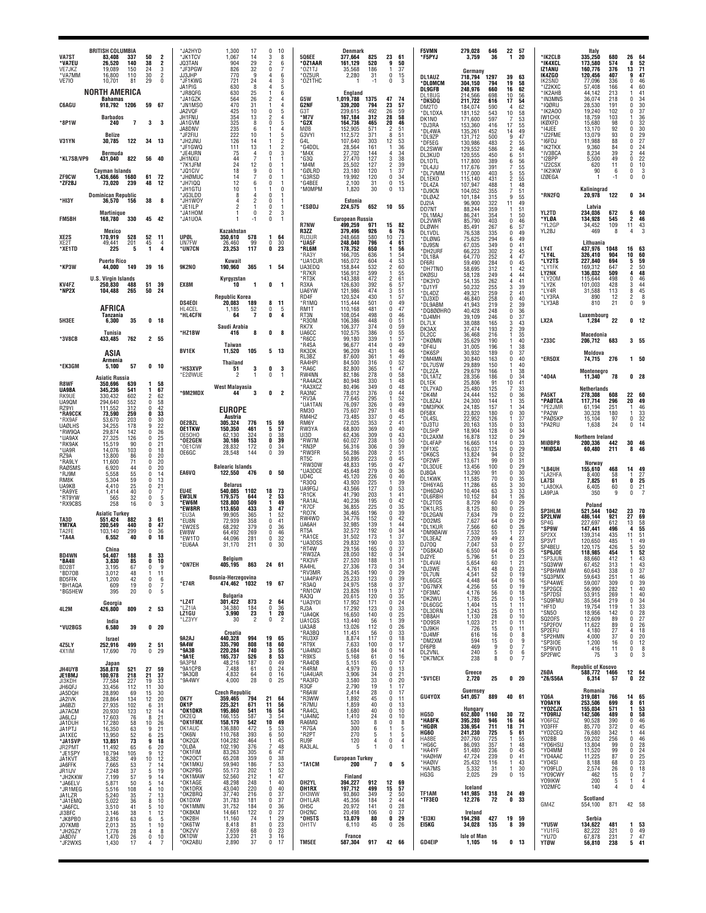**BRITISH COLUMBIA**

| Call | Score | QSOs | Zones | Countries |
|---|---|---|---|---|
| VA7ST | 83,408 | 337 | 50 | 2 |
| *VA7EU | 26,520 | 140 | 38 | 2 |
| VE7JKZ | 19,089 | 150 | 24 | 3 |
| *VA7MM | 16,800 | 110 | 30 | 2 |
| VE7IO | 10,701 | 81 | 29 | 0 |

## NORTH AMERICA

**Bahamas**

| | | | | |
|---|---|---|---|---|
| C6AGU | 918,792 | 1206 | 59 | 67 |

**Barbados**

| | | | | |
|---|---|---|---|---|
| *8P1W | 240 | 7 | 3 | 3 |

**Belize**

| | | | | |
|---|---|---|---|---|
| V31YN | 30,785 | 122 | 34 | 13 |

**Bermuda**

| | | | | |
|---|---|---|---|---|
| *KL7SB/VP9 | 431,040 | 822 | 56 | 40 |

**Cayman Islands**

| | | | | |
|---|---|---|---|---|
| ZF9CW | 1,436,666 | 1680 | 61 | 72 |
| *ZF2BJ | 73,020 | 239 | 48 | 12 |

**Dominican Republic**

| | | | | |
|---|---|---|---|---|
| *HI3Y | 36,570 | 156 | 38 | 8 |

**Martinique**

| | | | | |
|---|---|---|---|---|
| FM5BH | 168,780 | 330 | 45 | 42 |

**Mexico**

| | | | | |
|---|---|---|---|---|
| XE2S | 170,919 | 528 | 52 | 11 |
| XE2T | 49,441 | 201 | 45 | 4 |
| *XE1TD | 225 | 5 | 1 | 4 |

**Puerto Rico**

| | | | | |
|---|---|---|---|---|
| *KP3W | 44,000 | 149 | 39 | 16 |

**U.S. Virgin Islands**

| | | | | |
|---|---|---|---|---|
| KV4FZ | 250,830 | 488 | 51 | 39 |
| *NP2X | 104,488 | 265 | 50 | 24 |

## AFRICA

**Tanzania**

| | | | | |
|---|---|---|---|---|
| 5H3EE | 6,300 | 35 | 0 | 18 |

**Tunisia**

| | | | | |
|---|---|---|---|---|
| *3V8CB | 433,485 | 762 | 2 | 55 |

## ASIA

**Armenia**

| | | | | |
|---|---|---|---|---|
| *EK3GM | 5,100 | 57 | 0 | 10 |

**Asiatic Russia**

| | | | | |
|---|---|---|---|---|
| R8WF | 350,696 | 639 | 1 | 58 |
| UA9BA | 345,236 | 541 | 1 | 67 |
| RK9UE | 330,432 | 602 | 2 | 62 |
| UA9QM | 294,640 | 552 | 0 | 58 |
| RZ9YI | 111,552 | 312 | 0 | 42 |
| *RA9CCK | 73,590 | 259 | 0 | 33 |
| *RX9AF | 53,670 | 203 | 0 | 30 |
| UA0LHS | 34,255 | 178 | 9 | 22 |
| *RW9QA | 29,874 | 142 | 0 | 26 |
| *UA9AX | 27,325 | 126 | 0 | 25 |
| *RK9AK | 15,519 | 90 | 0 | 21 |
| *UA9R | 14,076 | 103 | 0 | 18 |
| RZ9A | 13,800 | 86 | 0 | 20 |
| *RA9LY | 11,600 | 71 | 0 | 20 |
| RA0SMS | 6,920 | 44 | 0 | 20 |
| *RJ9M | 5,558 | 55 | 0 | 14 |
| RM8K | 5,304 | 59 | 0 | 13 |
| UA9KB | 4,410 | 25 | 0 | 21 |
| *RA9YE | 1,414 | 40 | 0 | 7 |
| *RT9YW | 565 | 32 | 0 | 5 |
| *RX9CBS | 258 | 16 | 0 | 3 |

**Asiatic Turkey**

| | | | | |
|---|---|---|---|---|
| TA3D | 551,424 | 882 | 3 | 61 |
| YM7KA | 200,549 | 440 | 0 | 47 |
| TA2FE | 103,140 | 299 | 0 | 36 |
| *TA4A | 6,552 | 40 | 0 | 18 |

**China**

| | | | | |
|---|---|---|---|---|
| BD4WN | 54,407 | 188 | 8 | 33 |
| *BA4II | 3,830 | 85 | 0 | 10 |
| BD2BT | 3,195 | 67 | 0 | 9 |
| *BD7OB | 3,012 | 48 | 1 | 11 |
| BD5FFK | 1,200 | 42 | 0 | 6 |
| *BH1AQA | 609 | 19 | 0 | 7 |
| *BG5HEW | 395 | 20 | 0 | 5 |

**Georgia**

| | | | | |
|---|---|---|---|---|
| 4L2M | 426,800 | 809 | 2 | 53 |

**India**

| | | | | |
|---|---|---|---|---|
| *VU2BGS | 6,580 | 39 | 0 | 20 |

**Israel**

| | | | | |
|---|---|---|---|---|
| 4Z5LY | 252,916 | 499 | 2 | 51 |
| 4X1IM | 17,690 | 70 | 0 | 29 |

**Japan**

| | | | | |
|---|---|---|---|---|
| JH4UYB | 358,878 | 521 | 27 | 59 |
| JE1BMJ | 100,978 | 218 | 21 | 37 |
| JI3KDH | 77,584 | 227 | 19 | 33 |
| JH6QFJ | 33,456 | 112 | 11 | 30 |
| JA5DQH | 28,890 | 69 | 15 | 30 |
| JA2IVK | 28,864 | 134 | 12 | 20 |
| JA6BZI | 27,935 | 102 | 6 | 31 |
| JA7ACM | 20,930 | 123 | 12 | 14 |
| JA6LCJ | 17,603 | 76 | 8 | 21 |
| JA1DUH | 17,280 | 58 | 10 | 26 |
| JA1PTJ | 16,350 | 63 | 9 | 21 |
| JA1XEC | 13,950 | 52 | 6 | 25 |
| *JA1SVP | 13,851 | 73 | 9 | 18 |
| JR2PMT | 11,492 | 65 | 6 | 20 |
| *JE1SPY | 10,794 | 105 | 9 | 12 |
| JA1KVT | 8,382 | 49 | 10 | 12 |
| JA6FFK | 7,665 | 53 | 7 | 14 |
| JR1IJV | 7,248 | 37 | 5 | 19 |
| *JH2KKW | 7,199 | 57 | 9 | 14 |
| *JA6ELV | 5,871 | 50 | 5 | 14 |
| *JR1MEG | 5,516 | 108 | 4 | 10 |
| JA1LZR | 5,240 | 35 | 7 | 13 |
| *JA1EMQ | 5,022 | 36 | 8 | 10 |
| *JA6FCL | 3,510 | 41 | 5 | 10 |
| JI3BFC | 3,146 | 38 | 1 | 12 |
| *JK8PBO | 2,816 | 63 | 6 | 5 |
| JO7KMB | 2,013 | 35 | 1 | 10 |
| *JH2GZY | 1,776 | 28 | 4 | 8 |
| JA8DIV | 1,470 | 26 | 0 | 10 |
| *JF2WXS | 1,430 | 17 | 4 | 7 |
| *JA2HYD | 1,300 | 17 | 0 | 10 |
| *JK1TCV | 1,067 | 14 | 3 | 8 |
| JQ3TAN | 904 | 29 | 2 | 6 |
| *JF3PGW | 826 | 32 | 0 | 7 |
| JJ3JHP | 770 | 9 | 4 | 6 |
| *JF1KWG | 721 | 24 | 4 | 3 |
| JA1PIG | 630 | 8 | 4 | 5 |
| *JR8QFG | 630 | 25 | 1 | 6 |
| *JA1GZK | 564 | 26 | 2 | 4 |
| *JN1MSO | 470 | 31 | 1 | 4 |
| JA2VQF | 425 | 10 | 0 | 5 |
| JH1FNU | 354 | 13 | 2 | 4 |
| JA1GVM | 325 | 8 | 0 | 5 |
| JA8DNV | 235 | 6 | 1 | 4 |
| *JF2FIU | 222 | 10 | 1 | 5 |
| *JH2JNU | 126 | 14 | 1 | 2 |
| *JF1GWQ | 111 | 13 | 1 | 2 |
| *JE4URN | 75 | 4 | 0 | 3 |
| JH1NXU | 44 | 7 | 1 | 1 |
| *7K1JFM | 24 | 12 | 0 | 1 |
| *JQ1CIV | 18 | 9 | 0 | 1 |
| *JH0MUC | 14 | 7 | 0 | 1 |
| *JH7IQQ | 12 | 6 | 0 | 1 |
| *JH1GTU | 10 | 1 | 1 | 0 |
| *JG3LDD | 8 | 4 | 0 | 1 |
| *JH1WOY | 4 | 2 | 0 | 1 |
| *JE1ILP | 2 | 1 | 0 | 1 |
| *JA1HOM | 1 | 0 | 2 | 3 |
| *JA1UOA | 1 | -1 | 0 | 1 |

**Kazakhstan**

| | | | | |
|---|---|---|---|---|
| UP0L | 350,610 | 578 | 1 | 64 |
| UN7FW | 26,460 | 99 | 0 | 30 |
| *UN7CN | 23,253 | 117 | 0 | 23 |

**Kuwait**

| | | | | |
|---|---|---|---|---|
| 9K2NO | 190,960 | 365 | 1 | 54 |

**Kyrgyzstan**

| | | | | |
|---|---|---|---|---|
| EX8M | 10 | 1 | 0 | 1 |

**Republic Korea**

| | | | | |
|---|---|---|---|---|
| DS4EOI | 20,083 | 189 | 8 | 11 |
| HL4CEL | 1,185 | 52 | 0 | 5 |
| *HL4CFN | 64 | 7 | 0 | 4 |

**Saudi Arabia**

| | | | | |
|---|---|---|---|---|
| *HZ1BW | 416 | 8 | 0 | 8 |

**Taiwan**

| | | | | |
|---|---|---|---|---|
| BV1EK | 11,520 | 105 | 5 | 13 |

**Thailand**

| | | | | |
|---|---|---|---|---|
| *HS3XVP | 51 | 3 | 0 | 3 |
| *E20WUE | 2 | 1 | 0 | 1 |

**West Malaysia**

| | | | | |
|---|---|---|---|---|
| *9M2MDX | 44 | 3 | 0 | 2 |

## EUROPE

**Austria**

| | | | | |
|---|---|---|---|---|
| OE2BZL | 305,324 | 776 | 15 | 59 |
| OE1TKW | 150,350 | 461 | 5 | 57 |
| OE5OHO | 62,130 | 324 | 0 | 38 |
| *OE2GEN | 30,186 | 153 | 0 | 39 |
| *OE1CIW | 28,832 | 172 | 0 | 34 |
| OE6GC | 28,548 | 144 | 0 | 39 |

**Balearic Islands**

| | | | | |
|---|---|---|---|---|
| EA6VQ | 122,550 | 476 | 0 | 50 |

**Belarus**

| | | | | |
|---|---|---|---|---|
| EU4E | 540,085 | 1102 | 18 | 73 |
| EW3LN | 179,575 | 644 | 2 | 53 |
| *EW6M | 128,800 | 509 | 1 | 49 |
| *EW8RR | 113,650 | 433 | 3 | 47 |
| *EU3A | 99,905 | 365 | 1 | 52 |
| *EU8N | 72,939 | 358 | 0 | 41 |
| *EW2ES | 68,292 | 379 | 0 | 36 |
| EW8W | 64,492 | 269 | 0 | 46 |
| *EW1TO | 44,096 | 281 | 0 | 32 |
| *EU6AA | 31,170 | 211 | 0 | 30 |

**Belgium**

| | | | | |
|---|---|---|---|---|
| *ON7EH | 405,195 | 863 | 24 | 61 |

**Bosnia-Herzegovina**

| | | | | |
|---|---|---|---|---|
| *E74R | 474,462 | 1032 | 19 | 67 |

**Bulgaria**

| | | | | |
|---|---|---|---|---|
| *LZ4T | 301,422 | 873 | 2 | 64 |
| *LZ1IA | 34,380 | 184 | 0 | 36 |
| LZ1GU | 3,990 | 23 | 1 | 20 |
| *LZ3YY | 30 | 2 | 0 | 2 |

**Croatia**

| | | | | |
|---|---|---|---|---|
| 9A2AJ | 440,328 | 994 | 19 | 65 |
| 9A4W | 335,790 | 808 | 18 | 60 |
| *9A3B | 220,284 | 740 | 3 | 55 |
| *9A1E | 165,737 | 526 | 8 | 53 |
| 9A3PM | 48,216 | 187 | 0 | 49 |
| *9A1CPB | 7,488 | 61 | 0 | 24 |
| *9A3QB | 4,832 | 64 | 0 | 16 |
| *9A4WY | 4,000 | 28 | 0 | 25 |

**Czech Republic**

| | | | | |
|---|---|---|---|---|
| OK7Y | 359,465 | 794 | 21 | 64 |
| OK1P | 225,321 | 671 | 11 | 56 |
| *OK1DKR | 195,860 | 541 | 16 | 54 |
| OK2EQ | 166,155 | 587 | 3 | 54 |
| *OK1FMX | 158,179 | 542 | 10 | 49 |
| OK1AUC | 136,880 | 472 | 5 | 53 |
| *OK6N | 110,768 | 393 | 6 | 50 |
| *OK2QX | 104,282 | 464 | 1 | 45 |
| *OL0A | 102,190 | 376 | 7 | 48 |
| *OK1FIM | 83,263 | 305 | 6 | 47 |
| *OK2OCT | 65,208 | 359 | 0 | 38 |
| *OK1MKU | 59,940 | 186 | 7 | 53 |
| *OK2PBG | 55,173 | 202 | 1 | 52 |
| *OK1MAW | 52,560 | 212 | 1 | 47 |
| *OK1AGE | 48,298 | 248 | 1 | 40 |
| *OK1DRX | 43,040 | 220 | 0 | 40 |
| *OK2BRQ | 37,740 | 216 | 0 | 37 |
| OK1DXW | 31,783 | 181 | 0 | 37 |
| *OK1MMN | 31,752 | 184 | 0 | 36 |
| *OK8KM | 14,661 | 122 | 0 | 27 |
| *OK2BH | 11,160 | 74 | 1 | 29 |
| *OK6TW | 8,418 | 81 | 0 | 23 |
| *OK2VV | 7,659 | 68 | 0 | 23 |
| OK1DW | 3,230 | 21 | 3 | 16 |
| *OK2ABU | 2,890 | 37 | 0 | 17 |

**Denmark**

| | | | | |
|---|---|---|---|---|
| 5Q6EE | 377,664 | 825 | 23 | 61 |
| *OZ1AAR | 161,129 | 520 | 9 | 50 |
| *OZ1TJ | 35,568 | 186 | 1 | 37 |
| *OZ5UR | 2,280 | 31 | 0 | 15 |
| *OZ1THC | 1 | -1 | 0 | 3 |

**England**

| | | | | |
|---|---|---|---|---|
| G5W | 1,019,788 | 1375 | 47 | 74 |
| G2NF | 339,200 | 794 | 23 | 57 |
| G3T | 239,615 | 492 | 26 | 59 |
| *M7V | 167,184 | 312 | 28 | 58 |
| *G2X | 164,736 | 465 | 20 | 50 |
| M0B | 152,905 | 571 | 2 | 51 |
| G3VYI | 112,572 | 371 | 8 | 51 |
| G4L | 107,640 | 303 | 12 | 53 |
| *G4DDL | 28,564 | 161 | 1 | 36 |
| *M4X | 27,702 | 144 | 4 | 34 |
| *G3Q | 27,470 | 127 | 3 | 38 |
| *M4M | 25,502 | 127 | 2 | 39 |
| *G0LRD | 23,180 | 120 | 1 | 37 |
| *G3RSD | 19,992 | 120 | 0 | 34 |
| *G4BEE | 2,100 | 31 | 0 | 15 |
| *M0MPM | 1,820 | 30 | 0 | 13 |

**Estonia**

| | | | | |
|---|---|---|---|---|
| *ES0DJ | 224,575 | 652 | 10 | 55 |

**European Russia**

| | | | | |
|---|---|---|---|---|
| R7NW | 499,259 | 971 | 15 | 82 |
| R3ZZ | 379,496 | 926 | 6 | 76 |
| RU3UR | 248,668 | 580 | 10 | 73 |
| *UA5F | 248,040 | 796 | 4 | 61 |
| *RL6M | 178,752 | 650 | 1 | 56 |
| *RA3Y | 166,705 | 636 | 1 | 54 |
| *UA1CUR | 165,072 | 604 | 4 | 53 |
| UA3EDQ | 158,844 | 532 | 2 | 60 |
| *R7KR | 156,912 | 599 | 1 | 55 |
| *RT3K | 143,388 | 472 | 2 | 61 |
| R3XA | 126,630 | 392 | 6 | 57 |
| UA6YW | 121,986 | 474 | 3 | 51 |
| RD4F | 120,524 | 430 | 1 | 57 |
| *R1MQ | 115,444 | 501 | 0 | 49 |
| RM1T | 110,168 | 481 | 0 | 47 |
| RT3N | 108,054 | 498 | 0 | 46 |
| *R3OM | 106,386 | 448 | 0 | 51 |
| RK7X | 106,377 | 374 | 0 | 59 |
| UA6CC | 102,575 | 386 | 0 | 55 |
| *R6CC | 99,180 | 339 | 1 | 57 |
| *R4SA | 96,677 | 414 | 0 | 49 |
| RK3DK | 96,209 | 431 | 1 | 46 |
| RL3BZ | 87,600 | 361 | 1 | 49 |
| RA4HPI | 84,500 | 316 | 0 | 52 |
| *RA6C | 82,800 | 365 | 1 | 47 |
| RW4NN | 82,186 | 278 | 0 | 58 |
| *RA4ACX | 80,948 | 330 | 1 | 48 |
| *RA3XCZ | 80,496 | 349 | 0 | 48 |
| RA3NC | 78,012 | 376 | 0 | 44 |
| *RV3A | 77,645 | 295 | 1 | 52 |
| *UA1TAN | 76,097 | 326 | 0 | 49 |
| RM3O | 75,607 | 297 | 1 | 48 |
| RM4HZ | 73,485 | 337 | 0 | 45 |
| RM6Y | 72,025 | 353 | 2 | 41 |
| RW3YA | 68,800 | 369 | 0 | 40 |
| UI3D | 62,436 | 309 | 0 | 43 |
| *RW7M | 60,027 | 238 | 1 | 50 |
| *RN3P | 56,316 | 306 | 0 | 39 |
| *RW3FR | 56,286 | 208 | 2 | 51 |
| RT5C | 50,895 | 223 | 0 | 45 |
| *RW3DW | 48,833 | 195 | 0 | 47 |
| *UA3DCE | 45,648 | 279 | 0 | 36 |
| UD4C | 45,120 | 226 | 0 | 40 |
| *R3OQ | 43,920 | 225 | 1 | 39 |
| UA9FGJ | 43,566 | 127 | 0 | 53 |
| *R1CK | 41,790 | 203 | 1 | 41 |
| *RA1AL | 40,236 | 195 | 0 | 42 |
| *R7CF | 36,855 | 225 | 0 | 35 |
| *RO7K | 36,465 | 196 | 0 | 39 |
| RW4WD | 34,776 | 152 | 0 | 42 |
| UA6AH | 32,985 | 139 | 1 | 44 |
| RT5A | 32,572 | 192 | 0 | 34 |
| *RA1CE | 31,502 | 173 | 1 | 37 |
| *UA3DSS | 29,832 | 190 | 0 | 33 |
| *RT4W | 29,156 | 165 | 0 | 37 |
| *RW3ZA | 28,050 | 182 | 0 | 34 |
| *RX3VF | 27,520 | 188 | 1 | 31 |
| RA4HL | 27,336 | 173 | 0 | 34 |
| *RV3MR | 26,245 | 190 | 0 | 29 |
| *UA4PAY | 25,233 | 123 | 0 | 39 |
| *R3AQ | 24,975 | 158 | 0 | 37 |
| *RN1CW | 23,826 | 119 | 1 | 37 |
| RA3Q | 20,615 | 120 | 0 | 35 |
| *UA3YDI | 17,952 | 171 | 0 | 24 |
| RJ3A | 17,292 | 123 | 0 | 33 |
| *UA4QK | 16,650 | 140 | 0 | 25 |
| UA1CGS | 13,440 | 56 | 0 | 39 |
| UA3AB | 13,026 | 112 | 0 | 26 |
| *RA3BQ | 11,451 | 56 | 0 | 33 |
| *RU3XF | 8,874 | 117 | 0 | 18 |
| *RT9X | 7,633 | 100 | 0 | 17 |
| *UA4NCI | 5,684 | 84 | 0 | 14 |
| *R9XS | 5,168 | 61 | 0 | 16 |
| *RA4DB | 5,151 | 65 | 0 | 17 |
| *R4RM | 4,979 | 70 | 0 | 13 |
| *UA4UAR | 3,906 | 34 | 0 | 21 |
| *RA3FD | 3,580 | 33 | 0 | 20 |
| R3QF | 2,790 | 19 | 1 | 17 |
| *R6AW | 2,414 | 28 | 0 | 17 |
| *R3WW | 1,892 | 45 | 0 | 11 |
| *R7MU | 1,859 | 40 | 0 | 13 |
| *RA4CL | 1,680 | 40 | 0 | 10 |
| *UA4NC | 1,410 | 24 | 0 | 10 |
| RA6MQ | 520 | 8 | 0 | 8 |
| *R7GA | 300 | 6 | 1 | 5 |
| *R2PT | 270 | 5 | 1 | 5 |
| RU9F | 120 | 4 | 0 | 4 |
| RA3LAL | 5 | 1 | 0 | 1 |

**European Turkey**

| | | | | |
|---|---|---|---|---|
| *TA1CM | 200 | 7 | 0 | 5 |

**Finland**

| | | | | |
|---|---|---|---|---|
| OH2YL | 394,227 | 912 | 12 | 69 |
| OH1RX | 197,712 | 499 | 15 | 57 |
| OH3WW | 93,860 | 349 | 2 | 50 |
| OH1LAR | 45,356 | 184 | 2 | 44 |
| OH5C | 20,972 | 141 | 0 | 28 |
| OH2NC | 20,498 | 106 | 0 | 37 |
| *OH5TS | 13,079 | 80 | 0 | 29 |
| OH1TV | 6,110 | 45 | 0 | 26 |

**France**

| | | | | |
|---|---|---|---|---|
| TM5EE | 587,304 | 917 | 42 | 66 |
| F5VMN | 279,028 | 646 | 22 | 57 |
| *F5PYJ | 3,759 | 36 | 1 | 20 |

**Germany**

| | | | | |
|---|---|---|---|---|
| DL1AUZ | 718,794 | 1297 | 39 | 63 |
| *DL0MCM | 304,150 | 794 | 19 | 58 |
| DL9GFB | 248,976 | 660 | 16 | 62 |
| DL1BUG | 214,566 | 698 | 10 | 56 |
| *DK5DQ | 211,722 | 616 | 17 | 54 |
| DM2TO | 184,074 | 590 | 4 | 62 |
| *DL1DXA | 181,152 | 543 | 10 | 58 |
| DK1NO | 171,600 | 597 | 7 | 53 |
| *DJ3RA | 153,360 | 416 | 17 | 55 |
| *DL4WA | 135,261 | 452 | 14 | 49 |
| *DL9ZP | 131,712 | 500 | 9 | 47 |
| *DF5EG | 130,986 | 483 | 2 | 55 |
| DL2SWW | 129,552 | 586 | 2 | 46 |
| DL3KUD | 120,555 | 450 | 6 | 51 |
| DL1DTL | 117,800 | 389 | 6 | 56 |
| *DL4JU | 117,676 | 391 | 7 | 55 |
| *DL7VMM | 117,000 | 403 | 5 | 55 |
| DL1EKO | 115,140 | 431 | 2 | 55 |
| *DL4ZA | 107,947 | 488 | 1 | 48 |
| *DJ9CN | 104,052 | 355 | 7 | 51 |
| *DL0AZ | 101,184 | 315 | 9 | 55 |
| DJ2IA | 96,900 | 322 | 11 | 49 |
| DD7NT | 88,244 | 359 | 1 | 51 |
| *DL1MAJ | 86,241 | 354 | 1 | 50 |
| DL2VWR | 85,790 | 403 | 0 | 46 |
| DL0WH | 85,491 | 267 | 6 | 57 |
| DL1VDL | 76,538 | 335 | 0 | 49 |
| *DL0NG | 75,625 | 294 | 6 | 49 |
| *DJ9SN | 67,035 | 349 | 0 | 41 |
| *DH2URF | 66,223 | 302 | 2 | 45 |
| *DL1BA | 64,770 | 252 | 4 | 47 |
| DF6RI | 59,490 | 284 | 0 | 45 |
| *DH7TNO | 58,695 | 312 | 1 | 42 |
| DK0SU | 58,128 | 249 | 4 | 44 |
| *DK3YD | 54,135 | 262 | 4 | 41 |
| *DJ1YF | 50,232 | 255 | 3 | 39 |
| *DL4DZ | 49,321 | 259 | 2 | 41 |
| *DJ3XD | 46,840 | 258 | 0 | 40 |
| *DL9ABM | 41,943 | 219 | 2 | 39 |
| *DQ800HRO | 40,428 | 248 | 0 | 36 |
| *DJ4MH | 39,109 | 246 | 0 | 37 |
| DL7LX | 38,088 | 165 | 3 | 43 |
| DK3AX | 37,474 | 193 | 2 | 39 |
| DL2CC | 36,468 | 216 | 1 | 35 |
| *DK0MN | 35,629 | 190 | 1 | 40 |
| *DF4IJ | 31,005 | 196 | 1 | 38 |
| *DK6SP | 30,932 | 189 | 0 | 37 |
| *DM4MN | 30,840 | 163 | 0 | 40 |
| *DL7USW | 29,889 | 150 | 1 | 40 |
| *DL2ZA | 29,679 | 166 | 1 | 38 |
| *DL1ATZ | 28,356 | 186 | 0 | 34 |
| DL1EK | 25,806 | 91 | 10 | 41 |
| *DL7YAD | 25,480 | 125 | 7 | 33 |
| *DK4M | 24,444 | 152 | 0 | 36 |
| *DL8ZAJ | 24,300 | 144 | 1 | 35 |
| *DM3PKK | 24,185 | 157 | 1 | 34 |
| DF5BX | 23,820 | 180 | 0 | 30 |
| *DL4SL | 22,952 | 126 | 1 | 37 |
| *DJ3TU | 20,163 | 135 | 0 | 33 |
| *DL5HP | 18,904 | 128 | 0 | 34 |
| *DL2AXM | 16,878 | 132 | 0 | 29 |
| *DL4FAP | 16,665 | 114 | 0 | 33 |
| *DF1XC | 16,037 | 125 | 0 | 29 |
| *DK6CS | 13,824 | 94 | 0 | 32 |
| *DF2WF | 13,671 | 99 | 0 | 31 |
| *DL3DUE | 13,456 | 100 | 0 | 29 |
| DJ8QA | 13,290 | 91 | 0 | 30 |
| DL1KWK | 11,585 | 70 | 0 | 35 |
| *DH6YAG | 11,286 | 65 | 3 | 30 |
| *DH6DAO | 10,404 | 63 | 3 | 33 |
| *DL6RBH | 10,152 | 84 | 1 | 26 |
| *DL2TOS | 8,729 | 60 | 0 | 29 |
| *DK1LRS | 8,125 | 80 | 0 | 25 |
| *DL2GAN | 7,634 | 79 | 0 | 22 |
| *DO2MS | 7,627 | 64 | 0 | 29 |
| *DL1KUR | 7,566 | 60 | 0 | 26 |
| *DM9DAIW | 7,532 | 55 | 1 | 27 |
| *DL3EAZ | 7,209 | 49 | 4 | 23 |
| DJ7OQ | 7,047 | 53 | 0 | 27 |
| *DG8KAD | 6,550 | 64 | 0 | 25 |
| DJ2YE | 5,796 | 51 | 0 | 23 |
| *DL4VAI | 5,654 | 60 | 1 | 21 |
| *DJ3WE | 4,761 | 48 | 0 | 23 |
| *DL7UN | 4,541 | 52 | 0 | 19 |
| *DL6GCE | 4,448 | 64 | 0 | 16 |
| *DG7NFX | 4,256 | 55 | 0 | 19 |
| *DF3MC | 4,176 | 56 | 0 | 18 |
| *DK2WU | 1,785 | 25 | 0 | 15 |
| *DL6CGC | 1,404 | 15 | 1 | 11 |
| *DL3DRN | 1,243 | 25 | 0 | 11 |
| *DB8AH | 1,130 | 28 | 0 | 10 |
| *DO9SR | 1,023 | 21 | 0 | 11 |
| *DJ9KH | 726 | 15 | 0 | 11 |
| *DJ4MF | 616 | 16 | 0 | 8 |
| *DM2XM | 594 | 15 | 0 | 9 |
| DF6PB | 469 | 9 | 0 | 7 |
| DL2VNL | 240 | 5 | 0 | 6 |
| *DK7MCX | 238 | 8 | 0 | 7 |

**Greece**

| | | | | |
|---|---|---|---|---|
| *SV1CEI | 2,720 | 25 | 0 | 20 |

**Guernsey**

| | | | | |
|---|---|---|---|---|
| GU4YOX | 541,057 | 889 | 40 | 61 |

**Hungary**

| | | | | |
|---|---|---|---|---|
| HG5D | 652,800 | 1160 | 30 | 72 |
| *HA8FK | 395,280 | 946 | 16 | 64 |
| *HG0R | 336,954 | 711 | 18 | 71 |
| HG6O | 241,230 | 725 | 5 | 61 |
| HA8BE | 207,760 | 725 | 1 | 55 |
| *HG6C | 86,093 | 357 | 1 | 48 |
| *HA4YF | 51,480 | 236 | 0 | 45 |
| *HA0HW | 47,724 | 239 | 0 | 41 |
| *HA0IV | 25,432 | 116 | 1 | 43 |
| *HA7MS | 5,332 | 31 | 1 | 30 |
| HG3G | 2,025 | 29 | 0 | 15 |

**Iceland**

| | | | | |
|---|---|---|---|---|
| TF1AM | 141,985 | 318 | 24 | 49 |
| *TF3EO | 12,276 | 72 | 0 | 33 |

**Ireland**

| | | | | |
|---|---|---|---|---|
| *EI3KI | 194,298 | 427 | 19 | 59 |
| EI5KG | 34,028 | 135 | 8 | 39 |

**Isle of Man**

| | | | | |
|---|---|---|---|---|
| GD4EIP | 1,105 | 16 | 0 | 13 |

**Italy**

| | | | | |
|---|---|---|---|---|
| *IK2CLB | 335,250 | 680 | 26 | 64 |
| *IK4XCL | 173,580 | 574 | 8 | 52 |
| IZ1ANU | 160,776 | 376 | 13 | 71 |
| IK4ZGO | 120,456 | 407 | 9 | 47 |
| IK2SND | 77,096 | 336 | 0 | 46 |
| *IZ2KXC | 57,408 | 166 | 4 | 60 |
| *IK2AHB | 44,142 | 213 | 1 | 41 |
| *IN3MNS | 36,074 | 218 | 0 | 34 |
| *IQ0RU | 28,530 | 191 | 0 | 30 |
| *IK2AOO | 19,240 | 102 | 0 | 37 |
| IW1CHX | 18,759 | 103 | 1 | 36 |
| IK0XFD | 15,680 | 98 | 0 | 32 |
| *I4JEE | 13,170 | 92 | 0 | 30 |
| *IZ2FME | 13,079 | 93 | 0 | 29 |
| *I6FDJ | 11,988 | 88 | 0 | 27 |
| *IK2TKX | 9,360 | 84 | 0 | 24 |
| *IV3BCA | 8,234 | 39 | 2 | 44 |
| *I2BPP | 5,500 | 49 | 0 | 22 |
| *IZ2CSX | 620 | 11 | 0 | 10 |
| *IK2IKW | 90 | 6 | 0 | 3 |
| IZ0EGA | 1 | -1 | 0 | 0 |

**Kaliningrad**

| | | | | |
|---|---|---|---|---|
| *RN2FQ | 20,978 | 122 | 0 | 34 |

**Latvia**

| | | | | |
|---|---|---|---|---|
| YL2TD | 234,036 | 672 | 6 | 60 |
| *YL0A | 134,928 | 545 | 2 | 46 |
| *YL2GP | 34,452 | 109 | 11 | 43 |
| YL2BJ | 469 | 8 | 4 | 3 |

**Lithuania**

| | | | | |
|---|---|---|---|---|
| LY4T | 437,976 | 1048 | 16 | 63 |
| *LY4L | 326,410 | 904 | 10 | 60 |
| *LY2TS | 227,840 | 694 | 5 | 59 |
| *LY1FK | 169,312 | 647 | 2 | 50 |
| LY2NK | 136,032 | 509 | 4 | 48 |
| *LY2OM | 115,644 | 498 | 0 | 46 |
| *LY2K | 101,003 | 428 | 3 | 44 |
| *LY4R | 31,588 | 113 | 8 | 45 |
| *LY3RA | 890 | 12 | 2 | 8 |
| *LY3AB | 810 | 21 | 0 | 9 |

**Luxembourg**

| | | | | |
|---|---|---|---|---|
| LX2A | 1,284 | 22 | 0 | 12 |

**Macedonia**

| | | | | |
|---|---|---|---|---|
| *Z33C | 206,712 | 683 | 3 | 55 |

**Moldova**

| | | | | |
|---|---|---|---|---|
| *ER5DX | 74,775 | 276 | 1 | 50 |

**Montenegro**

| | | | | |
|---|---|---|---|---|
| *4O4A | 11,340 | 78 | 0 | 28 |

**Netherlands**

| | | | | |
|---|---|---|---|---|
| PA5KT | 278,308 | 680 | 22 | 60 |
| *PA0TCA | 117,714 | 296 | 20 | 49 |
| *PE2JMR | 61,194 | 251 | 1 | 46 |
| *PA2W | 30,328 | 180 | 1 | 33 |
| *PA0SKP | 15,104 | 97 | 0 | 32 |
| *PA2RU | 1,638 | 24 | 0 | 14 |

**Northern Ireland**

| | | | | |
|---|---|---|---|---|
| MI0BPB | 200,336 | 442 | 30 | 46 |
| *MI0SAI | 60,480 | 211 | 8 | 46 |

**Norway**

| | | | | |
|---|---|---|---|---|
| *LB4UH | 155,610 | 468 | 14 | 49 |
| *LA2HFA | 8,400 | 58 | 1 | 27 |
| LA7SI | 7,825 | 61 | 0 | 25 |
| *LA8OKA | 6,405 | 60 | 0 | 21 |
| LA9PJA | 350 | 9 | 0 | 7 |

**Poland**

| | | | | |
|---|---|---|---|---|
| SP3HLM | 521,544 | 1042 | 23 | 70 |
| SP2LNW | 486,144 | 921 | 27 | 69 |
| SP4G | 227,697 | 612 | 13 | 58 |
| *SP9W | 147,441 | 496 | 4 | 55 |
| SP2XX | 139,314 | 435 | 11 | 51 |
| SP3VT | 120,650 | 485 | 1 | 49 |
| SP4BEU | 120,175 | 426 | 5 | 50 |
| *SP6JOE | 118,985 | 454 | 1 | 52 |
| *SP3JUN | 88,660 | 412 | 1 | 43 |
| *SQ3WW | 67,452 | 313 | 1 | 43 |
| *SP8HWM | 60,643 | 338 | 0 | 37 |
| *SQ3PMX | 59,643 | 251 | 1 | 46 |
| *SP4AWE | 59,007 | 309 | 0 | 39 |
| *SP2GCE | 56,990 | 282 | 1 | 40 |
| *SP7DSI | 53,915 | 269 | 1 | 40 |
| *SQ9FMU | 35,564 | 219 | 0 | 34 |
| *HF1D | 19,754 | 119 | 1 | 33 |
| *SN5O | 18,956 | 142 | 0 | 28 |
| SQ2OFS | 12,609 | 89 | 0 | 27 |
| *SP2FOV | 11,622 | 89 | 0 | 26 |
| SP2EFU | 4,180 | 27 | 4 | 18 |
| *SP2HMN | 4,000 | 37 | 0 | 20 |
| *SP3IOE | 1,200 | 16 | 0 | 12 |
| *SP9IVD | 416 | 11 | 0 | 8 |
| SP2FWC | 75 | 3 | 0 | 3 |

**Republic of Kosovo**

| | | | | |
|---|---|---|---|---|
| Z60A | 588,772 | 1456 | 12 | 64 |
| *Z6/S56A | 6,314 | 57 | 0 | 22 |

**Romania**

| | | | | |
|---|---|---|---|---|
| YO6A | 319,081 | 766 | 14 | 65 |
| YO9AYN | 253,506 | 699 | 8 | 61 |
| *YO2CJX | 155,034 | 571 | 1 | 53 |
| *YO9RIJ | 142,506 | 489 | 0 | 58 |
| YO6FGZ | 90,528 | 390 | 0 | 46 |
| YO3FFF | 85,770 | 372 | 0 | 45 |
| *YO2CEQ | 76,680 | 342 | 1 | 44 |
| YO2BB | 59,202 | 256 | 0 | 46 |
| *YO6HSU | 13,804 | 99 | 0 | 28 |
| *YO4MM | 11,520 | 99 | 0 | 24 |
| *YO4AAC | 11,225 | 87 | 0 | 25 |
| *YO4SI | 8,188 | 68 | 0 | 23 |
| *YO9FLD | 2,574 | 26 | 0 | 18 |
| *YO9CWY | 462 | 15 | 0 | 7 |
| YO9IKW | 200 | 5 | 1 | 4 |
| YO2MFC | 140 | 4 | 0 | 4 |

**Scotland**

| | | | | |
|---|---|---|---|---|
| GM4Z | 554,100 | 871 | 42 | 58 |

**Serbia**

| | | | | |
|---|---|---|---|---|
| *YU5W | 134,622 | 481 | 1 | 53 |
| *YU1FG | 82,222 | 321 | 0 | 49 |
| *YU7D | 67,878 | 231 | 7 | 47 |
| YT0W | 56,810 | 238 | 5 | 41 |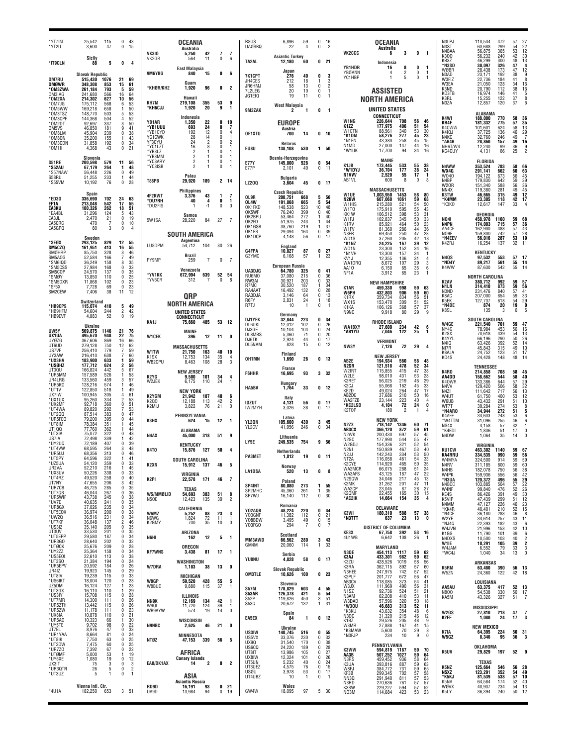| Call | Score | QSOs | Mult 1 | Mult 2 |
|---|---|---|---|---|
| *YT7IM | 25,542 | 115 | 0 | 43 |
| *YT2U | 3,600 | 47 | 0 | 15 |
| **Sicily** | | | | |
| *IT9CLN | 88 | 5 | 0 | 4 |
| **Slovak Republic** | | | | |
| OM7RU | 515,430 | 1076 | 21 | 69 |
| OM0WR | 348,308 | 853 | 15 | 61 |
| *OM32WA | 261,184 | 793 | 5 | 59 |
| OM3IAG | 241,680 | 566 | 16 | 64 |
| *OM2XA | 214,302 | 627 | 10 | 56 |
| *OM7JG | 175,112 | 568 | 6 | 53 |
| *OM5WW | 169,218 | 658 | 1 | 50 |
| *OM3TSZ | 148,770 | 503 | 5 | 53 |
| *OM3CPF | 144,368 | 504 | 4 | 52 |
| *OM2DT | 92,697 | 337 | 3 | 50 |
| OM5VS | 46,850 | 181 | 9 | 41 |
| *OM8LM | 45,904 | 239 | 0 | 38 |
| *OM8ON | 35,200 | 155 | 1 | 43 |
| *OM3CDN | 31,858 | 192 | 0 | 34 |
| *OM1II | 4,368 | 43 | 0 | 21 |
| **Slovenia** | | | | |
| S51RE | 200,598 | 579 | 11 | 56 |
| *S52AU | 67,179 | 264 | 1 | 48 |
| *S57NAW | 56,448 | 226 | 0 | 49 |
| S58RU | 51,255 | 233 | 1 | 44 |
| *S55VM | 10,192 | 76 | 0 | 28 |
| **Spain** | | | | |
| *ED3O | 336,690 | 702 | 24 | 63 |
| EF1A | 213,048 | 542 | 17 | 55 |
| EA3KU | 100,326 | 262 | 18 | 51 |
| *EA4BL | 31,296 | 124 | 5 | 43 |
| EA3JL | 2,470 | 21 | 0 | 19 |
| EA5CRC | 470 | 7 | 0 | 10 |
| EA5GPQ | 80 | 3 | 0 | 4 |
| **Sweden** | | | | |
| *SE0X | 293,125 | 829 | 12 | 55 |
| SM5CZQ | 161,951 | 413 | 16 | 55 |
| SM0HRP | 85,750 | 328 | 3 | 46 |
| SM5AOG | 52,584 | 166 | 7 | 49 |
| *SM6IQD | 36,249 | 158 | 8 | 35 |
| *SM5CSS | 27,984 | 168 | 0 | 33 |
| SM5COP | 24,570 | 137 | 0 | 35 |
| *SM0Y | 13,850 | 110 | 0 | 25 |
| *SM5DXR | 11,868 | 102 | 0 | 23 |
| *SF5X | 7,728 | 69 | 0 | 23 |
| SM2CEW | 7,406 | 38 | 11 | 12 |
| **Switzerland** | | | | |
| *HB9CPS | 115,074 | 410 | 5 | 49 |
| *HB9HFM | 54,604 | 244 | 2 | 42 |
| *HB9EVF | 4,883 | 52 | 0 | 19 |
| **Ukraine** | | | | |
| UW5Y | 569,875 | 1146 | 21 | 76 |
| UX1UA | 495,670 | 948 | 22 | 75 |
| UY0ZG | 367,606 | 869 | 16 | 66 |
| UT6UD | 279,128 | 750 | 12 | 62 |
| US7VF | 256,410 | 779 | 7 | 59 |
| UY3AW | 216,410 | 638 | 7 | 60 |
| *UX3HA | 183,900 | 633 | 1 | 59 |
| *US0HZ | 177,712 | 624 | 2 | 56 |
| UT3QU | 166,824 | 442 | 5 | 67 |
| *UR5MM | 157,589 | 526 | 1 | 58 |
| UR4LRG | 133,560 | 459 | 3 | 57 |
| *UR5KO | 128,216 | 574 | 1 | 46 |
| *UT1V | 122,850 | 518 | 1 | 49 |
| UX7IW | 100,945 | 305 | 4 | 61 |
| *UX1UX | 95,260 | 344 | 2 | 53 |
| *UX2MF | 92,718 | 360 | 0 | 51 |
| *UT4WA | 89,820 | 292 | 7 | 53 |
| *UT2QQ | 87,514 | 383 | 0 | 47 |
| *UR5FEO | 79,200 | 395 | 0 | 44 |
| *UT8IM | 78,384 | 351 | 1 | 45 |
| UT1QQ | 77,760 | 362 | 1 | 44 |
| *UT3IA | 75,072 | 322 | 0 | 48 |
| US7IA | 72,498 | 339 | 1 | 42 |
| *UY2UQ | 72,189 | 407 | 0 | 39 |
| *UT4VW | 68,595 | 264 | 3 | 48 |
| *UR5UJ | 68,356 | 313 | 0 | 46 |
| *UT5PY | 64,596 | 322 | 1 | 41 |
| *UZ5UA | 54,120 | 359 | 0 | 33 |
| UR2VA | 52,210 | 216 | 1 | 45 |
| *UX3UV | 50,226 | 338 | 0 | 33 |
| *UT4RZ | 49,520 | 258 | 0 | 40 |
| UT7NY | 47,655 | 206 | 3 | 42 |
| *UR7CB | 46,725 | 285 | 0 | 35 |
| *UT7QB | 46,044 | 267 | 0 | 36 |
| *UR5WIF | 43,738 | 245 | 0 | 38 |
| *UV7E | 40,635 | 241 | 0 | 35 |
| *UR8GX | 37,026 | 235 | 0 | 34 |
| *UT5EOX | 36,974 | 200 | 0 | 38 |
| *UW2Q | 36,516 | 231 | 0 | 34 |
| *UT7KF | 36,048 | 137 | 2 | 46 |
| *US3IZ | 35,140 | 205 | 0 | 35 |
| UT3UV | 33,530 | 201 | 0 | 35 |
| *UT5EPP | 29,580 | 187 | 0 | 34 |
| *UR3GO | 28,640 | 202 | 0 | 32 |
| *UT0CK | 25,676 | 209 | 0 | 28 |
| *UY2ZZ | 25,364 | 158 | 0 | 34 |
| *US5EOI | 22,610 | 113 | 0 | 38 |
| *UT3SO | 21,384 | 194 | 0 | 24 |
| *UR5EPV | 20,592 | 184 | 0 | 26 |
| UR4IZ | 19,923 | 145 | 0 | 29 |
| *UT8IV | 19,239 | 115 | 0 | 33 |
| *US6IKT | 18,004 | 120 | 0 | 28 |
| UZ5DM | 16,124 | 127 | 1 | 28 |
| *UT3QX | 16,110 | 110 | 1 | 29 |
| *US3IY | 15,708 | 115 | 0 | 28 |
| *UT7MR | 14,300 | 111 | 0 | 26 |
| *UR5ZTH | 13,442 | 115 | 0 | 26 |
| *UR5ZW | 11,178 | 111 | 0 | 23 |
| *UX8IA | 10,878 | 110 | 0 | 21 |
| *UR5AO | 10,323 | 66 | 1 | 30 |
| *UY5TE | 9,702 | 98 | 0 | 22 |
| UT7EL | 8,976 | 47 | 0 | 33 |
| *UR1YAA | 8,664 | 81 | 0 | 24 |
| *UT8IK | 7,750 | 63 | 0 | 25 |
| *UT2DW | 7,475 | 60 | 0 | 25 |
| *UR7ZO | 7,392 | 67 | 0 | 22 |
| *UT0MF | 5,000 | 53 | 1 | 19 |
| *UY5XE | 1,080 | 19 | 0 | 12 |
| UX3IT | 75 | 3 | 0 | 3 |
| *UR3QTN | 26 | 5 | 0 | 2 |
| *UT3UZ | 5 | 1 | 0 | 1 |
| **Vienna Intl. Ctr.** | | | | |
| *4U1A | 182,250 | 653 | 3 | 51 |
| **OCEANIA** | | | | |
| **Australia** | | | | |
| VK3IO | 5,250 | 42 | 7 | 7 |
| VK2GR | 564 | 11 | 0 | 6 |
| **East Malaysia** | | | | |
| 9M6YBG | 840 | 15 | 0 | 6 |
| **Guam** | | | | |
| *KH0R/KH2 | 1,920 | 96 | 0 | 2 |
| **Hawaii** | | | | |
| KH7M | 219,108 | 355 | 53 | 9 |
| *KH6CJJ | 1,920 | 20 | 9 | 1 |
| **Indonesia** | | | | |
| YB1AR | 1,350 | 22 | 0 | 10 |
| *YB1UUU | 693 | 24 | 0 | 7 |
| *YB1CYD | 192 | 12 | 0 | 4 |
| YC1CWK | 28 | 14 | 0 | 1 |
| YF3CYU | 24 | 2 | 0 | 2 |
| *YC1LZT | 16 | 8 | 0 | 1 |
| *YB3LZ | 2 | 1 | 0 | 1 |
| *YB3MM | 2 | 1 | 0 | 1 |
| *YC3ARY | 2 | 1 | 0 | 1 |
| *YC3ISB | 2 | 1 | 0 | 1 |
| **Palau** | | | | |
| T88PB | 29,920 | 189 | 2 | 14 |
| **Philippines** | | | | |
| 4F2KWT | 3,376 | 43 | 1 | 7 |
| *DU7RH | 40 | 4 | 0 | 1 |
| *DU2FIS | 1 | -1 | 0 | 0 |
| **Samoa** | | | | |
| 5W1SA | 28,220 | 84 | 27 | 7 |
| **SOUTH AMERICA** | | | | |
| **Argentina** | | | | |
| LU8DPM | 54,712 | 104 | 30 | 26 |
| **Brazil** | | | | |
| PY9MP | 259 | 7 | 0 | 7 |
| **Venezuela** | | | | |
| *YV1KK | 672,994 | 639 | 52 | 54 |
| *YV6CR | 312 | 7 | 0 | 8 |
| **QRP** | | | | |
| **NORTH AMERICA** | | | | |
| **UNITED STATES** | | | | |
| **CONNECTICUT** | | | | |
| KA1J | 75,660 | 485 | 53 | 12 |
| **MAINE** | | | | |
| W1CEK | 396 | 12 | 11 | 0 |
| **MASSACHUSETTS** | | | | |
| W1TW | 21,750 | 163 | 40 | 10 |
| K1SX | 12,753 | 134 | 35 | 4 |
| WB2CPU | 8,463 | 108 | 28 | 3 |
| **NEW JERSEY** | | | | |
| K2YG | 9,500 | 101 | 34 | 4 |
| W2JEK | 6,175 | 110 | 24 | 1 |
| **NEW YORK** | | | | |
| K2YGM | 21,942 | 187 | 40 | 6 |
| K2QO | 12,188 | 113 | 42 | 2 |
| K2MIJ | 3,822 | 76 | 21 | 0 |
| **PENNSYLVANIA** | | | | |
| K3HX | 624 | 15 | 12 | 1 |
| **ALABAMA** | | | | |
| N4AX | 45,000 | 318 | 51 | 9 |
| **KENTUCKY** | | | | |
| K4TO | 15,876 | 127 | 50 | 4 |
| **SOUTH CAROLINA** | | | | |
| K2XN | 15,912 | 137 | 46 | 5 |
| **VIRGINIA** | | | | |
| K2PI | 22,578 | 171 | 46 | 7 |
| W5/MM0LID | 54,693 | 383 | 51 | 8 |
| N5OE | 12,423 | 135 | 39 | 2 |
| **CALIFORNIA** | | | | |
| W6MZ | 5,252 | 88 | 23 | 3 |
| N6WG | 1,824 | 72 | 11 | 1 |
| K2GMY | 700 | 35 | 10 | 0 |
| **ARIZONA** | | | | |
| N6HI | 162 | 12 | 5 | 1 |
| **OREGON** | | | | |
| KF7WNS | 3,438 | 81 | 17 | 1 |
| **WASHINGTON** | | | | |
| W7DRA | 1,183 | 38 | 13 | 0 |
| **MICHIGAN** | | | | |
| W8GP | 59,520 | 428 | 55 | 5 |
| W8BUD | 9,880 | 115 | 37 | 1 |
| **ILLINOIS** | | | | |
| NN9K | 12,169 | 134 | 42 | 1 |
| W9QL | 11,720 | 124 | 39 | 1 |
| WB9AYW | 574 | 19 | 14 | 0 |
| **WISCONSIN** | | | | |
| N9NBC | 2,625 | 46 | 21 | 0 |
| **MINNESOTA** | | | | |
| NT0Z | 47,153 | 339 | 56 | 5 |
| **AFRICA** | | | | |
| **Canary Islands** | | | | |
| EA8/DK1AX | 14 | 2 | 0 | 2 |
| **ASIA** | | | | |
| **Asiatic Russia** | | | | |
| RD9D | 16,191 | 93 | 0 | 21 |
| UA9D | 13,964 | 94 | 0 | 19 |
| R8US | 6,896 | 59 | 0 | 16 |
| UA0SBQ | 22 | 4 | 0 | 2 |
| **Asiantic Turkey** | | | | |
| TA2AL | 12,180 | 60 | 0 | 21 |
| **Japan** | | | | |
| 7K1CPT | 276 | 40 | 0 | 3 |
| JH4CES | 212 | 18 | 1 | 3 |
| JR6HMJ | 58 | 13 | 0 | 2 |
| 7L2LEG | 20 | 10 | 0 | 1 |
| JG1EIQ | 19 | 11 | 0 | 1 |
| **West Malaysia** | | | | |
| 9M2ZAK | 2 | 1 | 0 | 1 |
| **EUROPE** | | | | |
| **Austria** | | | | |
| OE1XTU | 700 | 14 | 0 | 10 |
| **Belarus** | | | | |
| EU8U | 138,108 | 530 | 1 | 50 |
| **Bosnia-Herzegovina** | | | | |
| E77Y | 145,800 | 528 | 0 | 54 |
| E77P | 2,101 | 40 | 0 | 11 |
| **Bulgaria** | | | | |
| LZ20Q | 3,604 | 45 | 0 | 17 |
| **Czech Republic** | | | | |
| OL9R | 200,751 | 668 | 5 | 56 |
| OL4W | 191,868 | 665 | 5 | 54 |
| OK1FKD | 148,538 | 523 | 10 | 48 |
| OK5WF | 76,240 | 399 | 0 | 40 |
| OK2BPU | 53,464 | 272 | 1 | 40 |
| OK2FD | 51,975 | 243 | 10 | 44 |
| OK1GSB | 38,760 | 219 | 1 | 37 |
| OK1ES | 29,094 | 164 | 0 | 39 |
| OK1DCP | 4,148 | 56 | 0 | 17 |
| **England** | | | | |
| G4FPA | 10,827 | 87 | 0 | 27 |
| G3YMC | 6,168 | 57 | 1 | 23 |
| **European Russia** | | | | |
| UA3DJG | 64,780 | 325 | 0 | 41 |
| RU6MO | 37,080 | 215 | 0 | 36 |
| RW3AI | 30,921 | 203 | 0 | 33 |
| R7MC | 30,520 | 187 | 1 | 34 |
| RA4AAT | 16,492 | 132 | 0 | 28 |
| RA3DJA | 3,146 | 64 | 0 | 13 |
| R6FY | 2,831 | 24 | 1 | 18 |
| R7TJ | 10 | 1 | 0 | 1 |
| **Germany** | | | | |
| DJ1FYK | 32,844 | 223 | 0 | 34 |
| DL6UKL | 12,012 | 102 | 0 | 26 |
| DJ3GE | 10,104 | 104 | 0 | 24 |
| DL8MBS | 5,360 | 71 | 0 | 20 |
| DJ6TK | 2,924 | 44 | 0 | 17 |
| DL5NAM | 828 | 15 | 0 | 12 |
| **Finland** | | | | |
| OH1MN | 1,690 | 26 | 0 | 13 |
| **France** | | | | |
| F6HHR | 16,695 | 93 | 3 | 32 |
| **Hungary** | | | | |
| HA5BA | 1,764 | 33 | 0 | 12 |
| **Italy** | | | | |
| I0ZUT | 4,131 | 56 | 0 | 17 |
| IW2MYH | 3,026 | 38 | 0 | 17 |
| **Latvia** | | | | |
| YL2QN | 105,600 | 430 | 3 | 45 |
| YL2CV | 41,956 | 246 | 0 | 34 |
| **Lithuania** | | | | |
| LY5E | 249,535 | 754 | 9 | 56 |
| **Netherlands** | | | | |
| PA3MET | 1,012 | 19 | 0 | 11 |
| **Norway** | | | | |
| LA1DSA | 520 | 13 | 0 | 8 |
| **Poland** | | | | |
| SP4INT | 80,080 | 273 | 1 | 55 |
| SP2MHC | 45,360 | 261 | 1 | 35 |
| SP7WJ | 16,140 | 112 | 0 | 30 |
| **Romania** | | | | |
| YO2AQB | 48,224 | 220 | 0 | 44 |
| YO3GNF | 11,382 | 112 | 0 | 21 |
| YO8BDW | 3,495 | 49 | 0 | 15 |
| YO3FGO | 294 | 7 | 0 | 7 |
| **Scotland** | | | | |
| MM3AWD | 66,562 | 280 | 3 | 43 |
| GM4M | 20,060 | 114 | 1 | 33 |
| **Serbia** | | | | |
| YU8NU | 4,828 | 58 | 0 | 17 |
| **Slovak Republic** | | | | |
| OM3TLE | 10,626 | 100 | 0 | 23 |
| **Slovenia** | | | | |
| S57M | 178,829 | 603 | 4 | 55 |
| S53AR | 126,378 | 421 | 5 | 54 |
| S52P | 119,826 | 450 | 3 | 51 |
| S53Q | 20,672 | 132 | 1 | 31 |
| **Spain** | | | | |
| EA5EX | 84 | 1 | 0 | 12 |
| **Ukraine** | | | | |
| US3IW | 140,745 | 516 | 0 | 55 |
| US5VX | 33,376 | 230 | 0 | 32 |
| UX9Q | 31,540 | 170 | 0 | 38 |
| US6CQ | 24,220 | 189 | 0 | 28 |
| UT8IT | 13,986 | 105 | 0 | 27 |
| UX8IW | 12,324 | 101 | 0 | 26 |
| UT5UN | 5,232 | 40 | 0 | 24 |
| UT3UEZ | 4,575 | 76 | 0 | 15 |
| US0U | 3,978 | 53 | 0 | 17 |
| UT4UBZ | 10 | 1 | 0 | 1 |
| **Wales** | | | | |
| GW4W | 18,095 | 97 | 5 | 30 |
| **OCEANIA** | | | | |
| **Australia** | | | | |
| VK2CCC | 6 | 3 | 0 | 1 |
| **Indonesia** | | | | |
| YB1HDR | 16 | 8 | 0 | 1 |
| YB0ANN | 4 | 2 | 0 | 1 |
| YC1HBP | 1 | 5 | 0 | 1 |
| **ASSISTED** | | | | |
| **NORTH AMERICA** | | | | |
| **UNITED STATES** | | | | |
| **CONNECTICUT** | | | | |
| W1NG | 226,644 | 708 | 56 | 46 |
| K1ZZ | 177,975 | 406 | 51 | 54 |
| W1CTN | 88,561 | 340 | 53 | 30 |
| *K1DM | 58,276 | 277 | 45 | 23 |
| *N1EN | 43,380 | 258 | 45 | 15 |
| N1MD | 27,000 | 147 | 44 | 16 |
| *W1UK | 17,700 | 94 | 34 | 16 |
| **MAINE** | | | | |
| K1JB | 173,445 | 533 | 55 | 38 |
| *W1DYJ | 36,704 | 177 | 38 | 24 |
| N1VVV | 2,520 | 55 | 17 | 1 |
| AB1VL | 600 | 8 | 0 | 8 |
| **MASSACHUSETTS** | | | | |
| W1UE | 1,003,950 | 1453 | 58 | 80 |
| N2KW | 607,060 | 1061 | 59 | 68 |
| W1HIS | 215,280 | 521 | 54 | 50 |
| W1TO | 175,910 | 595 | 55 | 43 |
| KK1W | 106,512 | 398 | 53 | 31 |
| W1FJ | 102,837 | 345 | 50 | 33 |
| K1RV | 85,921 | 464 | 50 | 23 |
| W1FV | 81,360 | 286 | 44 | 36 |
| N3ER | 69,450 | 250 | 47 | 28 |
| WD1S | 37,260 | 205 | 42 | 18 |
| *K1NZ | 24,225 | 167 | 39 | 12 |
| WO1N | 23,300 | 152 | 34 | 16 |
| *N1VH | 13,300 | 157 | 34 | 1 |
| KV1J | 12,355 | 136 | 31 | 4 |
| WA1ORQ | 8,672 | 107 | 29 | 3 |
| AA1O | 6,150 | 65 | 35 | 6 |
| NF1A | 3,912 | 65 | 23 | 1 |
| **NEW HAMPSHIRE** | | | | |
| K1AR | 459,330 | 998 | 59 | 63 |
| W6PH | 432,803 | 906 | 59 | 60 |
| K1RX | 359,734 | 834 | 56 | 51 |
| WX1S | 153,470 | 309 | 51 | 52 |
| K1KA | 106,126 | 368 | 57 | 37 |
| N9NC | 9,918 | 80 | 29 | 9 |
| **RHODE ISLAND** | | | | |
| WA1BXY | 27,600 | 234 | 42 | 6 |
| *AB1YD | 7,046 | 122 | 25 | 1 |
| **VERMONT** | | | | |
| NW3Y | 7,128 | 72 | 29 | 4 |
| **NEW JERSEY** | | | | |
| AB2E | 194,934 | 560 | 58 | 48 |
| N2SR | 121,518 | 478 | 52 | 34 |
| W2IRT | 115,855 | 415 | 47 | 38 |
| W2LE | 98,010 | 431 | 53 | 28 |
| K2RET | 56,025 | 219 | 46 | 29 |
| K2CJ | 55,068 | 162 | 45 | 33 |
| KE2D | 49,024 | 264 | 47 | 17 |
| AB2DE | 37,686 | 210 | 50 | 16 |
| WA2FZB | 23,144 | 223 | 40 | 4 |
| *KC2LSD | 4,104 | 72 | 24 | 0 |
| K2TOP | 180 | 2 | 1 | 4 |
| **NEW YORK** | | | | |
| N2ZX | 718,142 | 1346 | 60 | 71 |
| AB3CX | 366,120 | 872 | 59 | 61 |
| N2WK | 200,430 | 697 | 57 | 45 |
| N2GC | 177,990 | 544 | 55 | 47 |
| W2GDJ | 154,336 | 321 | 52 | 54 |
| N2NI | 150,939 | 467 | 53 | 40 |
| N2JJ | 142,243 | 334 | 53 | 50 |
| NT2A | 116,058 | 461 | 54 | 33 |
| K2CYE | 114,920 | 465 | 50 | 35 |
| WA2MCR | 66,075 | 288 | 51 | 24 |
| WA3AFS | 43,125 | 187 | 47 | 22 |
| N2SQW | 34,046 | 217 | 45 | 13 |
| K2MK | 31,262 | 201 | 47 | 11 |
| WA2CP | 23,045 | 87 | 28 | 27 |
| K2QMF | 22,455 | 165 | 30 | 15 |
| *AC2IK | 14,664 | 154 | 35 | 4 |
| **DELAWARE** | | | | |
| K3WI | 180,310 | 588 | 57 | 38 |
| *N3TTT | 637 | 23 | 13 | 0 |
| **DISTRICT OF COLUMBIA** | | | | |
| KE3X | 67,758 | 392 | 53 | 16 |
| 4U1WB | 6,642 | 108 | 26 | 1 |
| **MARYLAND** | | | | |
| N3QE | 454,113 | 1117 | 59 | 62 |
| K3AJ | 433,301 | 982 | 59 | 62 |
| K3ZU | 428,526 | 1019 | 58 | 56 |
| K3RA | 362,115 | 892 | 57 | 60 |
| N3HEE | 247,975 | 742 | 57 | 52 |
| K2PLF | 201,777 | 672 | 56 | 47 |
| AB3CV | 118,085 | 373 | 54 | 41 |
| W3JX | 111,969 | 490 | 56 | 31 |
| N1SZ | 92,736 | 524 | 51 | 21 |
| N3AM | 62,208 | 410 | 53 | 11 |
| W3DAD | 57,596 | 320 | 50 | 18 |
| *W3OU | 46,683 | 313 | 52 | 11 |
| *K3KU | 43,632 | 354 | 48 | 6 |
| N3OC | 31,320 | 215 | 46 | 12 |
| K1BZ | 29,526 | 205 | 48 | 9 |
| W3MR | 27,888 | 167 | 41 | 15 |
| *K3MAW | 5,600 | 70 | 29 | 3 |
| *N3FJP | 234 | 10 | 9 | 0 |
| **PENNSYLVANIA** | | | | |
| K3WW | 594,819 | 1187 | 59 | 70 |
| AA3B | 507,252 | 1027 | 59 | 64 |
| N3RS | 459,452 | 936 | 58 | 64 |
| K3UA | 393,816 | 887 | 59 | 63 |
| W8FJ | 384,772 | 731 | 59 | 65 |
| KF3B | 299,345 | 702 | 57 | 58 |
| NN3Q | 291,940 | 811 | 57 | 53 |
| N3RD | 270,636 | 761 | 57 | 57 |
| K3SW | 229,227 | 594 | 57 | 52 |
| NO3M | 114,684 | 423 | 53 | 23 |
| N3LPJ | 110,544 | 472 | 57 | 27 |
| N3ST | 63,688 | 299 | 54 | 22 |
| N4BAA | 56,875 | 365 | 53 | 12 |
| K3OO | 56,232 | 240 | 42 | 30 |
| KB3Z | 46,299 | 300 | 48 | 13 |
| *N3SD | 38,097 | 326 | 47 | 4 |
| W0BR | 28,438 | 173 | 47 | 12 |
| N3AD | 23,171 | 192 | 38 | 9 |
| W3FIZ | 22,736 | 184 | 41 | 8 |
| W3EA | 21,050 | 128 | 34 | 16 |
| K3ND | 20,790 | 112 | 38 | 16 |
| KD3TB | 16,974 | 146 | 41 | 5 |
| K3RL | 15,255 | 122 | 37 | 8 |
| N3ZA | 12,857 | 120 | 37 | 6 |
| **ALABAMA** | | | | |
| K4WI | 188,000 | 770 | 58 | 36 |
| KR4F | 181,332 | 775 | 57 | 35 |
| K4CWW | 101,601 | 624 | 58 | 13 |
| K4IQJ | 37,725 | 136 | 46 | 29 |
| N4KC | 32,760 | 246 | 49 | 7 |
| *AB4B | 28,860 | 157 | 49 | 16 |
| NH6T/W4 | 12,240 | 99 | 36 | 9 |
| KG4CUY | 4,131 | 66 | 25 | 2 |
| **FLORIDA** | | | | |
| N4WW | 353,324 | 783 | 58 | 66 |
| WX4G | 291,141 | 662 | 60 | 63 |
| WO4O | 194,122 | 673 | 56 | 45 |
| N4BP | 179,830 | 642 | 59 | 39 |
| W2OR | 151,340 | 588 | 56 | 36 |
| NN4X | 119,380 | 281 | 49 | 45 |
| K3TW | 46,665 | 315 | 49 | 12 |
| *K4MM | 23,305 | 118 | 42 | 17 |
| *K3KO | 12,617 | 147 | 33 | 4 |
| **GEORGIA** | | | | |
| NO4I | 458,978 | 1160 | 59 | 68 |
| N4PN | 174,003 | 715 | 57 | 36 |
| AA4CF | 162,900 | 488 | 57 | 43 |
| NO9E | 159,800 | 742 | 57 | 28 |
| *N4EEV | 56,016 | 287 | 53 | 19 |
| K4ZRJ | 16,254 | 137 | 32 | 11 |
| **KENTUCKY** | | | | |
| N4QS | 97,532 | 553 | 57 | 17 |
| *ND4Y | 89,217 | 561 | 55 | 14 |
| K4WW | 87,630 | 542 | 55 | 14 |
| **NORTH CAROLINA** | | | | |
| K2AV | 380,712 | 992 | 59 | 57 |
| N1LN | 314,410 | 873 | 59 | 56 |
| N3ND | 231,476 | 840 | 57 | 41 |
| K8AC | 207,000 | 854 | 59 | 33 |
| K5EK | 127,737 | 618 | 54 | 29 |
| *N4DE | 874 | 20 | 19 | 0 |
| K8SL | 135 | 3 | 0 | 5 |
| **SOUTH CAROLINA** | | | | |
| W4GE | 221,540 | 701 | 59 | 47 |
| NY4G | 78,984 | 453 | 56 | 16 |
| K2SX | 70,618 | 439 | 54 | 13 |
| K4YYL | 66,196 | 290 | 50 | 26 |
| N4IQ | 63,426 | 392 | 52 | 14 |
| NI7R | 45,843 | 315 | 49 | 10 |
| K8AJA | 24,752 | 123 | 51 | 17 |
| KD4S | 24,428 | 148 | 48 | 14 |
| **TENNESSEE** | | | | |
| K4RO | 214,858 | 708 | 58 | 45 |
| AA4DD | 158,662 | 544 | 58 | 40 |
| K4OWR | 133,386 | 644 | 57 | 29 |
| N4VV | 129,420 | 506 | 58 | 32 |
| N4ZI | 111,642 | 717 | 56 | 13 |
| W4UT | 61,750 | 400 | 52 | 13 |
| W6UB | 43,432 | 291 | 51 | 10 |
| WF7T | 39,284 | 274 | 53 | 8 |
| *N4ARO | 34,944 | 272 | 51 | 5 |
| K4AFE | 34,633 | 248 | 53 | 6 |
| *W4TTM | 31,096 | 255 | 46 | 6 |
| NS4X | 4,158 | 57 | 32 | 1 |
| *K4EDI | 1,836 | 51 | 17 | 0 |
| N4DW | 1,064 | 35 | 14 | 0 |
| **VIRGINIA** | | | | |
| KU1CW | 463,302 | 1140 | 59 | 67 |
| KA4RRU | 334,535 | 990 | 59 | 56 |
| W4MYA | 324,500 | 914 | 59 | 59 |
| N4RV | 311,185 | 800 | 59 | 56 |
| N4HB | 182,078 | 750 | 56 | 38 |
| W4PK | 159,936 | 556 | 56 | 42 |
| *N3UA | 120,372 | 496 | 55 | 29 |
| N4BCC | 103,885 | 504 | 57 | 22 |
| W4NF | 99,840 | 476 | 52 | 26 |
| KE4S | 86,426 | 391 | 49 | 30 |
| K5VIP | 47,439 | 299 | 51 | 12 |
| N4MM | 47,127 | 226 | 46 | 23 |
| *KK4R | 40,401 | 210 | 52 | 15 |
| *N4CF | 36,180 | 283 | 46 | 8 |
| W2YE | 34,614 | 257 | 43 | 11 |
| *NJ4Q | 22,393 | 182 | 43 | 6 |
| W4JVN | 21,996 | 153 | 42 | 10 |
| K1GG | 11,790 | 101 | 39 | 6 |
| N4DXS | 10,500 | 103 | 40 | 2 |
| W1IE | 10,291 | 105 | 39 | 2 |
| W4JAM | 6,552 | 79 | 33 | 3 |
| *WC4J | 1,040 | 34 | 13 | 0 |
| **ARKANSAS** | | | | |
| K5RM | 63,480 | 390 | 56 | 13 |
| W5ZN | 24,360 | 122 | 42 | 18 |
| **LOUISIANA** | | | | |
| AA5AU | 63,375 | 417 | 52 | 13 |
| N8OO | 54,538 | 330 | 50 | 17 |
| KA5M | 43,326 | 327 | 51 | 7 |
| **MISSISSIPPI** | | | | |
| W2GS | 27,810 | 218 | 47 | 7 |
| K2FF | 1,080 | 24 | 17 | 3 |
| **NEW MEXICO** | | | | |
| K7IA | 64,395 | 224 | 50 | 31 |
| W5GZ | 8,346 | 95 | 36 | 3 |
| **OKLAHOMA** | | | | |
| K5UV | 29,829 | 197 | 52 | 9 |
| **TEXAS** | | | | |
| K5NZ | 125,664 | 546 | 56 | 28 |
| N5XZ | 123,291 | 352 | 54 | 49 |
| *K5KJ | 81,539 | 538 | 57 | 10 |
| K5NA | 64,584 | 174 | 52 | 40 |
| W0VX | 40,937 | 234 | 54 | 13 |
| K5LY | 36,394 | 240 | 50 | 12 |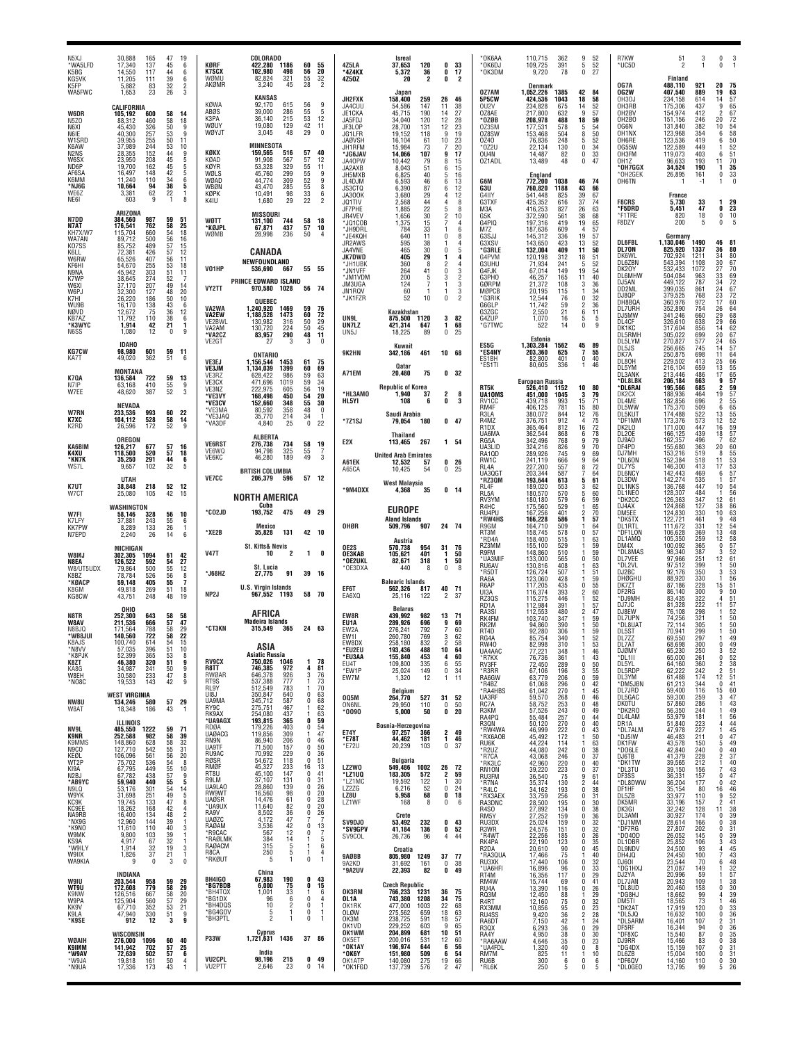N5XJ 30,888 165 47 19
*WA5LFD 17,340 137 45 6
K5BG 14,550 117 44 6
KG5VK 11,205 111 39 6
K5FP 5,882 83 32 2
WA5FWC 1,653 23 26 3

## CALIFORNIA

W6DR 105,192 600 58 14
N5ZO 88,312 460 58 18
N6XI 45,430 326 50 9
N6IE 40,300 257 53 9
W1SRD 39,955 255 50 11
K6AW 37,989 244 53 10
N2NS 28,355 152 44 9
W6SX 23,950 208 45 5
ND6P 19,700 162 45 5
AF6SA 16,497 148 42 5
K6MM 11,240 110 34 6
*NJ6G 10,664 94 38 5
WE6Z 3,381 62 22 1
NE6I 603 9 1 8

## ARIZONA

N7DD 384,560 987 59 51
N7AT 176,541 762 58 25
KH7X/W7 115,704 660 54 18
WA7AN 89,712 500 56 16
KO7SS 85,752 489 57 15
K6LL 72,381 426 57 12
W6RW 65,526 407 56 11
KF6HI 54,670 255 53 18
N9NA 45,942 303 51 11
K7WP 38,645 274 52 7
W6XI 37,170 207 49 14
W6PJ 32,300 127 48 20
K7HI 26,220 186 50 10
WU9B 16,170 138 43 6
N0VD 12,672 75 36 12
KB7AZ 11,792 110 38 6
*K3WYC 1,914 42 21 1
N6SS 1,080 12 0 9

## IDAHO

KG7CW 98,980 601 59 11
KA7T 49,020 362 51 6

## MONTANA

K7QA 136,584 722 59 13
N7IP 63,168 410 55 9
W7EE 48,620 387 52 3

## NEVADA

W7RN 233,536 993 60 22
K7XC 104,112 528 58 14
K2RD 26,596 172 52 9

## OREGON

KA6BIM 126,217 677 57 16
K4XU 118,500 520 57 18
*KN7K 35,250 291 44 6
WS7L 9,657 102 32 5

## UTAH

K7UT 38,848 218 52 12
W7CT 25,080 105 42 15

## WASHINGTON

W7FI 58,146 328 56 10
K7LFY 37,881 243 55 6
KK7PW 8,289 133 26 1
N7EPD 2,240 26 14 6

## MICHIGAN

W8MJ 302,305 1094 61 42
N8EA 126,522 592 54 27
W8/UT5UDX 79,864 500 55 12
K8BZ 78,784 526 56 8
*K8ACP 59,148 405 55 7
K8GM 49,818 269 51 18
KG8CW 43,751 248 48 19

## OHIO

N8TR 252,300 643 58 58
W8AV 211,536 666 57 47
N8BJQ 171,564 788 58 29
*W8BJUI 140,560 722 58 22
K8AJS 100,740 614 54 15
*N8VV 57,035 396 51 10
*K8PJK 52,399 365 53 8
K8ZT 46,380 320 51 9
KA8G 34,987 241 50 9
W8EH 30,580 233 47 8
*NO8C 19,533 143 42 9

## WEST VIRGINIA

NW8U 134,246 580 57 29
W8AT 18,348 186 43 1

## ILLINOIS

NV9L 485,550 1222 59 71
K9NR 252,588 982 58 39
K9MMS 148,860 628 58 32
N9CO 127,710 542 55 31
KE0L 106,096 561 56 20
WT2P 75,702 536 54 8
KI9A 67,795 449 55 10
N2BJ 67,782 438 57 9
*AB9YC 59,940 440 55 5
N9LQ 53,176 301 54 14
W9YK 31,698 251 49 5
KC9K 19,745 133 47 8
KC9EE 18,262 168 42 4
NA9RB 16,400 134 48 2
*NX9G 12,960 144 39 1
*K9NO 11,610 110 40 3
W9MK 9,800 103 39 1
KS9A 4,917 67 32 1
*W9ILY 1,914 32 19 3
W9IIX 1,826 37 21 1
WA9KIA 9 0 3 0

## INDIANA

W9IU 203,544 958 59 29
WT9U 172,608 779 58 29
K9NW 126,516 667 58 20
W9PA 125,904 560 57 29
KK9V 67,710 352 53 21
K9LA 47,940 330 51 9
*K9SE 912 12 3 9

## WISCONSIN

W0AIH 276,000 1096 60 40
K9IMM 141,942 702 57 25
*W9AV 72,639 502 57 6
*W9JA 19,818 161 50 4
*N9UA 17,336 173 43 1

## COLORADO

K0RF 422,280 1186 60 55
K7SCX 102,980 498 56 20
WØMU 82,824 321 55 32
AKØMR 3,240 45 28 2

## KANSAS

KØWA 92,170 615 56 9
ABØS 39,000 286 55 5
K3PA 36,140 215 53 12
WØUY 19,080 129 42 11
WØYJT 3,045 48 29 0

## MINNESOTA

KØKX 159,565 516 57 40
KØAD 91,908 567 57 12
KØYR 53,328 329 55 11
WØLS 45,760 299 55 9
WØAD 44,774 309 52 9
WBØN 43,470 285 55 8
KØPK 10,491 98 33 6
K4IU 1,680 29 22 2

## MISSOURI

WØTT 131,100 744 58 18
*KØJPL 67,871 437 57 10
WØMB 28,998 236 50 4

# CANADA

## NEWFOUNDLAND

VO1HP 536,690 667 55 55

## PRINCE EDWARD ISLAND

VY2TT 970,580 1028 56 74

## QUEBEC

VA2WA 1,240,920 1469 59 76
VA2EW 1,188,528 1473 60 72
VE2BWL 130,982 316 50 29
VA2AM 130,720 224 50 45
*VA2CZ 83,957 290 48 11
VE2GT 27 3 3 0

## ONTARIO

VE3EJ 1,156,544 1453 61 75
VE3JM 1,134,039 1399 60 69
VE3RZ 628,422 986 59 63
VE3CX 471,696 1019 59 34
VE3NZ 222,975 605 56 19
*VE3VY 168,498 450 54 20
*VE3CV 152,660 348 55 30
*VE3MA 80,592 358 48 0
*VE3JAQ 35,770 214 34 1
*VA3DF 4,840 25 0 22

## ALBERTA

VE6RST 276,738 734 58 19
VE6WQ 94,798 325 55 7
VE6KC 46,280 189 49 3

## BRTISH COLUMBIA

VE7CC 206,379 596 57 12

# NORTH AMERICA

## Cuba

*CO2JD 193,752 475 49 29

## Mexico

*XE2B 35,828 131 42 10

## St. Kitts & Nevis

V47T 10 2 1 0

## St. Lucia

*J68HZ 27,775 91 39 16

## U.S. Virgin Islands

NP2J 967,552 1193 58 70

# AFRICA

## Madeira Islands

*CT3KN 315,549 365 24 63

# ASIA

## Asiatic Russia

RV9CX 750,026 1046 1 78
R8TT 746,385 972 4 81
RWØAR 646,378 926 3 76
RT9S 537,388 777 1 73
RL9Y 512,549 783 1 70
UI8J 350,847 640 0 63
UA9MA 345,712 587 0 68
RY9C 275,751 467 1 62
RK9AX 254,080 437 1 63
*UA9AGX 193,815 365 0 59
RDØA 179,226 403 0 54
UAØACG 119,856 309 1 47
RN9N 86,940 206 0 46
UA9TF 71,500 157 0 50
RU9AC 70,992 229 0 36
RØSR 54,672 118 0 51
RMØF 45,327 233 16 13
RT8U 45,100 147 0 41
R9LM 37,107 131 0 31
UA9LAO 28,860 139 0 26
RW9WT 16,560 98 0 20
UAØSR 14,476 61 0 28
*UA9UX 11,640 82 0 20
RA9V 8,502 36 0 26
UAØZC 4,172 47 7 7
RAØAM 3,536 42 0 13
*R9CAC 567 12 0 7
*RAØLMK 384 14 1 5
RAØACM 315 5 1 6
R8CA 250 5 1 4
*RKØUT 5 1 0 1

## China

BH4IGO 67,983 190 0 43
*BG7BDB 6,000 75 0 15
*BH4TQX 1,001 33 1 6
*BG1DX 96 6 0 4
*BH4DQS 10 2 0 1
*BG4GOV 5 1 0 1
*BH3PTL 2 1 0 1

## Cyprus

P33W 1,721,631 1436 37 86

## India

VU2CPL 98,196 215 0 49
VU2PTT 2,646 23 0 14

## Isreal

4Z5LA 37,653 120 0 33
*4Z4KX 5,372 36 0 17
4Z5OZ 20 2 0 2

## Japan

JH2FXK 158,400 259 26 46
JA4CUU 54,586 147 11 38
JE1CKA 45,715 190 14 27
JA5FDJ 34,040 120 12 28
JF3LOP 28,700 131 12 23
JG1LFR 19,152 118 9 19
JAØVSH 16,104 61 10 23
JH1RFM 15,984 73 7 20
*JG6JAV 14,066 107 9 17
JA4OPW 10,442 79 8 15
JA2AXB 8,043 51 6 15
JH5MXB 6,825 40 5 16
JL4DJM 6,593 46 6 13
JS3CTQ 6,390 87 6 12
JA3OOK 3,680 29 4 12
JQ1TIV 2,568 44 4 8
JF7PHE 1,885 22 5 8
JR4VEV 1,656 30 2 10
*JQ1COB 1,375 15 7 4
*JH9DRL 784 33 1 6
*JE4KQH 640 11 0 8
JR2AWS 595 38 1 4
JA4VNE 465 30 0 5
JK7DWD 405 29 1 4
*JH1UBK 360 8 2 4
*JN1VFF 264 41 0 3
*JM1VDM 200 5 3 2
JM3UGA 124 7 1 3
JN1RQV 60 1 1 3
*JK1FZR 52 10 0 2

## Kazakhstan

UN9L 875,500 1120 3 82
UN7LZ 421,314 647 1 68
UN5J 18,225 89 0 25

## Kuwait

9K2HN 342,168 461 10 68

## Qatar

A71EM 20,480 75 0 32

## Republic of Korea

*HL3AMO 1,940 37 2 8
HL5YI 108 6 0 3

## Saudi Arabia

*7Z1SJ 79,054 180 0 47

## Thailand

E2X 113,465 267 1 54

## United Arab Emirates

A61EK 12,532 57 0 26
A65CA 10,425 54 0 25

## West Malaysia

*9M4DXX 4,368 35 0 14

# EUROPE

## Aland Islands

OHØR 509,796 907 24 74

## Austria

OE2S 570,738 954 31 76
OE3KAB 105,621 401 1 50
*OE2UKL 82,671 318 1 50
*OE3DXA 440 8 0 8

## Balearic Islands

EF6T 562,326 817 40 71
EA6XQ 25,116 122 2 37

## Belarus

EW8R 439,992 982 13 71
EU1A 289,926 696 9 69
EW2A 276,241 792 7 60
EW1I 260,780 769 3 62
EW8DX 258,180 832 2 58
*EU2EU 193,436 488 10 64
*EU3AA 155,840 453 4 60
EU4T 109,800 335 6 55
*EW1P 25,024 149 0 34
EW7M 1,320 12 1 11

## Belgium

OQ5M 264,770 527 31 52
ON6NL 29,950 110 0 50
*OO9O 5,000 50 0 20

## Bosnia-Herzegovina

E74Y 97,257 366 2 49
*E78T 44,462 181 4 46
*E72U 20,239 103 0 37

## Bulgaria

LZ2WO 549,486 1002 26 72
*LZ1UQ 183,305 572 2 59
*LZ1MC 19,592 122 1 30
LZ2ZG 6,216 52 0 24
LZ0U 5,958 68 0 18
LZ1WF 168 8 0 6

## Crete

SV9DJO 53,492 232 0 43
*SV9GPV 41,184 136 0 52
SV9COL 26,736 96 4 44

## Croatia

9AØBB 805,980 1249 37 77
9A2KD 31,692 161 0 38
*9A2UV 22,393 82 0 49

## Czech Republic

OK3RM 766,233 1231 36 75
OL1A 743,380 1208 34 75
OK1RK 477,000 1003 22 68
OLØW 275,562 659 18 63
OK3M 238,725 591 18 57
OK1VD 229,252 603 9 65
OK1WM 204,899 681 10 51
OK5ET 200,016 531 12 60
*OK1AY 196,974 644 6 56
*OK6Y 151,980 509 6 54
OK1ATP 140,000 275 19 66
*OK1FGD 137,739 576 2 47
*OK6AA 110,715 362 9 52
*OK6DJ 109,725 391 5 52
*OK3DM 9,720 78 0 27

## Denmark

OZ7AM 1,052,226 1385 42 84
5P5CW 424,536 1043 18 58
OU2V 234,828 675 14 52
OZ8AE 217,800 632 9 57
*OZ0B 208,978 488 18 59
OZ3SM 177,531 578 5 54
OZ8SW 153,468 504 8 50
OZ4O 76,836 248 5 52
*OZ2U 22,134 130 0 34
OU4N 14,487 82 0 33
OZ1ADL 13,489 48 0 47

## England

G6M 772,200 1038 46 74
G3U 760,820 1188 43 66
G4IIY 541,448 825 39 67
G3TXF 425,352 616 37 74
M3A 416,253 827 26 63
G5K 372,590 561 38 68
G4PIQ 197,316 419 19 65
M7Z 187,636 609 4 57
G3SJJ 145,312 336 19 57
G3XSV 140,553 423 13 52
*G3RLE 132,004 409 11 50
G4PVM 120,198 312 18 51
G3UHU 71,934 241 5 52
G4FJK 67,014 149 19 54
G3PHO 46,257 165 11 40
GØRPM 21,372 108 3 36
MØPCB 20,195 115 1 34
*G3RIK 12,544 76 0 32
G6GLP 11,742 59 2 36
G3ZGC 2,550 21 6 11
G4ZUP 1,070 16 5 5
*G7TWC 522 14 0 9

## Estonia

ES5G 1,303,284 1562 45 89
*ES4NY 203,360 625 7 55
ES1BH 82,800 401 0 40
*ES1TI 80,605 336 1 46

## European Russia

RT5K 526,410 1152 10 80
UA1OMS 451,000 1045 3 79
RV1CC 439,718 993 15 71
RM4F 406,125 781 15 80
R3LA 380,072 844 12 76
R4MZ 376,751 912 4 75
R1DX 365,464 812 16 72
UA6MA 362,544 868 6 78
RG5A 342,496 768 9 79
UA3LID 324,216 826 9 70
RA1QD 289,926 745 9 69
RW1C 241,119 666 9 64
RL4A 227,200 557 8 72
UA3QGT 203,344 587 7 64
*RZ3QM 193,644 613 5 61
RL4F 189,020 553 3 62
RL5A 180,570 570 5 60
RV3YM 180,180 579 6 59
R4HC 175,560 529 1 65
RU4PU 167,256 401 2 70
*RW4HS 166,228 586 1 57
R9GM 164,710 509 1 64
RT3M 158,745 578 0 57
*RD4A 158,400 515 1 63
RZ3MM 155,100 529 1 59
RF8M 148,860 510 1 59
*UA3MIF 133,000 565 0 50
RU6AV 130,816 408 1 63
*RD5T 126,724 507 1 51
RA6A 123,060 428 1 59
R6AP 117,205 435 0 55
UI3A 116,374 393 2 60
RZ3QS 115,275 446 1 52
RD1A 112,984 391 1 57
RA3SI 112,553 480 2 47
RK4FM 103,740 347 1 59
RZ2M 94,860 390 1 50
RT4D 92,280 306 1 59
RG4A 85,750 340 1 52
RW4O 82,998 310 1 53
UA4AAC 77,221 348 1 46
*R7KX 76,736 361 1 43
RV3FF 72,450 289 0 50
*R3RR 67,106 196 3 55
RA6GW 63,779 206 0 59
*R4BZ 61,068 296 0 42
*RA4HBS 61,042 270 1 45
UA3RF 59,570 268 0 46
RC7A 58,752 253 0 48
R3KM 57,526 243 0 49
RA4PQ 55,484 257 0 44
R3QN 50,120 270 0 40
*RW4WA 46,999 222 0 43
*RX6AOB 45,492 172 1 50
RU6K 44,224 114 1 63
*R2UZ 44,080 242 0 38
*R7CA 43,068 246 0 37
*RK3LC 42,960 220 0 40
RN1ON 39,220 223 0 37
RU3FM 36,540 75 9 61
*R7NA 35,374 130 2 44
*R4LC 34,162 193 0 38
*RX3AEX 33,759 256 0 31
RA3DNC 28,500 195 0 30
RA5O 27,892 134 0 38
RM5Y 27,252 159 0 36
RU3DX 25,024 159 0 32
R3WR 24,576 151 0 32
*R4WT 22,256 185 0 26
RK4PA 22,190 123 0 35
R2DA 20,610 90 0 45
*RA3QUA 17,466 75 1 40
RU3XK 17,440 106 0 32
*UA6HFI 16,896 96 0 33
RT4M 16,356 117 0 29
RM4W 15,744 69 0 41
RU4A 13,390 116 0 26
RO3M 12,450 88 1 29
R4RT 12,160 75 0 32
RX3MM 10,856 95 0 23
RU4SS 9,420 36 2 28
RA6DT 7,150 42 1 24
R3QX 6,293 36 0 29
RA4Y 4,950 38 0 30
*RA6AAW 4,646 35 0 23
*UA4FDL 1,320 40 0 8
RM7M 825 11 1 10
RU6B 300 6 0 5
*RL6K 250 5 0 5
R7KW 51 3 0 3
*UC5D 2 1 0 1

## Finland

OG7A 488,110 921 20 75
OG2W 407,540 889 19 63
OH3OJ 234,158 614 14 57
OH3RB 175,306 437 9 65
OH2BV 154,974 412 2 67
OH2BO 151,156 246 20 72
OG6N 131,840 382 10 54
OH1NX 123,968 354 6 58
OH6RE 123,536 419 6 50
OG55W 122,589 449 1 52
OH3FM 119,073 403 6 51
OH1Z 96,633 193 11 70
*OH7GGX 34,524 190 1 35
*OH2GEK 26,895 161 0 33
OH6TN 1 -1 1 0

## France

F8CRS 5,730 33 1 29
*F5DRD 5,451 47 0 23
*F1TRE 820 18 0 10
F8DZY 200 5 0 5

## Germany

DL6FBL 1,130,046 1490 46 81
DL7ON 825,920 1337 36 80
DK6WL 702,924 1211 34 80
DL6ZBN 543,394 1108 30 67
DK2OY 532,433 1072 27 70
DL6MHW 504,084 963 33 69
DJ5AN 449,122 787 34 72
DD2ML 399,035 861 24 67
DJ8QP 379,525 768 23 72
DH8BQA 360,976 972 17 60
DL7URH 352,890 754 26 64
DJ5MW 341,246 660 29 68
DL4CF 326,610 638 29 66
DK1KC 317,604 856 14 62
DL5RMH 305,022 699 20 67
DL5LYM 270,827 577 24 65
DL5JS 256,665 745 14 57
DK7A 250,875 698 11 64
DL8OH 229,502 413 25 66
DL5YM 216,104 659 13 55
DL3ANK 213,446 486 17 65
*DL8LBK 206,184 663 9 57
*DL6RAI 195,566 685 2 59
DK2CX 188,936 464 19 57
DL4ME 182,856 696 2 55
DL5WW 175,370 509 6 65
DL5KUT 174,488 522 13 55
*DF1MM 173,376 573 12 52
DK2LO 171,000 447 16 59
DL2OE 166,125 439 18 57
DJ9AO 162,357 496 7 62
DF4PD 155,680 363 20 60
DJ7MH 153,216 519 8 55
*DL6ON 152,384 518 11 53
DL7YS 146,300 413 17 53
DL6NCY 142,443 469 6 57
DL3DW 142,274 535 1 57
DL1NKS 136,768 447 10 54
DL1NEO 128,307 484 1 56
*DK2CC 126,363 347 12 61
DJ4AX 124,868 127 38 86
DM5EE 124,830 330 10 63
*DK5TX 122,721 461 9 48
DL1RTL 111,672 331 12 54
*DF1LON 106,628 369 13 48
DL1AMQ 105,350 259 12 58
DM4X 100,092 365 0 57
*DL8MAS 98,540 387 3 52
DL7VEE 97,966 251 12 61
*DL2VL 97,512 399 1 50
DJ2BC 92,176 350 3 53
DHØGHU 88,920 330 1 56
DK7ZT 87,186 228 15 51
DF2RG 86,140 300 9 50
*DJ9MH 83,435 322 4 51
DJ7JC 81,328 222 11 57
DJ8EW 76,108 298 1 52
DL7UPN 74,256 321 1 50
*DL8UAT 72,114 305 1 50
DL5ST 70,941 299 1 50
DL7ZZ 69,550 297 1 49
DL8GHB 68,698 300 0 49
DL7AT 65,230 250 3 52
*DL1II 65,000 261 0 52
DL5YL 64,160 360 2 38
DL5RDP 62,222 242 2 51
DL3YM 61,488 174 12 51
*DM5JBN 61,213 344 0 41
DL7JRD 59,400 116 15 60
DL5GAC 59,300 259 3 47
DK0TU 57,860 286 1 43
*DK2RO 56,350 244 1 49
DL4LAM 53,979 181 1 56
DR1A 51,840 223 4 44
*DL7ALM 47,978 227 1 41
*DJ5IW 46,483 211 0 47
DK1FW 43,578 150 5 49
*DO6LE 42,840 240 0 40
DJ6TB 41,379 228 2 37
*DK1TW 39,565 212 1 40
*DL3TU 39,150 156 1 43
DF3SS 36,231 157 0 47
*DL8DWW 36,204 177 0 42
DF1HF 35,154 80 16 46
DL5ZB 33,977 110 9 52
DK5MR 33,196 157 2 41
DK3GI 32,242 128 11 38
DL3AMI 30,927 174 0 39
*DJ1MM 28,614 166 0 38
*DF7RG 27,807 202 0 31
*DO4OD 26,052 145 0 39
DL1DBR 25,852 106 3 43
DL9NDV 24,500 93 4 45
DH4JQ 24,450 100 7 43
DJ6OI 23,544 70 6 48
*DG1HXJ 21,087 149 1 32
DJ2YA 20,996 59 3 57
DL7JAN 20,943 109 1 38
*DL8UD 20,460 158 0 30
*DG8HJ 18,662 99 4 39
DM5TI 18,565 73 1 46
*DK2AT 17,919 120 0 33
*DL5JQ 16,632 100 0 36
*DL5ARM 16,401 107 2 31
DF5RF 16,344 94 0 36
*DF8XC 15,540 87 0 35
DJ9RR 15,466 83 0 38
*DG4DX 15,159 107 0 31
DL6ZB 15,004 100 0 31
*DF6QV 14,160 110 0 30
*DL0GEO 13,795 99 5 26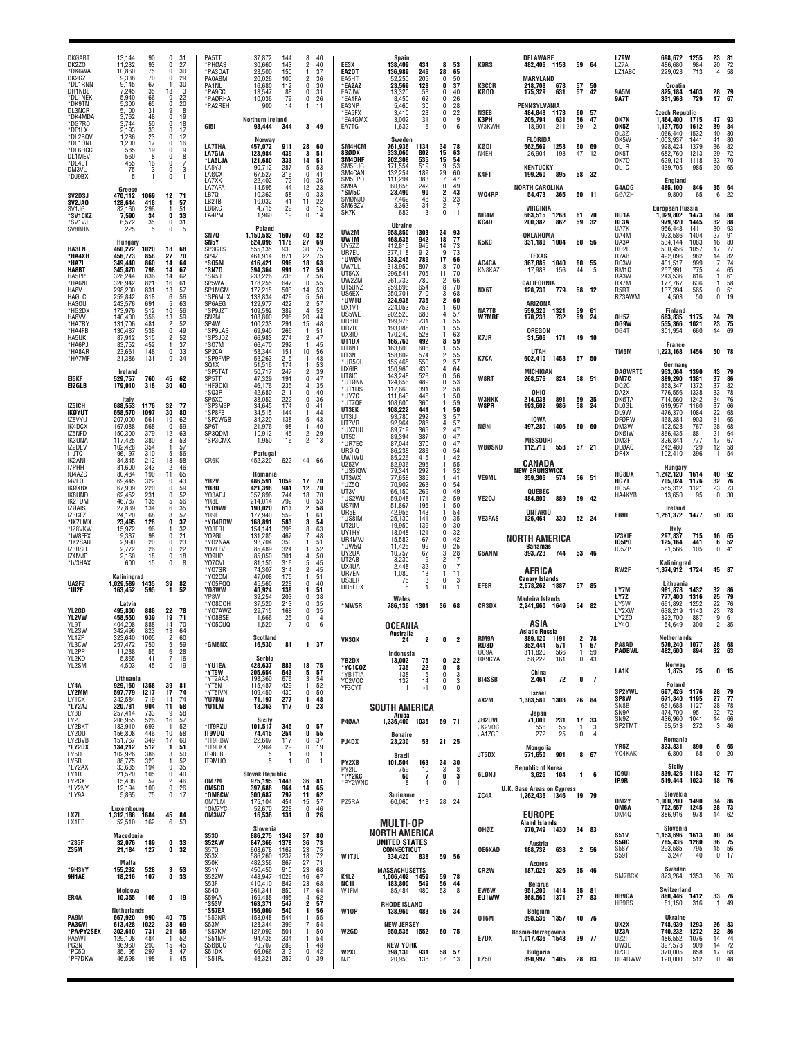| Call | Score | QSOs | Zones | Countries |
|---|---|---|---|---|
| DK0ABT | 13,144 | 90 | 0 | 31 |
| DK2ZO | 11,232 | 93 | 0 | 27 |
| *DK6WA | 10,860 | 75 | 0 | 30 |
| DK2GZ | 9,338 | 70 | 0 | 29 |
| *DL1RNN | 9,145 | 67 | 1 | 30 |
| DH1NBE | 7,245 | 35 | 18 | 3 |
| *DL1NEK | 5,940 | 66 | 0 | 22 |
| *DK9TN | 5,300 | 65 | 0 | 20 |
| DL3NCR | 5,100 | 31 | 9 | 8 |
| *DK4MDA | 3,762 | 48 | 0 | 19 |
| *DG7RO | 3,744 | 50 | 0 | 18 |
| *DF1LX | 2,193 | 33 | 0 | 17 |
| *DL2BQV | 1,236 | 23 | 0 | 12 |
| *DL1ONI | 1,200 | 17 | 0 | 16 |
| *DL6HCC | 585 | 19 | 0 | 9 |
| DL1MEV | 560 | 8 | 0 | 8 |
| *DL4LT | 455 | 16 | 0 | 7 |
| DM3VL | 75 | 3 | 0 | 3 |
| *DJ9BX | 5 | 1 | 0 | 1 |

**Greece**

| Call | Score | QSOs | Zones | Countries |
|---|---|---|---|---|
| SV2DSJ | 470,112 | 1069 | 12 | 71 |
| SV2JAO | 128,644 | 418 | 1 | 57 |
| SV1JG | 82,160 | 296 | 1 | 51 |
| *SV1CKZ | 7,590 | 34 | 0 | 33 |
| *SV1VJ | 6,572 | 35 | 0 | 31 |
| SV8BHN | 225 | 5 | 0 | 5 |

**Hungary**

| Call | Score | QSOs | Zones | Countries |
|---|---|---|---|---|
| HA3LN | 460,272 | 1020 | 18 | 68 |
| *HA4XH | 456,773 | 858 | 27 | 70 |
| *HA7I | 349,440 | 860 | 14 | 64 |
| HA8BT | 345,870 | 798 | 14 | 67 |
| HA5PP | 328,244 | 836 | 14 | 62 |
| *HA6NL | 326,942 | 821 | 16 | 61 |
| HA8V | 298,200 | 831 | 13 | 57 |
| HA0IC | 259,842 | 818 | 6 | 56 |
| HA3OU | 243,576 | 691 | 5 | 63 |
| *HG2DX | 173,976 | 512 | 10 | 56 |
| HA8VV | 140,400 | 356 | 13 | 59 |
| *HA7RY | 131,706 | 481 | 2 | 52 |
| *HA4FB | 130,487 | 538 | 0 | 49 |
| HA5UK | 87,912 | 315 | 2 | 52 |
| *HA6PJ | 83,752 | 452 | 1 | 37 |
| *HA8AR | 23,661 | 148 | 0 | 33 |
| *HA7MF | 21,386 | 131 | 0 | 34 |

| Call | Score | QSOs | Zones | Countries |
|---|---|---|---|---|
| EI5KF | 529,757 | 760 | 45 | 62 |
| EI2GLB | 179,010 | 318 | 30 | 60 |

**Italy**

| Call | Score | QSOs | Zones | Countries |
|---|---|---|---|---|
| IZ5ICH | 688,553 | 1176 | 32 | 77 |
| IK0YUT | 658,570 | 1097 | 30 | 80 |
| IZ8VYU | 207,000 | 561 | 10 | 62 |
| IK4DCX | 167,088 | 568 | 0 | 59 |
| IZ5NFD | 150,300 | 379 | 12 | 63 |
| IK3UNA | 117,425 | 380 | 8 | 53 |
| IZ2DLV | 102,428 | 354 | 1 | 57 |
| I1JTQ | 96,197 | 310 | 5 | 56 |
| IK2ANI | 84,845 | 212 | 13 | 58 |
| I7PHH | 81,600 | 343 | 2 | 46 |
| IU4AZC | 80,484 | 190 | 11 | 65 |
| I4VEQ | 69,445 | 322 | 0 | 43 |
| IK0XBX | 67,909 | 220 | 0 | 59 |
| IK8UND | 62,452 | 231 | 0 | 52 |
| IK2TDM | 46,787 | 135 | 5 | 56 |
| IZ0AIS | 27,839 | 134 | 6 | 35 |
| IZ3GFZ | 24,120 | 68 | 3 | 57 |
| *IK7LMX | 23,495 | 126 | 0 | 37 |
| *IZ8VKW | 15,972 | 96 | 1 | 32 |
| *IW8FFX | 9,387 | 98 | 0 | 21 |
| *IK2SAU | 2,990 | 20 | 0 | 23 |
| IZ3BSU | 2,772 | 26 | 0 | 22 |
| IZ4MJP | 2,160 | 18 | 0 | 18 |
| *IV3HAX | 600 | 15 | 0 | 8 |

**Kaliningrad**

| Call | Score | QSOs | Zones | Countries |
|---|---|---|---|---|
| UA2FZ | 1,029,589 | 1435 | 39 | 82 |
| *UI2F | 163,452 | 595 | 1 | 52 |

**Latvia**

| Call | Score | QSOs | Zones | Countries |
|---|---|---|---|---|
| YL2GD | 495,800 | 886 | 22 | 78 |
| YL2VW | 458,550 | 939 | 19 | 71 |
| YL9T | 404,208 | 888 | 14 | 70 |
| YL2SW | 342,496 | 823 | 13 | 64 |
| YL1ZF | 323,640 | 1005 | 2 | 60 |
| YL3CW | 257,472 | 750 | 5 | 59 |
| YL2PP | 11,288 | 55 | 6 | 28 |
| YL2KO | 5,865 | 41 | 7 | 16 |
| YL2SM | 4,503 | 45 | 0 | 19 |

**Lithuania**

| Call | Score | QSOs | Zones | Countries |
|---|---|---|---|---|
| LY4A | 929,160 | 1358 | 39 | 81 |
| LY2MM | 597,779 | 1217 | 17 | 74 |
| LY1CX | 342,584 | 719 | 14 | 74 |
| *LY2AJ | 320,781 | 904 | 11 | 58 |
| LY3B | 257,414 | 733 | 9 | 58 |
| LY2J | 206,955 | 526 | 16 | 57 |
| LY2BKT | 183,910 | 693 | 1 | 52 |
| LY2OU | 156,808 | 446 | 10 | 58 |
| LY2BVB | 151,767 | 349 | 17 | 60 |
| *LY2DX | 134,212 | 512 | 1 | 51 |
| LY5O | 102,926 | 386 | 3 | 50 |
| LY5R | 88,775 | 323 | 1 | 52 |
| *LY2AX | 33,635 | 194 | 0 | 35 |
| LY1R | 21,520 | 105 | 0 | 40 |
| LY2CX | 15,408 | 57 | 2 | 46 |
| *LY2NY | 12,194 | 100 | 0 | 26 |
| *LY9A | 5,865 | 75 | 0 | 17 |

**Luxembourg**

| Call | Score | QSOs | Zones | Countries |
|---|---|---|---|---|
| LX7I | 1,312,188 | 1684 | 45 | 84 |
| LX1ER | 52,510 | 162 | 6 | 53 |

**Macedonia**

| Call | Score | QSOs | Zones | Countries |
|---|---|---|---|---|
| *Z35F | 32,076 | 189 | 0 | 33 |
| Z35M | 21,184 | 127 | 0 | 32 |

**Malta**

| Call | Score | QSOs | Zones | Countries |
|---|---|---|---|---|
| *9H3YY | 155,232 | 528 | 3 | 53 |
| 9H1AE | 18,216 | 107 | 0 | 33 |

**Moldova**

| Call | Score | QSOs | Zones | Countries |
|---|---|---|---|---|
| ER4A | 10,355 | 106 | 0 | 19 |

**Netherlands**

| Call | Score | QSOs | Zones | Countries |
|---|---|---|---|---|
| PA9M | 667,920 | 990 | 40 | 75 |
| PA3GVI | 613,428 | 1022 | 33 | 69 |
| *PA/PY2SEX | 302,610 | 731 | 21 | 56 |
| PA5WT | 129,108 | 484 | 1 | 52 |
| PG3N | 96,960 | 293 | 15 | 45 |
| *PC5Q | 85,195 | 297 | 8 | 47 |
| *PF7DKW | 46,598 | 198 | 1 | 45 |

| Call | Score | QSOs | Zones | Countries |
|---|---|---|---|---|
| PA5TT | 37,872 | 144 | 8 | 40 |
| *PH0AS | 30,660 | 143 | 2 | 40 |
| *PA3DAT | 28,500 | 150 | 1 | 37 |
| PA0ABM | 20,026 | 100 | 2 | 36 |
| PA1NL | 16,680 | 112 | 0 | 30 |
| *PA9CC | 13,547 | 88 | 0 | 31 |
| *PA0RHA | 10,036 | 79 | 0 | 26 |
| *PA2REH | 900 | 14 | 1 | 11 |

**Northern Ireland**

| Call | Score | QSOs | Zones | Countries |
|---|---|---|---|---|
| GI5I | 93,444 | 344 | 3 | 49 |

**Norway**

| Call | Score | QSOs | Zones | Countries |
|---|---|---|---|---|
| LA7THA | 457,072 | 911 | 28 | 60 |
| LA7GIA | 123,984 | 439 | 3 | 51 |
| *LA5LJA | 121,680 | 333 | 14 | 51 |
| LA5YJ | 90,712 | 287 | 5 | 53 |
| LA0CX | 67,527 | 316 | 0 | 41 |
| LA7XK | 22,402 | 72 | 10 | 36 |
| LA7AFA | 14,595 | 44 | 12 | 23 |
| LB7Q | 10,362 | 58 | 0 | 33 |
| LB2TB | 10,032 | 41 | 11 | 22 |
| LB6KC | 4,715 | 29 | 8 | 15 |
| LA4PM | 1,960 | 19 | 0 | 14 |

**Poland**

| Call | Score | QSOs | Zones | Countries |
|---|---|---|---|---|
| SN7Q | 1,150,582 | 1607 | 40 | 82 |
| SN5Y | 624,096 | 1176 | 27 | 69 |
| SP3GTS | 555,135 | 930 | 30 | 75 |
| SP4Z | 461,914 | 871 | 22 | 75 |
| *SQ5M | 416,421 | 996 | 18 | 63 |
| *SN7O | 394,364 | 991 | 17 | 59 |
| *SN5J | 233,226 | 736 | 7 | 56 |
| SP5WA | 178,255 | 647 | 0 | 55 |
| SP1MGM | 177,215 | 503 | 14 | 53 |
| *SP6MLX | 133,834 | 429 | 5 | 56 |
| SP6AEG | 129,977 | 422 | 2 | 57 |
| *SP9JZT | 109,592 | 389 | 4 | 52 |
| SN2M | 108,800 | 295 | 20 | 44 |
| SP4W | 100,233 | 291 | 15 | 48 |
| *SP9LAS | 69,940 | 266 | 1 | 51 |
| *SP3JDZ | 66,983 | 274 | 2 | 47 |
| *SO7M | 66,470 | 292 | 1 | 45 |
| SP2CA | 58,344 | 151 | 10 | 56 |
| *SP9FMP | 53,263 | 215 | 1 | 48 |
| SQ1X | 51,516 | 174 | 1 | 53 |
| *SP5TAT | 50,717 | 247 | 2 | 39 |
| SP5TT | 47,329 | 191 | 0 | 47 |
| *HF0DKI | 46,176 | 235 | 4 | 35 |
| *SQ3R | 42,680 | 211 | 0 | 40 |
| SP5XO | 38,052 | 222 | 0 | 36 |
| *SP3MEP | 34,645 | 174 | 0 | 41 |
| *SP8FB | 34,515 | 144 | 1 | 44 |
| *SP2WGB | 34,320 | 138 | 5 | 43 |
| SP6T | 21,976 | 98 | 1 | 40 |
| SP3QDM | 10,912 | 45 | 2 | 29 |
| *SP3CMX | 1,950 | 16 | 2 | 13 |

**Portugal**

| Call | Score | QSOs | Zones | Countries |
|---|---|---|---|---|
| CR6K | 452,320 | 622 | 44 | 66 |

**Romania**

| Call | Score | QSOs | Zones | Countries |
|---|---|---|---|---|
| YR2V | 486,591 | 1059 | 17 | 70 |
| YR8D | 421,398 | 981 | 12 | 70 |
| YO3APJ | 357,896 | 744 | 18 | 70 |
| YR8E | 214,014 | 792 | 0 | 53 |
| *YO9WF | 190,020 | 613 | 2 | 58 |
| YR9F | 177,940 | 559 | 1 | 61 |
| *YO4RDW | 168,891 | 583 | 3 | 54 |
| YO3FRI | 154,141 | 395 | 8 | 63 |
| YO2GL | 131,285 | 467 | 7 | 48 |
| *YO2NAA | 93,704 | 350 | 1 | 51 |
| YO7LFV | 85,489 | 324 | 1 | 52 |
| YO9HP | 85,050 | 301 | 4 | 50 |
| YO7CVL | 81,150 | 316 | 5 | 45 |
| *YO7SR | 74,307 | 314 | 2 | 45 |
| *YO2CMI | 47,008 | 175 | 1 | 51 |
| *YO5PQQ | 45,560 | 228 | 0 | 40 |
| YO8WW | 40,924 | 138 | 1 | 51 |
| YP8W | 39,254 | 203 | 0 | 38 |
| *YO8DOH | 37,520 | 213 | 0 | 35 |
| *YO7AWZ | 29,715 | 168 | 0 | 35 |
| *YO8BSE | 1,666 | 25 | 0 | 14 |
| *YO5CUQ | 1,520 | 17 | 0 | 16 |

**Scotland**

| Call | Score | QSOs | Zones | Countries |
|---|---|---|---|---|
| *GM6NX | 16,530 | 81 | 1 | 37 |

**Serbia**

| Call | Score | QSOs | Zones | Countries |
|---|---|---|---|---|
| *YU1EA | 428,637 | 883 | 18 | 75 |
| *YT9W | 205,654 | 643 | 5 | 57 |
| *YT2AAA | 198,360 | 676 | 3 | 54 |
| *YT5N | 115,487 | 429 | 1 | 52 |
| *YT5IVN | 109,450 | 430 | 0 | 50 |
| YU7BW | 71,197 | 277 | 1 | 48 |
| YU1LM | 13,363 | 117 | 0 | 23 |

**Sicily**

| Call | Score | QSOs | Zones | Countries |
|---|---|---|---|---|
| *IT9RZU | 101,517 | 345 | 0 | 57 |
| IT9VDQ | 74,415 | 254 | 0 | 55 |
| *IT9RBW | 22,607 | 117 | 0 | 37 |
| *IT9LKX | 2,964 | 29 | 0 | 19 |
| IT9BLB | 5 | 1 | 0 | 1 |
| IT9MUO | 5 | 1 | 0 | 1 |

**Slovak Republic**

| Call | Score | QSOs | Zones | Countries |
|---|---|---|---|---|
| OM7M | 975,195 | 1443 | 36 | 81 |
| OM5CD | 397,686 | 964 | 14 | 65 |
| *OM8CW | 300,687 | 797 | 11 | 62 |
| OM7LM | 175,104 | 454 | 15 | 57 |
| *OM7YC | 52,670 | 228 | 0 | 46 |
| OM3WZ | 16,536 | 131 | 0 | 26 |

**Slovenia**

| Call | Score | QSOs | Zones | Countries |
|---|---|---|---|---|
| S53O | 886,275 | 1342 | 37 | 80 |
| S52AW | 847,366 | 1378 | 36 | 73 |
| S57Q | 608,678 | 1162 | 23 | 75 |
| S53X | 586,260 | 1237 | 18 | 72 |
| S50K | 482,356 | 867 | 27 | 71 |
| S51YI | 450,450 | 910 | 23 | 68 |
| S52ZW | 448,947 | 1026 | 16 | 67 |
| S53F | 410,410 | 842 | 23 | 68 |
| S54O | 361,341 | 850 | 17 | 64 |
| S59AA | 169,488 | 495 | 4 | 62 |
| *S53V | 163,371 | 547 | 2 | 57 |
| *S57EA | 156,009 | 540 | 1 | 56 |
| *S52NR | 153,048 | 544 | 1 | 55 |
| S53M | 128,344 | 399 | 7 | 54 |
| *S57KM | 127,092 | 501 | 1 | 50 |
| *S51MF | 94,435 | 334 | 1 | 54 |
| S50BCC | 70,707 | 289 | 1 | 48 |
| S51DX | 66,066 | 312 | 0 | 42 |
| *S51RJ | 48,321 | 252 | 0 | 39 |

**Spain**

| Call | Score | QSOs | Zones | Countries |
|---|---|---|---|---|
| EE3X | 138,409 | 434 | 8 | 53 |
| EA2OT | 136,989 | 246 | 28 | 65 |
| EA6HT | 52,250 | 205 | 0 | 50 |
| *EA2AZ | 23,569 | 128 | 0 | 37 |
| EA7JW | 13,320 | 58 | 0 | 40 |
| *EA1FA | 8,450 | 62 | 0 | 26 |
| EA3NP | 5,460 | 30 | 0 | 28 |
| *EA5FX | 3,410 | 23 | 0 | 22 |
| *EA4GMX | 3,002 | 31 | 0 | 19 |
| EA7TG | 1,632 | 16 | 0 | 16 |

**Sweden**

| Call | Score | QSOs | Zones | Countries |
|---|---|---|---|---|
| SM4HCM | 761,936 | 1134 | 34 | 78 |
| 8S0DX | 333,060 | 802 | 15 | 63 |
| SM4DHF | 202,308 | 535 | 15 | 54 |
| SM5FUG | 171,554 | 519 | 9 | 53 |
| SM4CAN | 132,254 | 189 | 29 | 60 |
| SM5EPO | 111,294 | 383 | 7 | 47 |
| SM9A | 60,858 | 242 | 0 | 49 |
| *SM5C | 23,490 | 90 | 2 | 43 |
| SM0NJO | 7,462 | 48 | 3 | 23 |
| SM6BZV | 3,363 | 34 | 2 | 17 |
| SK7K | 682 | 13 | 0 | 11 |

**Ukraine**

| Call | Score | QSOs | Zones | Countries |
|---|---|---|---|---|
| UW2M | 958,850 | 1303 | 34 | 93 |
| UW1M | 468,635 | 942 | 18 | 77 |
| UY5ZZ | 412,815 | 945 | 14 | 73 |
| UR7EU | 377,118 | 912 | 9 | 73 |
| *UW0K | 333,245 | 789 | 17 | 66 |
| UW7LL | 313,950 | 807 | 8 | 70 |
| UT5AX | 296,541 | 705 | 11 | 70 |
| UW2ZM | 261,732 | 780 | 2 | 66 |
| UT5UNZ | 259,896 | 654 | 8 | 70 |
| US6EX | 250,701 | 710 | 3 | 68 |
| *UW1U | 224,936 | 735 | 2 | 60 |
| UX1VT | 224,053 | 752 | 1 | 60 |
| US5WE | 202,520 | 683 | 4 | 57 |
| UR8RF | 199,976 | 731 | 1 | 55 |
| UR7R | 193,088 | 705 | 1 | 55 |
| UX3IO | 170,240 | 528 | 1 | 63 |
| UT1DX | 166,763 | 492 | 8 | 59 |
| UT8NT | 163,800 | 606 | 1 | 55 |
| UT3N | 158,802 | 574 | 2 | 55 |
| *UR5QU | 155,465 | 550 | 2 | 57 |
| UX6IR | 150,960 | 430 | 4 | 64 |
| UT8IO | 143,248 | 526 | 0 | 56 |
| *UT0NN | 124,656 | 489 | 0 | 53 |
| *UT1US | 117,660 | 391 | 2 | 58 |
| *UY7C | 111,843 | 446 | 1 | 50 |
| *UT7QF | 108,600 | 360 | 1 | 59 |
| UT3EK | 108,222 | 441 | 1 | 50 |
| UT3IJ | 93,780 | 292 | 3 | 57 |
| UT7VR | 92,964 | 288 | 4 | 57 |
| *UX7UU | 89,719 | 365 | 2 | 47 |
| UT5C | 89,394 | 387 | 0 | 47 |
| *UR7EC | 87,044 | 370 | 0 | 47 |
| UR0IQ | 86,238 | 288 | 0 | 54 |
| UW1WU | 85,226 | 415 | 1 | 42 |
| UZ5ZV | 82,936 | 295 | 1 | 55 |
| *US5IQW | 79,341 | 292 | 1 | 52 |
| UT3WX | 77,658 | 385 | 1 | 41 |
| *UZ5Q | 70,902 | 263 | 0 | 54 |
| UT3V | 66,150 | 269 | 0 | 49 |
| *US2WU | 59,048 | 171 | 2 | 59 |
| US7IM | 51,867 | 195 | 1 | 50 |
| UR5E | 42,955 | 143 | 1 | 54 |
| *US8IM | 25,130 | 141 | 0 | 35 |
| UT2UU | 19,950 | 139 | 0 | 30 |
| UY1HY | 18,048 | 121 | 0 | 32 |
| UR4MVJ | 15,582 | 67 | 0 | 42 |
| *UW5Q | 11,425 | 99 | 0 | 25 |
| UY2UA | 10,757 | 67 | 3 | 28 |
| UT2AB | 3,230 | 19 | 2 | 17 |
| UX4UA | 2,448 | 32 | 0 | 17 |
| UR7EN | 1,080 | 13 | 1 | 11 |
| US3LR | 75 | 3 | 0 | 3 |
| UR5EDX | 5 | 1 | 0 | 1 |

**Wales**

| Call | Score | QSOs | Zones | Countries |
|---|---|---|---|---|
| *MW5R | 786,136 | 1301 | 36 | 68 |

## OCEANIA

**Australia**

| Call | Score | QSOs | Zones | Countries |
|---|---|---|---|---|
| VK3GK | 24 | 2 | 0 | 2 |

**Indonesia**

| Call | Score | QSOs | Zones | Countries |
|---|---|---|---|---|
| YB2DX | 13,002 | 75 | 0 | 22 |
| *YC1COZ | 736 | 22 | 0 | 8 |
| *YB1TIA | 138 | 15 | 0 | 3 |
| YC2VOC | 132 | 14 | 0 | 3 |
| YF3CYT | 1 | -1 | 0 | 0 |

## SOUTH AMERICA

**Aruba**

| Call | Score | QSOs | Zones | Countries |
|---|---|---|---|---|
| P40AA | 1,336,400 | 1035 | 59 | 71 |

**Bonaire**

| Call | Score | QSOs | Zones | Countries |
|---|---|---|---|---|
| PJ4DX | 23,230 | 53 | 21 | 25 |

**Brazil**

| Call | Score | QSOs | Zones | Countries |
|---|---|---|---|---|
| PY2XB | 101,504 | 163 | 34 | 30 |
| PY2IU | 759 | 10 | 3 | 8 |
| *PY2KC | 60 | 7 | 0 | 3 |
| *PY2WND | 8 | 4 | 0 | 1 |

**Suriname**

| Call | Score | QSOs | Zones | Countries |
|---|---|---|---|---|
| PZ5RA | 60,060 | 118 | 28 | 24 |

## MULTI-OP

## NORTH AMERICA

**UNITED STATES**

**CONNECTICUT**

| Call | Score | QSOs | Zones | Countries |
|---|---|---|---|---|
| W1TJL | 334,420 | 838 | 59 | 56 |

**MASSACHUSETTS**

| Call | Score | QSOs | Zones | Countries |
|---|---|---|---|---|
| K1LZ | 1,006,402 | 1459 | 59 | 78 |
| NC1I | 183,800 | 549 | 56 | 44 |
| W1FM | 85,484 | 480 | 53 | 18 |

**RHODE ISLAND**

| Call | Score | QSOs | Zones | Countries |
|---|---|---|---|---|
| W1OP | 138,960 | 483 | 56 | 34 |

**NEW JERSEY**

| Call | Score | QSOs | Zones | Countries |
|---|---|---|---|---|
| W2GD | 950,535 | 1552 | 60 | 75 |

**NEW YORK**

| Call | Score | QSOs | Zones | Countries |
|---|---|---|---|---|
| W2XL | 398,130 | 931 | 58 | 57 |
| NJ1F | 20,950 | 138 | 37 | 13 |

**DELAWARE**

| Call | Score | QSOs | Zones | Countries |
|---|---|---|---|---|
| K9RS | 482,406 | 1158 | 59 | 64 |

**MARYLAND**

| Call | Score | QSOs | Zones | Countries |
|---|---|---|---|---|
| K3CCR | 218,708 | 678 | 57 | 50 |
| K0OO | 175,329 | 631 | 57 | 42 |

**PENNSYLVANIA**

| Call | Score | QSOs | Zones | Countries |
|---|---|---|---|---|
| N3EB | 484,848 | 1173 | 60 | 57 |
| K3PH | 205,794 | 631 | 56 | 47 |
| W3KWH | 18,901 | 211 | 39 | 2 |

**FLORIDA**

| Call | Score | QSOs | Zones | Countries |
|---|---|---|---|---|
| K0DI | 562,569 | 1253 | 60 | 69 |
| N4EH | 26,904 | 193 | 47 | 12 |

**KENTUCKY**

| Call | Score | QSOs | Zones | Countries |
|---|---|---|---|---|
| K4FT | 199,260 | 895 | 58 | 32 |

**NORTH CAROLINA**

| Call | Score | QSOs | Zones | Countries |
|---|---|---|---|---|
| WQ4RP | 54,473 | 365 | 50 | 11 |

**VIRGINIA**

| Call | Score | QSOs | Zones | Countries |
|---|---|---|---|---|
| NR4M | 663,515 | 1268 | 61 | 70 |
| KC4D | 200,382 | 862 | 59 | 32 |

**OKLAHOMA**

| Call | Score | QSOs | Zones | Countries |
|---|---|---|---|---|
| K5KC | 331,180 | 1004 | 60 | 56 |

**TEXAS**

| Call | Score | QSOs | Zones | Countries |
|---|---|---|---|---|
| AC4CA | 367,885 | 1040 | 60 | 55 |
| KN8KAZ | 17,983 | 156 | 44 | 5 |

**CALIFORNIA**

| Call | Score | QSOs | Zones | Countries |
|---|---|---|---|---|
| NX6T | 128,730 | 779 | 58 | 12 |

**ARIZONA**

| Call | Score | QSOs | Zones | Countries |
|---|---|---|---|---|
| NA7TB | 559,320 | 1321 | 59 | 61 |
| W7MRF | 170,233 | 732 | 59 | 24 |

**OREGON**

| Call | Score | QSOs | Zones | Countries |
|---|---|---|---|---|
| K7JR | 31,506 | 171 | 49 | 10 |

**UTAH**

| Call | Score | QSOs | Zones | Countries |
|---|---|---|---|---|
| K7CA | 602,410 | 1458 | 57 | 50 |

**MICHIGAN**

| Call | Score | QSOs | Zones | Countries |
|---|---|---|---|---|
| W8RT | 268,576 | 824 | 58 | 51 |

**OHIO**

| Call | Score | QSOs | Zones | Countries |
|---|---|---|---|---|
| W3HKK | 214,038 | 891 | 59 | 35 |
| W8PR | 193,602 | 986 | 58 | 24 |

**IOWA**

| Call | Score | QSOs | Zones | Countries |
|---|---|---|---|---|
| N0NI | 497,280 | 1406 | 60 | 60 |

**MISSOURI**

| Call | Score | QSOs | Zones | Countries |
|---|---|---|---|---|
| WB0SND | 112,710 | 558 | 57 | 21 |

**CANADA**

**NEW BRUNSWICK**

| Call | Score | QSOs | Zones | Countries |
|---|---|---|---|---|
| VE9ML | 359,306 | 574 | 56 | 51 |

**QUEBEC**

| Call | Score | QSOs | Zones | Countries |
|---|---|---|---|---|
| VE2OJ | 484,800 | 889 | 59 | 42 |

**ONTARIO**

| Call | Score | QSOs | Zones | Countries |
|---|---|---|---|---|
| VE3FAS | 126,464 | 330 | 52 | 24 |

## NORTH AMERICA

**Bahamas**

| Call | Score | QSOs | Zones | Countries |
|---|---|---|---|---|
| C6ANM | 393,723 | 744 | 53 | 46 |

## AFRICA

**Canary Islands**

| Call | Score | QSOs | Zones | Countries |
|---|---|---|---|---|
| EF8R | 2,678,262 | 1887 | 57 | 85 |

**Madeira Islands**

| Call | Score | QSOs | Zones | Countries |
|---|---|---|---|---|
| CR3DX | 2,241,960 | 1649 | 54 | 82 |

## ASIA

**Asiatic Russia**

| Call | Score | QSOs | Zones | Countries |
|---|---|---|---|---|
| RM9A | 889,120 | 1191 | 2 | 78 |
| RD8D | 352,444 | 571 | 1 | 67 |
| UC9A | 311,820 | 566 | 1 | 59 |
| RK9CYA | 58,222 | 161 | 0 | 43 |

**China**

| Call | Score | QSOs | Zones | Countries |
|---|---|---|---|---|
| BI4SSB | 2,464 | 72 | 0 | 7 |

**Israel**

| Call | Score | QSOs | Zones | Countries |
|---|---|---|---|---|
| 4X2M | 1,383,580 | 1303 | 26 | 84 |

**Japan**

| Call | Score | QSOs | Zones | Countries |
|---|---|---|---|---|
| JH2UVL | 71,000 | 231 | 17 | 33 |
| JK2VOC | 556 | 55 | 1 | 3 |
| JA1ZGP | 272 | 25 | 0 | 4 |

**Mongolia**

| Call | Score | QSOs | Zones | Countries |
|---|---|---|---|---|
| JT5DX | 571,650 | 901 | 8 | 67 |

**Republic of Korea**

| Call | Score | QSOs | Zones | Countries |
|---|---|---|---|---|
| 6L0NJ | 3,626 | 104 | 1 | 6 |

**U.K. Base Areas on Cypress**

| Call | Score | QSOs | Zones | Countries |
|---|---|---|---|---|
| ZC4A | 1,262,436 | 1346 | 19 | 79 |

## EUROPE

**Aland Islands**

| Call | Score | QSOs | Zones | Countries |
|---|---|---|---|---|
| OH0Z | 970,749 | 1430 | 34 | 83 |

**Austria**

| Call | Score | QSOs | Zones | Countries |
|---|---|---|---|---|
| OE6XAD | 188,732 | 638 | 2 | 56 |

**Azores**

| Call | Score | QSOs | Zones | Countries |
|---|---|---|---|---|
| CR2W | 187,029 | 326 | 35 | 46 |

**Belarus**

| Call | Score | QSOs | Zones | Countries |
|---|---|---|---|---|
| EW6W | 951,200 | 1414 | 35 | 81 |
| EU1WW | 868,560 | 1371 | 27 | 83 |

**Belgium**

| Call | Score | QSOs | Zones | Countries |
|---|---|---|---|---|
| OT6M | 898,536 | 1357 | 40 | 76 |

**Bosnia-Herzegovina**

| Call | Score | QSOs | Zones | Countries |
|---|---|---|---|---|
| E7DX | 1,017,436 | 1543 | 39 | 77 |

**Bulgaria**

| Call | Score | QSOs | Zones | Countries |
|---|---|---|---|---|
| LZ5R | 890,997 | 1405 | 28 | 83 |

| Call | Score | QSOs | Zones | Countries |
|---|---|---|---|---|
| LZ9W | 698,672 | 1255 | 23 | 81 |
| LZ7A | 486,680 | 984 | 20 | 72 |
| LZ1ABC | 229,028 | 713 | 4 | 58 |

**Croatia**

| Call | Score | QSOs | Zones | Countries |
|---|---|---|---|---|
| 9A5M | 825,184 | 1403 | 28 | 79 |
| 9A7T | 331,968 | 729 | 17 | 67 |

**Czech Republic**

| Call | Score | QSOs | Zones | Countries |
|---|---|---|---|---|
| OK7K | 1,464,400 | 1715 | 47 | 93 |
| OK5Z | 1,137,750 | 1612 | 39 | 84 |
| OL3Z | 1,066,440 | 1532 | 40 | 80 |
| OK5W | 1,003,937 | 1441 | 41 | 80 |
| OL1R | 928,424 | 1379 | 36 | 82 |
| OK5T | 682,760 | 1213 | 29 | 72 |
| OK7O | 629,124 | 1118 | 33 | 70 |
| OL1C | 439,705 | 985 | 20 | 65 |

**England**

| Call | Score | QSOs | Zones | Countries |
|---|---|---|---|---|
| G4AQG | 485,100 | 846 | 35 | 64 |
| G0AZH | 9,800 | 65 | 6 | 22 |

**European Russia**

| Call | Score | QSOs | Zones | Countries |
|---|---|---|---|---|
| RU1A | 1,029,802 | 1473 | 34 | 88 |
| RL3A | 979,920 | 1445 | 32 | 88 |
| UA7K | 956,448 | 1411 | 30 | 93 |
| UA4M | 923,586 | 1404 | 27 | 91 |
| UA3A | 534,144 | 1083 | 16 | 80 |
| RO2E | 500,456 | 1057 | 17 | 77 |
| R7AB | 492,096 | 982 | 14 | 82 |
| RC3W | 401,517 | 999 | 7 | 74 |
| RM1Q | 257,991 | 775 | 4 | 65 |
| RA3W | 243,536 | 816 | 1 | 61 |
| RX7M | 177,767 | 636 | 1 | 58 |
| R5RT | 137,394 | 565 | 0 | 51 |
| RZ3AWM | 4,503 | 50 | 0 | 19 |

**Finland**

| Call | Score | QSOs | Zones | Countries |
|---|---|---|---|---|
| OH5Z | 663,835 | 1175 | 24 | 79 |
| OG9W | 555,366 | 1021 | 23 | 75 |
| OG4T | 301,954 | 660 | 14 | 69 |

**France**

| Call | Score | QSOs | Zones | Countries |
|---|---|---|---|---|
| TM6M | 1,223,168 | 1456 | 50 | 78 |

**Germany**

| Call | Score | QSOs | Zones | Countries |
|---|---|---|---|---|
| DA0WRTC | 953,064 | 1390 | 43 | 79 |
| DM7C | 889,290 | 1381 | 37 | 86 |
| DQ2C | 858,347 | 1372 | 37 | 82 |
| DA2X | 776,556 | 1338 | 33 | 78 |
| DK0TA | 714,560 | 1242 | 34 | 76 |
| DL0GL | 619,957 | 1160 | 37 | 66 |
| DL9W | 476,370 | 1084 | 22 | 68 |
| DF0RW | 468,384 | 903 | 31 | 65 |
| DM3W | 402,528 | 767 | 28 | 68 |
| DK0IW | 366,435 | 881 | 21 | 64 |
| DM3F | 326,844 | 777 | 17 | 67 |
| DL0AC | 242,480 | 729 | 12 | 58 |
| DP4X | 102,410 | 396 | 1 | 54 |

**Hungary**

| Call | Score | QSOs | Zones | Countries |
|---|---|---|---|---|
| HG8DX | 1,242,120 | 1614 | 40 | 92 |
| HG7T | 705,024 | 1176 | 32 | 76 |
| HG5A | 585,312 | 1121 | 23 | 73 |
| HA4KYB | 13,650 | 95 | 0 | 30 |

**Ireland**

| Call | Score | QSOs | Zones | Countries |
|---|---|---|---|---|
| EI0R | 1,261,372 | 1477 | 50 | 83 |

**Italy**

| Call | Score | QSOs | Zones | Countries |
|---|---|---|---|---|
| IZ3KIF | 297,837 | 715 | 16 | 65 |
| IQ5PO | 125,164 | 441 | 6 | 52 |
| IQ5ZP | 21,566 | 105 | 0 | 41 |

**Kaliningrad**

| Call | Score | QSOs | Zones | Countries |
|---|---|---|---|---|
| RW2F | 1,374,912 | 1724 | 45 | 87 |

**Lithuania**

| Call | Score | QSOs | Zones | Countries |
|---|---|---|---|---|
| LY7M | 981,878 | 1432 | 32 | 86 |
| LY7Z | 777,400 | 1316 | 25 | 79 |
| LY5W | 661,892 | 1252 | 22 | 76 |
| LY2XW | 638,219 | 1143 | 23 | 78 |
| LY2ZO | 322,700 | 887 | 9 | 61 |
| LY40 | 54,649 | 300 | 2 | 35 |

**Netherlands**

| Call | Score | QSOs | Zones | Countries |
|---|---|---|---|---|
| PA8AD | 570,240 | 1077 | 28 | 68 |
| PA0BWL | 482,600 | 894 | 32 | 63 |

**Norway**

| Call | Score | QSOs | Zones | Countries |
|---|---|---|---|---|
| LA1K | 1,875 | 25 | 0 | 15 |

**Poland**

| Call | Score | QSOs | Zones | Countries |
|---|---|---|---|---|
| SP2YWL | 697,426 | 1176 | 28 | 79 |
| SP8W | 671,840 | 1195 | 27 | 77 |
| SN8B | 651,688 | 1127 | 28 | 78 |
| SN9A | 474,700 | 951 | 22 | 72 |
| SN9Z | 436,960 | 1041 | 14 | 66 |
| SP2TMT | 65,513 | 272 | 3 | 46 |

**Romania**

| Call | Score | QSOs | Zones | Countries |
|---|---|---|---|---|
| YR5Z | 323,831 | 890 | 6 | 65 |
| YO4KAK | 6,800 | 68 | 0 | 20 |

**Sicily**

| Call | Score | QSOs | Zones | Countries |
|---|---|---|---|---|
| IQ9UI | 839,426 | 1183 | 42 | 77 |
| IR9R | 519,444 | 1023 | 18 | 76 |

**Slovakia**

| Call | Score | QSOs | Zones | Countries |
|---|---|---|---|---|
| OM2Y | 1,000,200 | 1490 | 34 | 86 |
| OM6A | 702,657 | 1245 | 28 | 73 |
| OM4Q | 386,916 | 978 | 14 | 62 |

**Slovenia**

| Call | Score | QSOs | Zones | Countries |
|---|---|---|---|---|
| S51V | 1,153,696 | 1613 | 40 | 84 |
| S50C | 785,436 | 1280 | 36 | 75 |
| S58Y | 293,585 | 795 | 15 | 56 |
| S59T | 3,247 | 40 | 0 | 17 |

**Sweden**

| Call | Score | QSOs | Zones | Countries |
|---|---|---|---|---|
| SM7BCX | 873,264 | 1353 | 36 | 76 |

**Switzerland**

| Call | Score | QSOs | Zones | Countries |
|---|---|---|---|---|
| HB9CA | 860,446 | 1412 | 33 | 76 |
| HB9BS | 81,150 | 316 | 1 | 49 |

**Ukraine**

| Call | Score | QSOs | Zones | Countries |
|---|---|---|---|---|
| UX2X | 748,939 | 1293 | 26 | 83 |
| UZ3A | 740,232 | 1272 | 22 | 86 |
| UZ2I | 486,552 | 1076 | 14 | 74 |
| UW3E | 397,578 | 909 | 14 | 72 |
| UZ3U | 370,055 | 858 | 17 | 68 |
| UR4RWW | 120,000 | 512 | 0 | 48 |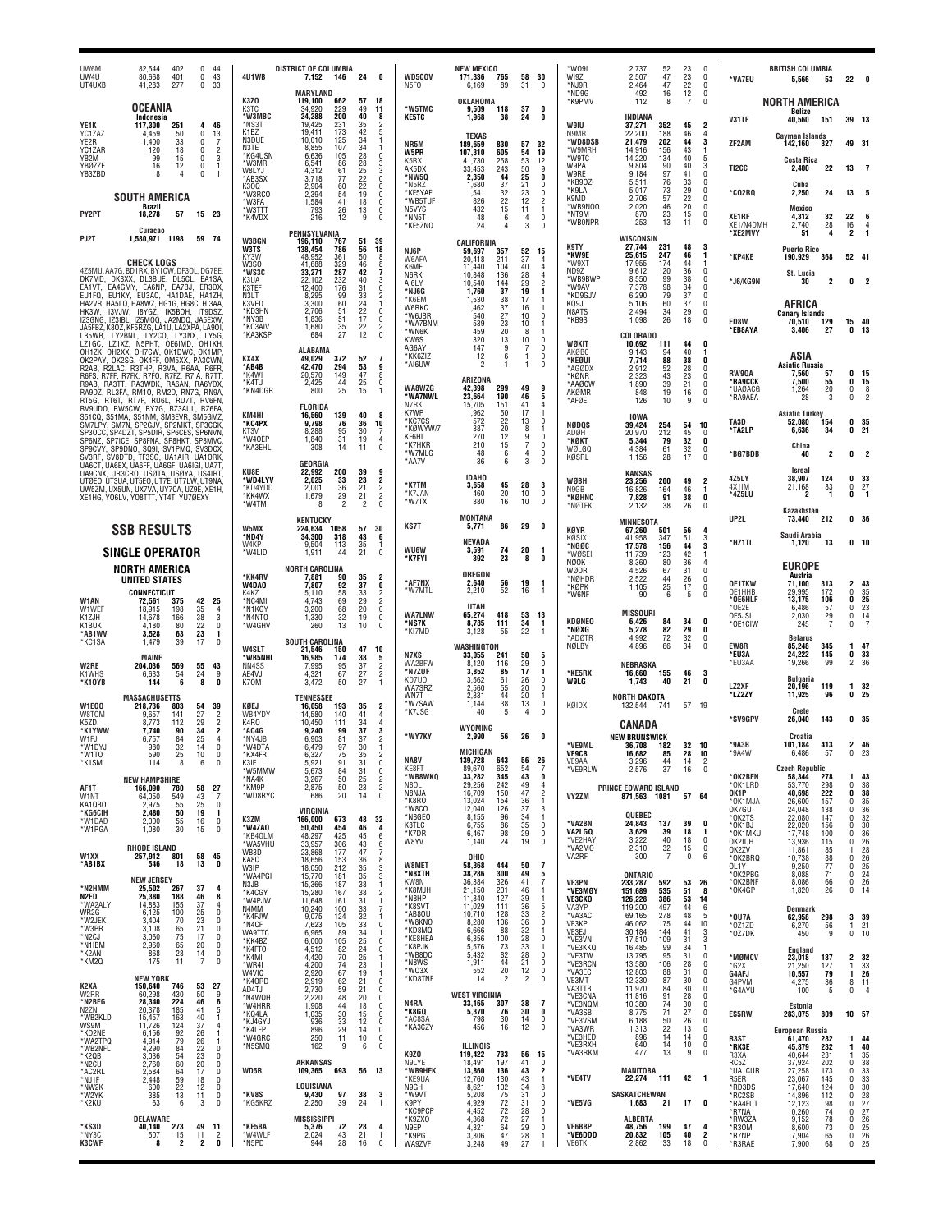UW6M 82,544 402 0 44
UW4U 80,668 401 0 43
UT4UXB 41,283 277 0 33

## OCEANIA

### Indonesia
YE1K 117,300 251 4 46
YC1ZAZ 4,459 50 0 13
YE2R 1,400 33 0 7
YC1ZAR 120 18 0 2
YB2M 99 15 0 3
YB0ZZE 16 12 0 1
YB3ZBD 8 4 0 1

## SOUTH AMERICA

### Brazil
PY2PT 18,278 57 15 23

### Curacao
PJ2T 1,580,971 1198 59 74

### CHECK LOGS
4Z5MU, AA7G, BD1RX, BY1CW, DF3OL, DG7EE, DK7MD, DK8XX, DL3BUE, DL5CL, EA1SA, EA1VT, EA4GMY, EA6NP, EA7BJ, ER3DX, EU1FQ, EU1KY, EU3AC, HA1DAE, HA1ZH, HA2VR, HA5LQ, HA8WZ, HG1G, HG8C, HI3AA, HK3W, I3VJW, I8YGZ, IK5BOH, IT9DSZ, IZ3GNG, IZ3IBL, IZ5MOQ, JA2NDQ, JA5EXW, JA5FBZ, K8OZ, KF5RZG, LA1U, LA2XPA, LA9OI, LB5WB, LY2BNL, LY2CO, LY3NX, LY5G, LZ1GC, LZ1XZ, N5PHT, OE6IMD, OH1TK, OH1ZK, OH2XX, OH7CW, OK1DWC, OK1MP, OK2PAY, OK2SG, OK4FF, OM5XX, PA3CWN, R2AB, R2LAC, R3THP, R3VA, R6AA, R6FR, R6FS, R7FF, R7FK, R7FO, R7FZ, R7IA, R7TT, R9AB, RA3TT, RA3WDK, RA6AN, RA6YDX, RA9DZ, RL3FA, RM1O, RM2D, RN7G, RN9A, RT5G, RT6T, RT7F, RU6L, RU7T, RV6FN, RV9UDO, RW5CW, RY7G, RZ3AUL, RZ6FA, S51CQ, S51MA, S51NM, SM3EVR, SM5GMZ, SM7LPY, SM7N, SP2GJV, SP2MKT, SP3CGK, SP3OCC, SP4DZT, SP5DIR, SP6CES, SP6NVN, SP6NZ, SP7ICE, SP8FNA, SP8HKT, SP8MVC, SP9CVY, SP9DNO, SQ9I, SV1PMQ, SV3DCX, SV3RF, SV8DTD, TF3SG, UA1AIR, UA1ORK, UA6CT, UA6EX, UA6GF, UA6IGI, UA7T, UA9CNX, UR3CRO, USØTA, USØYA, US4IRT, UTØEO, UT3UA, UT5EO, UT7E, UT7LW, UT9NA, UW5ZM, UX5UN, UX7VA, UY7CA, UZ9E, XE1H, XE1HG, YO6LV, YO8TTT, YT4T, YU7ØEXY

# SSB RESULTS

## SINGLE OPERATOR

## NORTH AMERICA

### UNITED STATES

#### CONNECTICUT
W1AN 72,561 375 42 25
W1WEF 18,915 198 35 4
K1ZJH 14,678 166 38 3
K1BUK 4,180 80 22 0
*AB1WV 3,528 63 23 1
*KC1SA 1,479 39 17 0

#### MAINE
W2RE 204,036 569 55 43
K1WHS 6,633 54 24 9
*K1OYB 144 6 8 0

#### MASSACHUSETTS
W1EQO 218,736 803 54 39
W8TOM 9,657 141 27 2
K5ZD 8,773 112 29 2
*K1YWW 7,740 90 34 2
W1FJ 6,757 84 25 4
*W1DYJ 980 32 14 0
*W1TO 590 25 10 0
*K1SM 114 8 6 0

#### NEW HAMPSHIRE
AF1T 166,090 780 58 27
W1NT 64,050 549 43 7
KA1QBO 2,975 55 25 0
*KG6CIH 2,480 50 19 1
*W1DAD 2,000 55 16 0
*W1RGA 1,080 30 15 0

#### RHODE ISLAND
W1XX 257,912 801 58 45
*AB1BX 546 18 13 0

#### NEW JERSEY
*N2HMM 25,502 267 37 4
N2ED 25,380 188 46 8
*WA2ALY 14,883 155 37 4
WR2G 6,125 100 25 0
*W2JEK 3,404 70 23 0
*W3PR 3,108 65 21 0
*N2CJ 3,060 75 17 0
*N1IBM 2,960 65 20 0
*K2AN 868 28 14 0
*KM2Q 175 11 7 0

#### NEW YORK
K2XA 150,640 746 53 27
W2RR 60,298 430 50 9
*N2BEG 28,340 224 46 6
N2ZN 20,378 185 41 5
*WB2KLD 15,457 163 40 1
WS9M 11,726 124 37 4
*WA2TPQ 4,914 79 26 1
*WB2NFL 4,290 84 22 0
*K2QB 3,036 54 23 0
*N2CU 2,760 60 20 0
*AC2RL 2,584 64 17 0
*NJ1F 2,448 59 18 0
*NW2K 600 22 12 0
*W2YK 385 13 11 0
*K2KU 63 6 3 0

#### DELAWARE
*KS3D 40,140 273 49 11
*NY3C 507 15 11 2
K3CWF 8 2 2 0

#### DISTRICT OF COLUMBIA
4U1WB 7,152 146 24 0

#### MARYLAND
K3ZO 119,100 662 57 18
K3TC 34,920 229 49 11
*W3MBC 24,288 200 40 8
*NS3T 19,425 231 35 2
K1BZ 19,411 173 42 5
N3DUE 10,010 125 34 1
N3TE 8,855 107 34 1
*KG4USN 6,636 105 28 0
*W3MR 6,541 86 28 3
W8LYJ 4,312 61 25 3
*AB3SX 3,718 77 22 0
K3OQ 2,904 60 22 0
*W3RCO 2,394 54 19 0
*W3FA 1,584 41 18 0
*W3TTT 793 26 13 0
*K4VDX 216 12 9 0

#### PENNSYLVANIA
W3BGN 196,110 767 51 39
W3TS 138,454 786 56 18
KY3W 48,952 361 50 8
W3SO 41,688 329 46 8
*WS3C 33,271 287 42 7
K3UA 22,102 232 40 3
K3TEF 12,400 176 31 0
N3LT 8,295 99 33 2
K3VED 3,300 60 24 1
*KD3HN 2,706 51 22 0
*NY3B 1,836 51 17 0
*KC3AIV 1,680 35 22 2
*KA3KSP 684 27 12 0

#### ALABAMA
KX4X 49,029 372 52 7
*AB4B 42,470 294 53 9
*K4WI 20,570 149 47 8
*K4TU 2,425 44 25 0
*KN4DGR 800 25 15 1

#### FLORIDA
KM4HI 16,560 139 40 8
*KC4PX 9,798 76 36 10
KT3V 8,288 95 30 7
*W4OEP 1,840 31 19 4
*KA3EHL 308 14 11 0

#### GEORGIA
KU8E 22,992 200 39 9
*WD4LYV 2,025 33 23 2
*KD4YDD 2,001 36 21 2
*KK4WX 1,679 29 21 2
*W4TM 8 2 2 0

#### KENTUCKY
W5MX 224,634 1058 57 30
*ND4Y 34,300 318 43 6
W4KP 9,504 113 35 1
*W4LID 1,911 44 21 0

#### NORTH CAROLINA
*KK4RV 7,881 90 35 2
W4DAO 7,807 92 37 0
K4KZ 5,110 58 33 2
*NC4MI 4,743 69 29 2
*N1KGY 3,200 68 20 0
*N4NTO 1,330 32 19 0
*W4GHV 260 13 10 0

#### SOUTH CAROLINA
W4SLT 21,546 150 47 10
*WB5NHL 16,985 174 38 5
NN4SS 7,995 95 37 2
AE4VJ 4,321 67 27 2
K7OM 3,472 50 27 1

#### TENNESSEE
KØEJ 16,058 193 35 2
WB4YDY 14,580 140 41 4
K4RO 10,450 111 34 4
*AC4G 9,240 99 37 3
*NY4JB 6,903 81 37 2
*W4DTA 6,479 97 30 1
*KX4FR 6,327 75 35 2
K3IE 5,921 91 31 0
*W5MMW 5,673 84 31 0
*NA4K 3,267 50 25 2
*KM9P 2,875 50 23 2
*WD8RYC 686 20 14 0

#### VIRGINIA
K3ZM 166,000 673 48 32
*W4ZAO 50,450 454 46 4
*KB4OLM 48,297 425 45 6
*WA5VHU 33,957 306 43 6
WB3D 23,868 177 47 7
KA8Q 18,656 153 36 8
W3IP 18,050 212 35 3
*WA4PGI 15,770 181 35 3
N3JB 15,366 187 38 1
*K4CGY 15,280 167 38 2
*W4PJW 11,648 161 31 1
N4MM 10,240 100 33 7
*K4FJW 9,075 124 32 1
*N4CF 7,623 105 33 0
WA9TTC 6,965 89 34 1
*KK4BZ 6,000 105 25 0
*K4FTO 4,512 82 24 0
*K4MI 4,420 70 25 1
*WR4I 4,200 74 23 1
W4VIC 2,920 67 19 1
*K4ORD 2,919 62 21 0
AD4TJ 2,730 59 21 0
*N4WQH 2,220 48 20 0
*W4HRR 1,908 44 18 0
*KQ4LA 1,035 30 15 0
*KJ4GYJ 936 33 12 0
*K4LFP 896 29 14 0
*W4GRC 250 11 10 0
*N5SMQ 162 9 6 0

#### ARKANSAS
WD5R 109,365 693 56 13

#### LOUISIANA
*KV8S 9,430 97 38 3
*KG5KRZ 2,250 39 24 1

#### MISSISSIPPI
*KF5BA 5,376 72 28 4
*W4WLF 2,024 43 21 1
*N5PD 944 28 16 0

#### NEW MEXICO
WD5COV 171,336 765 58 30
N5FO 6,169 89 31 0

#### OKLAHOMA
*W5TMC 9,509 118 37 0
KE5TC 1,968 38 24 0

#### TEXAS
NR5M 189,659 830 57 32
W5PR 107,310 605 54 19
K5RX 41,730 258 53 12
AK5DX 33,453 243 50 9
*NW5Q 2,350 44 25 0
*N5RZ 1,680 37 21 0
*KF5YAF 1,541 32 23 0
*WB5TUF 826 22 12 2
N5VYS 432 15 11 1
*NN5T 48 6 4 0
*KF5ZNQ 24 4 3 0

#### CALIFORNIA
NJ6P 59,697 357 52 15
W6AFA 20,418 211 37 4
K6ME 11,440 104 40 4
N6RK 10,848 136 28 4
AI6LY 10,540 144 29 2
*NJ6G 1,760 37 19 1
*K6EM 1,530 38 17 1
W6RKC 1,462 37 16 1
*W6JBR 540 27 10 0
*WA7BNM 539 23 10 1
*WN6K 459 20 8 1
KW6S 320 13 10 0
AG6AY 147 9 7 0
*KK6ZIZ 12 6 1 0
*AI6UW 2 1 1 0

#### ARIZONA
WA8WZG 42,398 299 49 9
*WA7NWL 23,664 190 46 5
N7RK 15,705 151 41 4
K7WP 1,962 50 17 1
*KC7CS 572 22 13 0
*KØWYW/7 387 20 8 1
KF6HI 270 12 9 0
*K7HKR 210 15 7 0
*W7MLG 48 6 4 0
*AA7V 36 6 3 0

#### IDAHO
*K7TM 3,658 45 28 3
*K7JAN 460 20 10 0
*W7TX 380 16 10 0

#### MONTANA
KS7T 5,771 86 29 0

#### NEVADA
WU6W 3,591 74 20 1
*K7FYI 392 23 8 0

#### OREGON
*AF7NX 2,640 56 19 1
*W7MTL 2,210 52 16 1

#### UTAH
WA7LNW 65,274 418 53 13
*NS7K 8,785 111 34 1
*KI7MD 3,128 55 22 1

#### WASHINGTON
N7XS 33,055 241 50 5
WA2BFW 8,120 116 29 0
*N7ZUF 3,852 85 17 1
KD7UO 3,562 61 26 0
WA7SRZ 2,560 55 20 0
WN7T 2,331 44 20 1
*W7SAW 1,144 38 13 0
*K7JSG 40 5 4 0

#### WYOMING
*WY7KY 2,990 56 26 0

#### MICHIGAN
NA8V 139,728 643 56 26
KE8FT 89,670 652 54 7
*WB8WKQ 33,282 345 43 0
N8OL 29,256 242 49 4
N8NJA 16,709 150 47 2
*K8RO 13,024 154 36 1
*W8CO 12,040 126 37 3
*N8GEO 8,155 96 34 1
K8TLC 6,755 86 35 0
*K7DR 6,467 98 29 0
W8YV 1,140 24 19 0

#### OHIO
W8MET 58,368 444 50 7
*N8XTH 38,286 300 49 5
KW8N 36,384 326 41 7
*K8MJH 21,150 201 46 1
*N8HP 11,840 127 39 1
*K8SVT 11,029 111 36 5
*AB8OU 10,710 128 33 2
*W8KNO 8,280 106 36 0
*KD8MQ 6,666 88 32 1
*KE8HEA 6,356 100 28 0
*K8PJK 5,576 73 33 1
*WB8DC 5,432 82 28 0
*N8WS 1,911 44 21 0
*WO3X 552 20 12 0
*KD8TNF 14 2 2 0

#### WEST VIRGINIA
N4RA 33,165 307 38 7
*K8GO 5,370 76 30 0
*AC8SA 798 30 14 0
*KA3CZY 456 16 12 0

#### ILLINOIS
K9ZO 119,422 733 56 15
N9LYE 18,491 197 41 0
*WB9HFK 13,860 136 43 2
*KE9UA 12,760 130 43 1
N9GH 8,621 102 34 3
*W9VT 5,208 75 31 0
K9PY 4,929 72 31 0
*KC9PCP 4,452 72 28 0
*K9ZXO 4,368 72 27 1
N9EP 4,321 64 29 0
*K9PG 3,306 47 28 1
WA9ZVF 3,248 49 27 1
*WO9I 2,737 52 23 0
WI9Z 2,507 47 23 0
*NJ9R 2,464 47 22 0
*ND9G 492 16 12 0
*K9PMV 112 8 7 0

#### INDIANA
W9IU 37,271 352 45 2
N9MR 22,200 188 46 4
*WD8DSB 21,479 202 44 3
*W9MRH 14,916 156 43 1
*W9TC 14,220 134 40 5
W9PA 9,804 90 40 3
W9RE 9,184 97 41 0
*KB9OZI 5,511 76 33 0
*K9LA 5,017 73 29 0
K9MD 2,706 57 22 0
*WB9NOO 2,020 46 20 0
*NT9M 870 23 15 0
*WB0NPR 253 13 11 0

#### WISCONSIN
K9TY 27,744 231 48 3
*KW9E 25,615 247 46 1
*W9XT 17,955 174 44 1
ND9Z 9,612 120 36 0
*WB9BWP 8,550 99 38 0
*W9AV 7,378 98 34 0
*KD9GJV 6,290 79 37 0
KQ9J 5,106 60 37 0
N8ATS 2,494 34 29 0
*KB9S 1,098 26 18 0

#### COLORADO
WØKIT 10,692 111 44 0
AKØBC 9,143 94 40 1
*KEØUI 7,714 88 38 0
*AGØDX 2,912 52 28 0
*KØNR 2,323 43 23 0
*AAØCW 1,890 39 21 0
AKØMR 848 19 16 0
*AFØE 126 10 9 0

#### IOWA
NØDOS 39,424 254 54 10
ADØH 20,970 212 45 0
*KØKT 5,344 79 32 0
WØLGQ 4,384 61 32 0
KØSRL 1,156 28 17 0

#### KANSAS
WØBH 23,256 200 49 2
N9GB 16,826 164 46 1
*KØHNC 7,828 91 38 0
*NØTEK 2,132 38 26 0

#### MINNESOTA
KØYR 67,260 501 56 4
KØSIX 41,958 347 51 3
*NGØC 17,578 156 44 3
*WØSEI 11,739 123 42 1
NØOK 8,360 80 36 4
WØOR 4,526 67 31 0
*NØHDR 2,522 44 26 0
*KØPK 1,105 25 17 0
*WØNF 90 6 5 0

#### MISSOURI
KDØNEO 6,426 84 34 0
*NØXG 5,278 82 29 0
*ADØTR 4,992 72 32 0
NØLBY 4,896 66 34 0

#### NEBRASKA
*KE5RX 16,660 155 46 3
W9LG 1,743 40 21 0

#### NORTH DAKOTA
KØIDX 132,544 741 57 19

### CANADA

#### NEW BRUNSWICK
*VE9ML 36,708 182 32 10
VE9CB 16,682 85 28 10
VE9AA 3,296 44 14 2
*VE9RLW 2,576 37 16 0

#### PRINCE EDWARD ISLAND
VY2ZM 871,563 1081 57 64

#### QUEBEC
*VA2BN 24,843 137 39 0
VA2LGQ 3,629 39 18 1
*VE2HAY 3,222 40 18 0
*VA2MO 2,310 32 15 0
VA2RF 300 7 6 0

#### ONTARIO
VE3PN 233,287 592 53 26
*VE3MGY 151,689 535 51 8
VE3CKO 126,228 386 53 14
VA3YP 119,200 497 44 6
*VA3AC 69,165 278 48 5
VE3KP 46,062 175 44 10
VE3EJ 30,184 144 41 3
*VE3VN 17,510 109 31 3
*VE3KKQ 16,485 99 34 1
*VE3TW 13,795 95 31 0
*VE3RCN 13,580 106 28 0
*VA3EC 12,803 88 31 0
VE3MT 12,330 87 30 0
VA3TTB 11,970 84 30 0
*VE3CNA 11,816 91 28 0
*VE3NQM 10,380 74 30 0
*VA3SB 8,775 71 27 0
*VE3VSM 6,188 50 26 0
*VA3WR 1,313 22 13 0
*VE3HED 896 14 14 0
*VE3RXH 640 14 10 0
*VA3RKM 477 13 9 0

#### MANITOBA
*VE4TV 22,274 111 42 1

#### SASKATCHEWAN
*VE5VG 1,683 21 17 0

#### ALBERTA
VE6BBP 48,756 199 47 4
*VE6DDD 20,832 105 40 2
VE6TK 2,862 33 18 0

#### BRITISH COLUMBIA
*VA7EU 5,566 53 22 0

## NORTH AMERICA

### Belize
V31TF 40,560 151 39 13

### Cayman Islands
ZF2AM 142,160 327 49 31

### Costa Rica
TI2CC 2,400 22 13 7

### Cuba
*CO2RQ 2,250 24 13 5

### Mexico
XE1RF 4,312 32 22 6
XE1/N4DMH 2,740 28 16 4
*XE2MVY 51 4 2 1

### Puerto Rico
*KP4KE 190,929 368 52 41

### St. Lucia
*J6/KG9N 30 2 0 2

## AFRICA

### Canary Islands
ED8W 70,510 129 15 40
*EB8AYA 3,406 27 0 13

## ASIA

### Asiatic Russia
RW9QA 7,560 57 0 15
*RA9CCK 7,500 55 0 15
*UAØACG 1,264 20 0 8
*RA9AEA 28 3 0 2

### Asiatic Turkey
TA3D 52,080 154 0 35
*TA2LP 6,636 34 0 21

### China
*BG7BDB 40 2 0 2

### Isreal
4Z5LY 38,907 124 0 33
4X1IM 21,168 83 0 27
*4Z5LU 2 1 0 1

### Kazakhstan
UP2L 73,440 212 0 36

### Saudi Arabia
*HZ1TL 1,120 13 0 10

## EUROPE

### Austria
OE1TKW 71,100 313 2 43
OE1HHB 29,995 172 0 35
*OE6HLF 13,175 106 0 25
*OE2E 6,486 57 0 23
OE5JSL 2,030 29 0 14
*OE1CIW 245 7 0 7

### Belarus
EW8R 85,248 345 1 47
*EU3A 24,222 175 0 33
*EU3AA 19,266 99 2 36

### Bulgaria
LZ2XF 20,196 119 1 32
*LZ2ZY 11,925 96 0 25

### Crete
*SV9GPV 26,040 143 0 35

### Croatia
*9A3B 101,184 413 2 46
*9A4W 6,486 57 0 23

### Czech Republic
*OK2BFN 58,344 278 1 43
*OK1LRD 53,770 298 0 38
OK1P 40,698 222 0 38
*OK1MJA 26,600 157 0 35
OK7GU 24,048 138 0 36
*OK2TS 22,080 147 0 32
*OK1BJ 22,020 156 0 30
*OK1MKU 17,748 100 0 36
OK2IUH 13,936 115 0 26
OK2ZV 11,861 85 1 28
*OK2BRQ 10,738 88 0 26
OL1Y 9,250 77 0 25
*OK2PBG 8,088 71 0 24
*OK2BNF 8,086 66 0 26
*OK4GP 1,820 26 0 14

### Denmark
*OU7A 62,958 298 3 39
*OZ1ZD 6,270 56 1 21
*OZ7DK 450 9 0 10

### England
*MØMCV 23,018 137 2 32
*G2X 21,250 127 1 33
G4AFJ 10,557 79 1 26
G4PVM 4,275 36 8 11
*G4AYU 100 5 0 4

### Estonia
ES5RW 283,075 809 10 57

### European Russia
R3ST 61,470 282 1 44
*RK3E 45,879 232 1 40
R3XA 40,644 231 1 35
RC5Z 37,924 202 0 38
*UA1CUR 27,258 173 0 33
R5ER 23,067 145 0 33
*RD3DS 17,640 124 0 30
*RC2SB 14,896 112 0 28
*RA4FUT 12,123 98 0 27
*R7NA 10,260 74 0 27
*RW3ZA 9,152 78 0 26
*R3OM 8,600 73 0 25
*R7NP 7,904 65 0 25
*R3RAE 7,900 68 0 25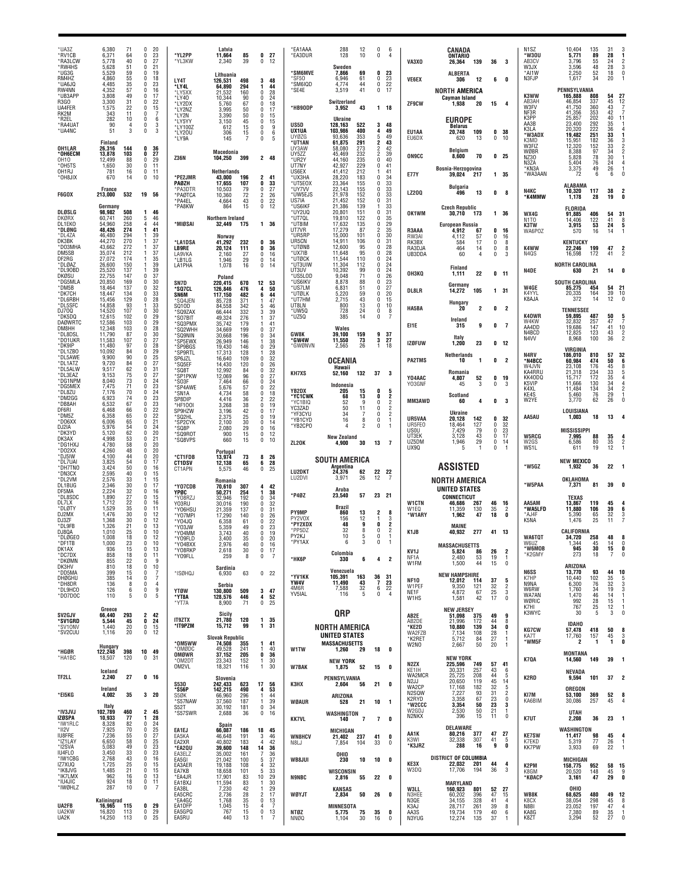| Call | Score | QSOs | Zones | Countries |
|---|---|---|---|---|
| *UA3Z | 6,380 | 71 | 0 | 20 |
| *RV1CB | 6,371 | 64 | 0 | 23 |
| *RA3LCW | 5,778 | 40 | 0 | 27 |
| *RW4HS | 5,628 | 51 | 0 | 21 |
| *UG3G | 5,529 | 59 | 0 | 19 |
| RM4HZ | 4,860 | 55 | 0 | 18 |
| *UA6JQ | 4,485 | 35 | 0 | 23 |
| RW4NN | 4,352 | 57 | 0 | 16 |
| *UB3APP | 3,808 | 49 | 0 | 17 |
| R3GO | 3,300 | 31 | 0 | 22 |
| UA4FER | 1,575 | 22 | 0 | 15 |
| RK2M | 343 | 11 | 0 | 7 |
| *R2EL | 282 | 10 | 0 | 6 |
| *RA4UAT | 90 | 4 | 0 | 3 |
| *UA4NC | 51 | 3 | 0 | 3 |

**Finland**

| Call | Score | QSOs | Zones | Countries |
|---|---|---|---|---|
| OH1LAR | 26,316 | 144 | 0 | 36 |
| *OH6ECM | 13,878 | 103 | 0 | 27 |
| OH1O | 12,499 | 88 | 0 | 29 |
| *OH5TS | 1,650 | 30 | 0 | 11 |
| OH1RJ | 781 | 16 | 0 | 11 |
| *OH8JIX | 670 | 14 | 0 | 10 |

**France**

| Call | Score | QSOs | Zones | Countries |
|---|---|---|---|---|
| F6GOX | 213,000 | 532 | 19 | 56 |

**Germany**

| Call | Score | QSOs | Zones | Countries |
|---|---|---|---|---|
| DL0SLG | 98,982 | 508 | 1 | 46 |
| DK8KX | 60,741 | 260 | 5 | 46 |
| DL1EKO | 54,960 | 258 | 4 | 44 |
| *DL0NG | 48,426 | 274 | 1 | 41 |
| *DL4ZA | 46,480 | 294 | 1 | 39 |
| DK3BK | 44,270 | 270 | 1 | 37 |
| *DO3MHA | 43,662 | 272 | 1 | 37 |
| DM5SB | 35,074 | 212 | 1 | 37 |
| DF2RG | 27,072 | 174 | 1 | 35 |
| *DL0AZ | 26,600 | 150 | 1 | 39 |
| *DL9OBD | 25,520 | 137 | 1 | 39 |
| DK0SU | 22,755 | 147 | 0 | 37 |
| *DG5MLA | 20,850 | 169 | 0 | 30 |
| *DM5B | 18,464 | 137 | 0 | 32 |
| *DK7CH | 18,447 | 134 | 0 | 33 |
| *DL6RBH | 15,456 | 129 | 0 | 28 |
| *DL5SFC | 14,858 | 93 | 1 | 33 |
| DJ7OQ | 14,520 | 107 | 0 | 30 |
| *DK5DQ | 12,615 | 102 | 0 | 29 |
| DA0WRTC | 12,586 | 103 | 0 | 29 |
| DM8HH | 12,348 | 103 | 0 | 28 |
| *DL8DSL | 11,790 | 87 | 0 | 30 |
| *DO1UKR | 11,583 | 107 | 0 | 27 |
| *DK9IP | 11,480 | 97 | 0 | 28 |
| *DL1ZBO | 10,092 | 84 | 0 | 29 |
| *DL5AWE | 9,900 | 90 | 0 | 25 |
| *DL1ATZ | 9,720 | 84 | 0 | 27 |
| *DL5ALW | 9,517 | 62 | 0 | 31 |
| *DL3EAZ | 9,153 | 75 | 0 | 27 |
| *DG1NPM | 8,040 | 73 | 0 | 24 |
| *DG5MEX | 7,475 | 71 | 0 | 23 |
| *DL8ZU | 7,176 | 70 | 0 | 24 |
| *DM2GG | 6,923 | 74 | 0 | 23 |
| *DB8AH | 6,532 | 67 | 0 | 23 |
| DF6RI | 6,468 | 66 | 0 | 22 |
| *DM5Z | 6,358 | 65 | 0 | 22 |
| *DO6XX | 6,006 | 65 | 0 | 21 |
| DJ2IA | 5,976 | 54 | 0 | 24 |
| *DK3YD | 5,120 | 62 | 0 | 20 |
| DK3AX | 4,998 | 53 | 0 | 21 |
| *DG1HXJ | 4,780 | 58 | 0 | 20 |
| *DO2XX | 4,260 | 48 | 0 | 20 |
| *DJ5IW | 4,100 | 44 | 0 | 20 |
| *DL7UAI | 3,825 | 54 | 0 | 17 |
| *DH7TNO | 3,424 | 50 | 0 | 16 |
| *DN3CX | 2,595 | 40 | 0 | 15 |
| *DL2VM | 2,576 | 33 | 1 | 15 |
| DL1BUG | 2,346 | 30 | 0 | 17 |
| DF5MA | 2,224 | 32 | 0 | 16 |
| *DL8SDC | 1,890 | 27 | 0 | 15 |
| DL7LX | 1,712 | 22 | 0 | 16 |
| *DL0TY | 1,529 | 35 | 0 | 11 |
| DJ2MX | 1,476 | 30 | 0 | 12 |
| DJ3ZF | 1,368 | 30 | 0 | 12 |
| *DL9FB | 1,326 | 21 | 0 | 13 |
| DJ8QA | 1,010 | 25 | 0 | 10 |
| *DL0GEO | 1,008 | 18 | 0 | 12 |
| *DF1TB | 1,000 | 23 | 0 | 10 |
| DK1AX | 936 | 15 | 0 | 13 |
| *DC7DX | 858 | 18 | 0 | 11 |
| *DK0MN | 855 | 22 | 0 | 9 |
| DK3HV | 810 | 18 | 0 | 10 |
| *DD5MA | 399 | 15 | 0 | 7 |
| DH0GHU | 385 | 14 | 0 | 7 |
| *DH8DR | 136 | 8 | 0 | 4 |
| *DL9HCO | 126 | 6 | 0 | 9 |
| *DO7DOC | 110 | 5 | 0 | 5 |

**Greece**

| Call | Score | QSOs | Zones | Countries |
|---|---|---|---|---|
| SV2GJV | 66,440 | 293 | 2 | 42 |
| *SV1GRD | 5,544 | 45 | 0 | 24 |
| *SV1ONV | 1,440 | 20 | 0 | 15 |
| *SV2CUU | 1,116 | 20 | 0 | 12 |

**Hungary**

| Call | Score | QSOs | Zones | Countries |
|---|---|---|---|---|
| *HG0R | 122,248 | 398 | 10 | 49 |
| *HA1BC | 18,507 | 120 | 0 | 31 |

**Iceland**

| Call | Score | QSOs | Zones | Countries |
|---|---|---|---|---|
| TF2LL | 2,240 | 27 | 0 | 16 |

**Ireland**

| Call | Score | QSOs | Zones | Countries |
|---|---|---|---|---|
| *EI5KG | 4,002 | 35 | 3 | 20 |

**Italy**

| Call | Score | QSOs | Zones | Countries |
|---|---|---|---|---|
| *IV3JVJ | 102,789 | 460 | 2 | 45 |
| IZ0SPA | 10,933 | 77 | 1 | 28 |
| *IW1RLC | 8,328 | 82 | 0 | 24 |
| *II2V | 7,925 | 70 | 0 | 25 |
| IU8FRE | 7,236 | 55 | 0 | 27 |
| *IZ1LAY | 6,650 | 58 | 0 | 25 |
| *I2SVA | 5,083 | 49 | 0 | 23 |
| IU4FLO | 3,450 | 33 | 0 | 23 |
| *IW1CBG | 2,768 | 43 | 0 | 16 |
| IZ7XUQ | 1,725 | 25 | 0 | 15 |
| *IK8JVG | 1,485 | 21 | 0 | 15 |
| *IK7LMX | 962 | 16 | 0 | 13 |
| *IU4JIC | 924 | 18 | 0 | 11 |
| *IW0HLZ | 287 | 10 | 0 | 7 |

**Kaliningrad**

| Call | Score | QSOs | Zones | Countries |
|---|---|---|---|---|
| UA2FB | 16,965 | 115 | 0 | 29 |
| UA2KW | 16,820 | 113 | 0 | 29 |
| UA2K | 14,250 | 113 | 0 | 25 |

**Latvia**

| Call | Score | QSOs | Zones | Countries |
|---|---|---|---|---|
| *YL2PP | 11,664 | 85 | 0 | 27 |
| *YL3KW | 2,340 | 39 | 0 | 12 |

**Lithuania**

| Call | Score | QSOs | Zones | Countries |
|---|---|---|---|---|
| LY4T | 126,531 | 498 | 3 | 48 |
| *LY4L | 64,890 | 294 | 1 | 44 |
| *LY5XX | 21,532 | 160 | 0 | 28 |
| *LY4O | 10,344 | 90 | 0 | 24 |
| *LY2DX | 5,760 | 67 | 0 | 18 |
| *LY2NZ | 3,995 | 50 | 0 | 17 |
| *LY2N | 3,390 | 50 | 0 | 15 |
| *LY5YY | 3,150 | 45 | 0 | 15 |
| *LY100Z | 612 | 15 | 0 | 9 |
| *LY2OU | 306 | 15 | 0 | 6 |
| *LY9A | 145 | 7 | 0 | 5 |

**Macedonia**

| Call | Score | QSOs | Zones | Countries |
|---|---|---|---|---|
| Z36N | 104,250 | 399 | 2 | 48 |

**Netherlands**

| Call | Score | QSOs | Zones | Countries |
|---|---|---|---|---|
| *PE2JMR | 43,000 | 196 | 2 | 41 |
| PA0ZH | 17,655 | 107 | 0 | 33 |
| *PA3DTR | 10,503 | 79 | 0 | 27 |
| *PA0TCA | 10,360 | 72 | 2 | 26 |
| *PA4EL | 4,664 | 43 | 0 | 22 |
| *PA8KW | 864 | 15 | 0 | 12 |

**Northern Ireland**

| Call | Score | QSOs | Zones | Countries |
|---|---|---|---|---|
| *MI0SAI | 32,449 | 175 | 1 | 36 |

**Norway**

| Call | Score | QSOs | Zones | Countries |
|---|---|---|---|---|
| *LA1DSA | 41,292 | 232 | 0 | 36 |
| LB9RE | 20,124 | 111 | 0 | 36 |
| LA9VKA | 2,160 | 27 | 0 | 16 |
| *LB1LG | 1,946 | 29 | 0 | 14 |
| LA1PHA | 1,078 | 16 | 0 | 14 |

**Poland**

| Call | Score | QSOs | Zones | Countries |
|---|---|---|---|---|
| SN7D | 220,415 | 670 | 12 | 53 |
| *SQ7CL | 126,846 | 476 | 4 | 50 |
| SN6M | 117,150 | 482 | 6 | 44 |
| *SQ4JEN | 85,728 | 371 | 1 | 47 |
| SQ1OD | 84,558 | 342 | 5 | 46 |
| *SQ9ZAX | 66,444 | 332 | 3 | 39 |
| *SO7BIT | 49,324 | 276 | 1 | 37 |
| *SQ3PMX | 35,742 | 179 | 1 | 41 |
| *SQ2WHH | 34,669 | 199 | 0 | 37 |
| *SQ9NIN | 30,668 | 196 | 0 | 34 |
| *SP5EWX | 26,949 | 146 | 1 | 38 |
| *SP9BGS | 19,430 | 146 | 0 | 29 |
| *SP9RTL | 17,313 | 128 | 1 | 28 |
| SP6JZL | 16,640 | 109 | 0 | 32 |
| *SQ5EF | 14,430 | 120 | 0 | 26 |
| *SQ8T | 12,992 | 84 | 0 | 32 |
| *SP1PKW | 12,069 | 96 | 0 | 27 |
| *SO3F | 7,464 | 66 | 0 | 24 |
| *SP4AWE | 5,676 | 57 | 0 | 22 |
| *SN1A | 4,734 | 58 | 0 | 18 |
| SP8DIP | 4,416 | 36 | 2 | 22 |
| *HF1OOI | 3,268 | 38 | 0 | 19 |
| SP9HZW | 3,196 | 42 | 0 | 17 |
| *SQ2HL | 2,375 | 25 | 0 | 19 |
| *SP2CYK | 2,100 | 30 | 0 | 14 |
| *SQ8P | 2,080 | 29 | 0 | 16 |
| *SQ9ROT | 900 | 15 | 0 | 12 |
| *SQ8VPS | 660 | 15 | 0 | 10 |

**Portugal**

| Call | Score | QSOs | Zones | Countries |
|---|---|---|---|---|
| *CT1FDB | 13,974 | 73 | 8 | 26 |
| CT1DSV | 12,138 | 65 | 6 | 28 |
| CT1APN | 5,575 | 46 | 0 | 25 |

**Romania**

| Call | Score | QSOs | Zones | Countries |
|---|---|---|---|---|
| *YO7CDB | 70,610 | 307 | 4 | 42 |
| YP0C | 50,271 | 254 | 1 | 38 |
| *YO8RZJ | 32,946 | 192 | 0 | 34 |
| YO3RU | 30,016 | 190 | 0 | 32 |
| *YO6HSU | 21,359 | 137 | 0 | 31 |
| *YO7MPI | 17,290 | 140 | 0 | 26 |
| *YO4JQ | 6,358 | 61 | 0 | 22 |
| *YO3JW | 5,359 | 49 | 0 | 23 |
| *YO4MM | 3,743 | 40 | 0 | 19 |
| *YO9FLD | 3,400 | 35 | 0 | 20 |
| *YO4BXX | 2,976 | 40 | 0 | 16 |
| *YO8RKP | 2,618 | 30 | 0 | 17 |
| *YO9FLL | 259 | 8 | 0 | 7 |

**Sardinia**

| Call | Score | QSOs | Zones | Countries |
|---|---|---|---|---|
| *IS0HQJ | 6,930 | 63 | 0 | 22 |

**Serbia**

| Call | Score | QSOs | Zones | Countries |
|---|---|---|---|---|
| YT0W | 130,800 | 509 | 3 | 47 |
| *YT8A | 128,576 | 446 | 4 | 52 |
| *YT7A | 8,900 | 71 | 0 | 25 |

**Sicily**

| Call | Score | QSOs | Zones | Countries |
|---|---|---|---|---|
| IT9ZTX | 21,780 | 120 | 1 | 35 |
| *IT9PZM | 15,712 | 99 | 1 | 31 |

**Slovak Republic**

| Call | Score | QSOs | Zones | Countries |
|---|---|---|---|---|
| *OM5WW | 74,508 | 355 | 1 | 41 |
| *OM0DC | 49,528 | 241 | 1 | 40 |
| OM0WR | 37,152 | 205 | 0 | 36 |
| *OM2DT | 23,343 | 152 | 1 | 30 |
| OM2VL | 18,321 | 116 | 1 | 30 |

**Slovenia**

| Call | Score | QSOs | Zones | Countries |
|---|---|---|---|---|
| S53O | 242,433 | 623 | 17 | 56 |
| *S56P | 142,215 | 490 | 4 | 53 |
| S50K | 66,960 | 296 | 1 | 44 |
| *S57NAW | 37,560 | 187 | 1 | 39 |
| S52T | 30,192 | 181 | 0 | 34 |
| *S57SWR | 2,688 | 36 | 0 | 16 |

**Spain**

| Call | Score | QSOs | Zones | Countries |
|---|---|---|---|---|
| EA1EJ | 66,087 | 186 | 18 | 45 |
| EA5KA | 46,648 | 191 | 3 | 46 |
| EA2XR | 40,802 | 183 | 4 | 42 |
| *EA2QU | 39,600 | 148 | 14 | 36 |
| EA3ELZ | 35,002 | 161 | 7 | 36 |
| EA5GI | 21,042 | 100 | 5 | 37 |
| EA3AER | 19,188 | 108 | 4 | 32 |
| EA7KB | 18,658 | 101 | 5 | 33 |
| *EA4JR | 17,901 | 83 | 10 | 29 |
| EA1BXJ | 11,594 | 83 | 1 | 30 |
| EA3BL | 7,230 | 42 | 1 | 29 |
| EA5CRC | 2,736 | 28 | 2 | 17 |
| *EA4GC | 1,768 | 35 | 0 | 13 |
| EA1DFP | 1,045 | 15 | 4 | 7 |
| EA5GPQ | 767 | 15 | 0 | 13 |
| EA5RU | 440 | 13 | 1 | 7 |

| Call | Score | QSOs | Zones | Countries |
|---|---|---|---|---|
| *EA1AAA | 288 | 12 | 0 | 6 |
| *EA3DUR | 128 | 10 | 0 | 4 |

**Sweden**

| Call | Score | QSOs | Zones | Countries |
|---|---|---|---|---|
| *SM6MVE | 7,866 | 69 | 0 | 23 |
| *SF5O | 6,946 | 61 | 0 | 23 |
| *SM6IQD | 4,774 | 44 | 0 | 22 |
| *SE4E | 3,519 | 41 | 0 | 17 |

**Switzerland**

| Call | Score | QSOs | Zones | Countries |
|---|---|---|---|---|
| *HB9ODP | 3,952 | 43 | 1 | 18 |

**Ukraine**

| Call | Score | QSOs | Zones | Countries |
|---|---|---|---|---|
| US5D | 128,163 | 522 | 3 | 48 |
| UX1UA | 103,986 | 400 | 4 | 49 |
| UY0ZG | 93,636 | 353 | 5 | 49 |
| *UT1AN | 61,875 | 291 | 2 | 43 |
| UY3AW | 58,080 | 273 | 2 | 42 |
| UY5ZZ | 45,469 | 232 | 2 | 39 |
| *UR2Y | 44,160 | 235 | 0 | 40 |
| UT7NY | 42,927 | 229 | 0 | 41 |
| US6EX | 41,412 | 212 | 1 | 41 |
| *UX3HA | 28,220 | 183 | 0 | 34 |
| *UT5EOX | 23,364 | 155 | 0 | 33 |
| *UY7VV | 22,143 | 155 | 0 | 33 |
| *UW5EJS | 21,978 | 152 | 0 | 33 |
| US7IA | 21,452 | 152 | 0 | 31 |
| *US6IKF | 21,386 | 139 | 1 | 33 |
| *UY2UQ | 20,801 | 151 | 0 | 31 |
| *UT7QL | 19,810 | 122 | 0 | 35 |
| *UT8IM | 17,632 | 135 | 0 | 29 |
| UT7VR | 17,279 | 87 | 2 | 35 |
| *UR5RP | 15,000 | 101 | 0 | 30 |
| UR5CN | 14,911 | 106 | 0 | 31 |
| *UT0NB | 12,600 | 95 | 0 | 28 |
| *UX7IB | 11,648 | 95 | 0 | 28 |
| *UT0CK | 11,544 | 110 | 0 | 24 |
| *UT3UIW | 11,304 | 112 | 0 | 24 |
| UT3UV | 10,392 | 99 | 0 | 24 |
| *US5LOD | 9,048 | 71 | 0 | 26 |
| *US6IKV | 8,878 | 88 | 0 | 23 |
| *US7LM | 6,831 | 51 | 0 | 27 |
| *UT0LK | 5,220 | 59 | 0 | 20 |
| *UT7HM | 2,715 | 43 | 0 | 15 |
| UT8LN | 800 | 13 | 0 | 10 |
| *UW5Q | 728 | 24 | 0 | 8 |
| *UZ5Q | 385 | 14 | 0 | 7 |

**Wales**

| Call | Score | QSOs | Zones | Countries |
|---|---|---|---|---|
| GW8K | 39,100 | 159 | 9 | 37 |
| *GW4W | 11,550 | 73 | 3 | 27 |
| *GW0NVN | 2,565 | 26 | 1 | 18 |

## OCEANIA

**Hawaii**

| Call | Score | QSOs | Zones | Countries |
|---|---|---|---|---|
| KH7XS | 52,160 | 132 | 37 | 3 |

**Indonesia**

| Call | Score | QSOs | Zones | Countries |
|---|---|---|---|---|
| YB2DX | 205 | 15 | 0 | 5 |
| *YC1CWK | 68 | 13 | 0 | 2 |
| *YC1BIQ | 52 | 9 | 0 | 2 |
| YC3ZAD | 50 | 11 | 0 | 2 |
| *YF3CYU | 34 | 7 | 0 | 2 |
| *YB1CYD | 16 | 8 | 0 | 1 |
| *YB2CPO | 4 | 2 | 0 | 1 |

**New Zealand**

| Call | Score | QSOs | Zones | Countries |
|---|---|---|---|---|
| ZL2OK | 4,900 | 30 | 13 | 7 |

## SOUTH AMERICA

**Argentina**

| Call | Score | QSOs | Zones | Countries |
|---|---|---|---|---|
| LU2DKT | 24,376 | 62 | 22 | 22 |
| LU2DVI | 3,971 | 26 | 12 | 7 |

**Aruba**

| Call | Score | QSOs | Zones | Countries |
|---|---|---|---|---|
| *P40Z | 23,540 | 57 | 23 | 21 |

**Brazil**

| Call | Score | QSOs | Zones | Countries |
|---|---|---|---|---|
| PY9MP | 860 | 13 | 2 | 8 |
| PY2VOX | 156 | 12 | 1 | 3 |
| *PY2XDX | 48 | 9 | 0 | 2 |
| *PP5DZ | 32 | 8 | 0 | 2 |
| PY2KJ | 10 | 5 | 0 | 1 |
| *PY1AX | 6 | 3 | 0 | 1 |

**Colombia**

| Call | Score | QSOs | Zones | Countries |
|---|---|---|---|---|
| *HK6P | 330 | 6 | 4 | 2 |

**Venezuela**

| Call | Score | QSOs | Zones | Countries |
|---|---|---|---|---|
| *YV1KK | 105,391 | 163 | 36 | 31 |
| YW4V | 11,490 | 43 | 7 | 23 |
| 4M6R | 7,588 | 32 | 6 | 22 |
| YV5IAL | 116 | 5 | 0 | 4 |

## QRP

## NORTH AMERICA

### UNITED STATES

**MASSACHUSETTS**

| Call | Score | QSOs | Zones | Countries |
|---|---|---|---|---|
| W1TW | 1,260 | 29 | 18 | 0 |

**NEW YORK**

| Call | Score | QSOs | Zones | Countries |
|---|---|---|---|---|
| W7BAK | 1,875 | 52 | 15 | 0 |

**PENNSYLVANIA**

| Call | Score | QSOs | Zones | Countries |
|---|---|---|---|---|
| K3HX | 2,604 | 56 | 21 | 0 |

**ARIZONA**

| Call | Score | QSOs | Zones | Countries |
|---|---|---|---|---|
| W0AUR | 528 | 21 | 10 | 1 |

**WASHINGTON**

| Call | Score | QSOs | Zones | Countries |
|---|---|---|---|---|
| KK7VL | 140 | 7 | 7 | 0 |

**MICHIGAN**

| Call | Score | QSOs | Zones | Countries |
|---|---|---|---|---|
| WN8HCV | 21,402 | 237 | 41 | 0 |
| N8LJ | 7,854 | 104 | 33 | 0 |

**OHIO**

| Call | Score | QSOs | Zones | Countries |
|---|---|---|---|---|
| WB8JUI | 230 | 10 | 10 | 0 |

**WISCONSIN**

| Call | Score | QSOs | Zones | Countries |
|---|---|---|---|---|
| N9NBC | 2,816 | 55 | 22 | 0 |

**KANSAS**

| Call | Score | QSOs | Zones | Countries |
|---|---|---|---|---|
| W0YJT | 2,834 | 50 | 26 | 0 |

**MINNESOTA**

| Call | Score | QSOs | Zones | Countries |
|---|---|---|---|---|
| NT0Z | 5,775 | 75 | 35 | 0 |
| NN0Q | 1,104 | 30 | 16 | 0 |

### CANADA

**ONTARIO**

| Call | Score | QSOs | Zones | Countries |
|---|---|---|---|---|
| VA3XO | 26,364 | 139 | 36 | 3 |

**ALBERTA**

| Call | Score | QSOs | Zones | Countries |
|---|---|---|---|---|
| VE6EX | 306 | 12 | 6 | 0 |

## NORTH AMERICA

**Cayman Island**

| Call | Score | QSOs | Zones | Countries |
|---|---|---|---|---|
| ZF9CW | 1,938 | 20 | 15 | 4 |

## EUROPE

**Belarus**

| Call | Score | QSOs | Zones | Countries |
|---|---|---|---|---|
| EU1AA | 20,748 | 109 | 0 | 38 |
| EU6DX | 620 | 13 | 0 | 10 |

**Belgium**

| Call | Score | QSOs | Zones | Countries |
|---|---|---|---|---|
| ON9CC | 8,600 | 70 | 0 | 25 |

**Bosnia-Herzegovina**

| Call | Score | QSOs | Zones | Countries |
|---|---|---|---|---|
| E77Y | 39,024 | 217 | 1 | 35 |

**Bulgaria**

| Call | Score | QSOs | Zones | Countries |
|---|---|---|---|---|
| LZ2OQ | 496 | 13 | 0 | 8 |

**Czech Republic**

| Call | Score | QSOs | Zones | Countries |
|---|---|---|---|---|
| OK1WM | 30,710 | 173 | 1 | 36 |

**European Russia**

| Call | Score | QSOs | Zones | Countries |
|---|---|---|---|---|
| R3AAA | 4,912 | 67 | 0 | 16 |
| RW3AI | 4,112 | 57 | 0 | 16 |
| RK3BX | 584 | 17 | 0 | 8 |
| RA3DJA | 464 | 14 | 0 | 8 |
| UB3DDA | 60 | 4 | 0 | 3 |

**Finland**

| Call | Score | QSOs | Zones | Countries |
|---|---|---|---|---|
| OH3KQ | 1,111 | 22 | 0 | 11 |

**Germany**

| Call | Score | QSOs | Zones | Countries |
|---|---|---|---|---|
| DL8LR | 14,272 | 105 | 1 | 31 |

**Hungary**

| Call | Score | QSOs | Zones | Countries |
|---|---|---|---|---|
| HA5BA | 20 | 2 | 0 | 2 |

**Ireland**

| Call | Score | QSOs | Zones | Countries |
|---|---|---|---|---|
| EI1E | 315 | 9 | 0 | 7 |

**Italy**

| Call | Score | QSOs | Zones | Countries |
|---|---|---|---|---|
| IZ0FUW | 1,200 | 23 | 0 | 12 |

**Netherlands**

| Call | Score | QSOs | Zones | Countries |
|---|---|---|---|---|
| PA2TMS | 10 | 1 | 0 | 2 |

**Romania**

| Call | Score | QSOs | Zones | Countries |
|---|---|---|---|---|
| YO4AAC | 4,807 | 52 | 0 | 19 |
| YO3GNF | 45 | 3 | 0 | 3 |

**Scotland**

| Call | Score | QSOs | Zones | Countries |
|---|---|---|---|---|
| MM3AWD | 60 | 4 | 0 | 3 |

**Ukraine**

| Call | Score | QSOs | Zones | Countries |
|---|---|---|---|---|
| UR5VAA | 20,128 | 142 | 0 | 32 |
| UR5FEO | 18,464 | 127 | 0 | 32 |
| US0U | 7,429 | 79 | 0 | 23 |
| UT3EK | 3,128 | 43 | 0 | 17 |
| UZ5DM | 1,946 | 29 | 0 | 14 |
| UX9Q | 5 | 1 | 0 | 1 |

## ASSISTED

## NORTH AMERICA

### UNITED STATES

**CONNECTICUT**

| Call | Score | QSOs | Zones | Countries |
|---|---|---|---|---|
| W1CTN | 46,686 | 267 | 46 | 16 |
| W1EQ | 11,359 | 130 | 35 | 2 |
| *W1ARY | 1,962 | 47 | 18 | 0 |

**MAINE**

| Call | Score | QSOs | Zones | Countries |
|---|---|---|---|---|
| K1JB | 40,932 | 277 | 41 | 13 |

**MASSACHUSETTS**

| Call | Score | QSOs | Zones | Countries |
|---|---|---|---|---|
| KV1J | 5,824 | 86 | 26 | 2 |
| NF1A | 2,480 | 53 | 19 | 1 |
| W1FM | 1,500 | 44 | 15 | 0 |

**NEW HAMPSHIRE**

| Call | Score | QSOs | Zones | Countries |
|---|---|---|---|---|
| NF1O | 12,012 | 114 | 37 | 5 |
| W1PEF | 9,350 | 121 | 32 | 2 |
| NE1F | 4,872 | 67 | 25 | 3 |
| W1HS | 1,581 | 42 | 17 | 0 |

**NEW JERSEY**

| Call | Score | QSOs | Zones | Countries |
|---|---|---|---|---|
| AB2E | 51,098 | 375 | 49 | 9 |
| AB2DE | 21,996 | 172 | 44 | 8 |
| *KE2D | 10,880 | 139 | 34 | 0 |
| WA2FZB | 7,134 | 108 | 28 | 1 |
| *K2RET | 5,712 | 84 | 27 | 1 |
| W2NO | 2,667 | 50 | 20 | 1 |

**NEW YORK**

| Call | Score | QSOs | Zones | Countries |
|---|---|---|---|---|
| N2ZX | 225,596 | 749 | 57 | 41 |
| KE1IH | 30,331 | 257 | 43 | 6 |
| WA2MCR | 25,725 | 208 | 44 | 5 |
| N2JJ | 20,650 | 119 | 45 | 14 |
| WA2CP | 17,168 | 182 | 32 | 5 |
| N2SOW | 7,227 | 93 | 31 | 2 |
| K2RYD | 3,358 | 67 | 23 | 0 |
| *W2CCC | 3,354 | 50 | 23 | 3 |
| W2GDJ | 2,530 | 50 | 21 | 1 |
| N2NKX | 396 | 15 | 11 | 0 |

**DELAWARE**

| Call | Score | QSOs | Zones | Countries |
|---|---|---|---|---|
| AA1K | 80,216 | 377 | 47 | 27 |
| K3WI | 32,338 | 307 | 41 | 5 |
| *K3JRZ | 288 | 16 | 9 | 0 |

**DISTRICT OF COLUMBIA**

| Call | Score | QSOs | Zones | Countries |
|---|---|---|---|---|
| KE3X | 22,032 | 201 | 44 | 4 |
| W3DQ | 17,706 | 194 | 36 | 3 |

**MARYLAND**

| Call | Score | QSOs | Zones | Countries |
|---|---|---|---|---|
| W3LL | 160,923 | 801 | 52 | 27 |
| N3HEE | 60,202 | 396 | 47 | 15 |
| N3OE | 34,155 | 328 | 41 | 4 |
| K3AJ | 28,717 | 261 | 39 | 8 |
| AA3S | 19,734 | 179 | 40 | 6 |
| N3YUG | 12,274 | 135 | 37 | 1 |

**PENNSYLVANIA**

| Call | Score | QSOs | Zones | Countries |
|---|---|---|---|---|
| N1SZ | 10,404 | 135 | 31 | 3 |
| *W3OU | 5,771 | 89 | 28 | 1 |
| AB3CV | 3,796 | 55 | 24 | 2 |
| W3JX | 3,596 | 48 | 28 | 3 |
| *AI1W | 2,250 | 52 | 18 | 0 |
| N3FJP | 1,617 | 34 | 20 | 1 |
| K3WW | 165,888 | 808 | 54 | 27 |
| AB3AH | 46,854 | 337 | 45 | 12 |
| W3FV | 41,750 | 360 | 43 | 7 |
| NF3R | 41,356 | 253 | 42 | 7 |
| K3PP | 25,857 | 202 | 40 | 11 |
| AA3B | 23,400 | 292 | 35 | 1 |
| K3LA | 20,320 | 222 | 36 | 4 |
| *W3ADX | 19,482 | 251 | 33 | 1 |
| K3MD | 15,951 | 182 | 36 | 3 |
| W3FIZ | 12,320 | 152 | 33 | 2 |
| W0BR | 8,388 | 97 | 34 | 2 |
| NZ3O | 5,828 | 78 | 30 | 1 |
| N3ZA | 5,404 | 76 | 24 | 4 |
| *KN3A | 3,375 | 49 | 26 | 1 |
| *WA3AAN | 72 | 6 | 6 | 0 |

**ALABAMA**

| Call | Score | QSOs | Zones | Countries |
|---|---|---|---|---|
| N4KC | 10,320 | 117 | 38 | 2 |
| *K4MMW | 1,178 | 28 | 19 | 0 |

**FLORIDA**

| Call | Score | QSOs | Zones | Countries |
|---|---|---|---|---|
| WX4G | 91,885 | 406 | 54 | 31 |
| N1TO | 14,406 | 122 | 41 | 8 |
| K3TW | 3,915 | 53 | 24 | 5 |
| WA6POZ | 570 | 16 | 14 | 1 |

**KENTUCKY**

| Call | Score | QSOs | Zones | Countries |
|---|---|---|---|---|
| K4WW | 22,246 | 199 | 47 | 2 |
| N4QS | 16,598 | 172 | 41 | 2 |

**NORTH CAROLINA**

| Call | Score | QSOs | Zones | Countries |
|---|---|---|---|---|
| N4DE | 630 | 21 | 14 | 0 |

**SOUTH CAROLINA**

| Call | Score | QSOs | Zones | Countries |
|---|---|---|---|---|
| W4GE | 85,275 | 454 | 54 | 21 |
| K4YYL | 20,335 | 164 | 39 | 10 |
| K8AJA | 372 | 14 | 12 | 0 |

**TENNESSEE**

| Call | Score | QSOs | Zones | Countries |
|---|---|---|---|---|
| K4OWR | 59,895 | 487 | 50 | 5 |
| W4KW | 32,832 | 257 | 47 | 7 |
| AA4DD | 19,686 | 147 | 41 | 10 |
| N4BCD | 12,825 | 123 | 43 | 2 |
| N4VV | 8,968 | 100 | 36 | 2 |

**VIRGINIA**

| Call | Score | QSOs | Zones | Countries |
|---|---|---|---|---|
| N4RV | 186,010 | 810 | 57 | 32 |
| *N4BCC | 60,984 | 474 | 50 | 6 |
| W4JVN | 23,108 | 176 | 45 | 8 |
| KA4RRU | 21,318 | 234 | 33 | 5 |
| KK4ODQ | 15,717 | 172 | 35 | 4 |
| K5VIP | 11,666 | 130 | 34 | 4 |
| K4XL | 11,484 | 134 | 34 | 2 |
| KE4S | 5,460 | 76 | 29 | 1 |
| W2YE | 3,770 | 62 | 26 | 0 |

**LOUISIANA**

| Call | Score | QSOs | Zones | Countries |
|---|---|---|---|---|
| AA5AU | 1,003 | 18 | 13 | 4 |

**MISSISSIPPI**

| Call | Score | QSOs | Zones | Countries |
|---|---|---|---|---|
| W5RCG | 7,995 | 88 | 35 | 4 |
| W2GS | 6,586 | 80 | 35 | 2 |
| WS1L | 611 | 19 | 12 | 1 |

**NEW MEXICO**

| Call | Score | QSOs | Zones | Countries |
|---|---|---|---|---|
| *W5GZ | 1,932 | 36 | 22 | 1 |

**OKLAHOMA**

| Call | Score | QSOs | Zones | Countries |
|---|---|---|---|---|
| *W5PAA | 7,371 | 81 | 39 | 0 |

**TEXAS**

| Call | Score | QSOs | Zones | Countries |
|---|---|---|---|---|
| AA5AM | 13,867 | 119 | 45 | 4 |
| *WA5LFD | 11,880 | 106 | 39 | 6 |
| *AJ4F | 5,390 | 65 | 32 | 3 |
| K5NA | 1,476 | 25 | 11 | 7 |

**CALIFORNIA**

| Call | Score | QSOs | Zones | Countries |
|---|---|---|---|---|
| WA6TQT | 34,720 | 258 | 48 | 8 |
| W6UZ | 1,344 | 45 | 14 | 0 |
| *W6MOB | 945 | 30 | 15 | 0 |
| *K2GMY | 273 | 18 | 7 | 0 |

**ARIZONA**

| Call | Score | QSOs | Zones | Countries |
|---|---|---|---|---|
| N6SS | 13,770 | 93 | 44 | 10 |
| K7HP | 10,440 | 102 | 35 | 5 |
| N9NA | 6,300 | 76 | 32 | 3 |
| W6RW | 1,760 | 34 | 19 | 3 |
| WA7AN | 1,470 | 46 | 14 | 1 |
| W0RIC | 992 | 28 | 15 | 1 |
| K7HI | 767 | 25 | 12 | 1 |
| K3WYC | 30 | 5 | 3 | 0 |

**IDAHO**

| Call | Score | QSOs | Zones | Countries |
|---|---|---|---|---|
| KG7CW | 57,478 | 418 | 50 | 8 |
| KA7T | 17,760 | 157 | 45 | 3 |
| *WM5F | 2 | 1 | 1 | 0 |

**MONTANA**

| Call | Score | QSOs | Zones | Countries |
|---|---|---|---|---|
| K7QA | 14,560 | 149 | 39 | 1 |

**NEVADA**

| Call | Score | QSOs | Zones | Countries |
|---|---|---|---|---|
| K2RD | 9,594 | 101 | 37 | 2 |

**OREGON**

| Call | Score | QSOs | Zones | Countries |
|---|---|---|---|---|
| KI7M | 53,100 | 369 | 52 | 8 |
| KA6BIM | 30,086 | 257 | 45 | 4 |

**UTAH**

| Call | Score | QSOs | Zones | Countries |
|---|---|---|---|---|
| K7UT | 2,208 | 36 | 23 | 1 |

**WASHINGTON**

| Call | Score | QSOs | Zones | Countries |
|---|---|---|---|---|
| KE7SW | 11,417 | 98 | 45 | 4 |
| K7EKD | 5,319 | 77 | 26 | 1 |
| KK7PW | 3,933 | 69 | 22 | 1 |

**MICHIGAN**

| Call | Score | QSOs | Zones | Countries |
|---|---|---|---|---|
| K2PM | 158,775 | 952 | 58 | 15 |
| K8GM | 20,520 | 148 | 45 | 9 |
| *K0ACP | 3,161 | 47 | 29 | 0 |

**OHIO**

| Call | Score | QSOs | Zones | Countries |
|---|---|---|---|---|
| WB8K | 68,625 | 480 | 49 | 12 |
| K8CX | 38,054 | 298 | 45 | 8 |
| N8BI | 23,052 | 197 | 47 | 4 |
| KA8G | 7,380 | 89 | 35 | 1 |
| K8ZT | 3,294 | 52 | 27 | 0 |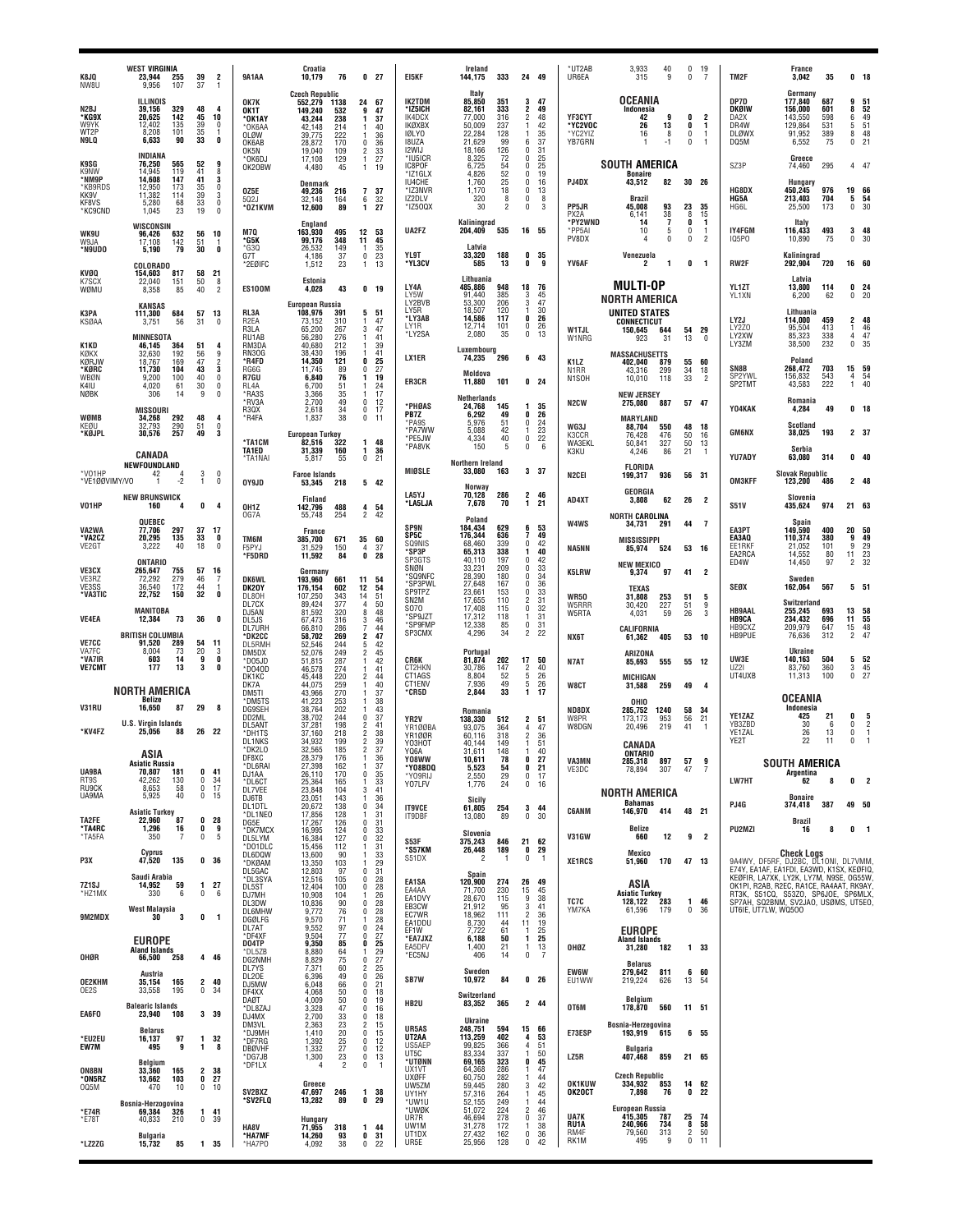**WEST VIRGINIA**

| | | | | |
|---|---|---|---|---|
| K8JQ | 23,944 | 255 | 39 | 2 |
| NW8U | 9,956 | 107 | 37 | 1 |

**ILLINOIS**

| | | | | |
|---|---|---|---|---|
| N2BJ | 39,156 | 329 | 48 | 4 |
| *KG9X | 20,625 | 142 | 45 | 10 |
| W9YK | 12,402 | 135 | 39 | 0 |
| WT2P | 8,208 | 101 | 35 | 1 |
| N9LQ | 6,633 | 90 | 33 | 0 |

**INDIANA**

| | | | | |
|---|---|---|---|---|
| K9SG | 76,250 | 565 | 52 | 9 |
| K9NW | 14,945 | 119 | 41 | 8 |
| *NM9P | 14,608 | 147 | 41 | 3 |
| *KB9RDS | 12,950 | 173 | 35 | 0 |
| KK9V | 11,382 | 114 | 39 | 3 |
| KF8VS | 5,280 | 68 | 33 | 0 |
| *KC9CND | 1,045 | 23 | 19 | 0 |

**WISCONSIN**

| | | | | |
|---|---|---|---|---|
| WK9U | 96,426 | 632 | 56 | 10 |
| W9JA | 17,108 | 142 | 51 | 1 |
| *N9UDO | 5,190 | 79 | 30 | 0 |

**COLORADO**

| | | | | |
|---|---|---|---|---|
| KV0Q | 154,603 | 817 | 58 | 21 |
| K7SCX | 22,040 | 151 | 50 | 8 |
| W0MU | 8,358 | 85 | 40 | 2 |

**KANSAS**

| | | | | |
|---|---|---|---|---|
| K3PA | 111,300 | 684 | 57 | 13 |
| KS0AA | 3,751 | 56 | 31 | 0 |

**MINNESOTA**

| | | | | |
|---|---|---|---|---|
| K1KD | 46,145 | 364 | 51 | 4 |
| K0KX | 32,630 | 192 | 56 | 9 |
| K0RJW | 18,767 | 169 | 47 | 2 |
| *K0RC | 11,730 | 104 | 43 | 3 |
| WB0N | 9,200 | 100 | 40 | 0 |
| K4IU | 4,020 | 61 | 30 | 0 |
| N0BK | 306 | 14 | 9 | 0 |

**MISSOURI**

| | | | | |
|---|---|---|---|---|
| W0MB | 34,268 | 292 | 48 | 4 |
| KE0U | 32,793 | 290 | 51 | 0 |
| *K0JPL | 30,576 | 257 | 49 | 3 |

## CANADA

**NEWFOUNDLAND**

| | | | | |
|---|---|---|---|---|
| *VO1HP | 42 | 4 | 3 | 0 |
| *VE1ØØVIMY/VO | 1 | -2 | 1 | 0 |

**NEW BRUNSWICK**

| | | | | |
|---|---|---|---|---|
| VO1HP | 160 | 4 | 0 | 4 |

**QUEBEC**

| | | | | |
|---|---|---|---|---|
| VA2WA | 77,706 | 297 | 37 | 17 |
| *VA2CZ | 20,295 | 135 | 33 | 0 |
| VE2GT | 3,222 | 40 | 18 | 0 |

**ONTARIO**

| | | | | |
|---|---|---|---|---|
| VE3CX | 265,647 | 755 | 57 | 16 |
| VE3RZ | 72,292 | 279 | 46 | 7 |
| VE3SS | 36,540 | 172 | 44 | 1 |
| *VA3TIC | 22,752 | 150 | 32 | 0 |

**MANITOBA**

| | | | | |
|---|---|---|---|---|
| VE4EA | 12,384 | 73 | 36 | 0 |

**BRITISH COLUMBIA**

| | | | | |
|---|---|---|---|---|
| VE7CC | 91,520 | 289 | 54 | 11 |
| VA7FC | 8,004 | 73 | 20 | 3 |
| *VA7IR | 603 | 14 | 9 | 0 |
| VE7CMT | 177 | 13 | 3 | 0 |

## NORTH AMERICA

**Belize**

| | | | | |
|---|---|---|---|---|
| V31RU | 16,650 | 87 | 29 | 8 |

**U.S. Virgin Islands**

| | | | | |
|---|---|---|---|---|
| *KV4FZ | 25,056 | 88 | 26 | 22 |

## ASIA

**Asiatic Russia**

| | | | | |
|---|---|---|---|---|
| UA9BA | 70,807 | 181 | 0 | 41 |
| RT9S | 42,262 | 130 | 0 | 34 |
| RU9CK | 8,653 | 58 | 0 | 17 |
| UA9MA | 5,925 | 40 | 0 | 15 |

**Asiatic Turkey**

| | | | | |
|---|---|---|---|---|
| TA2FE | 22,960 | 87 | 0 | 28 |
| *TA4RC | 1,296 | 16 | 0 | 9 |
| *TA5FA | 350 | 7 | 0 | 5 |

**Cyprus**

| | | | | |
|---|---|---|---|---|
| P3X | 47,520 | 135 | 0 | 36 |

**Saudi Arabia**

| | | | | |
|---|---|---|---|---|
| 7Z1SJ | 14,952 | 59 | 1 | 27 |
| *HZ1MX | 330 | 6 | 0 | 6 |

**West Malaysia**

| | | | | |
|---|---|---|---|---|
| 9M2MDX | 30 | 3 | 0 | 1 |

## EUROPE

**Aland Islands**

| | | | | |
|---|---|---|---|---|
| OH0R | 66,500 | 258 | 4 | 46 |

**Austria**

| | | | | |
|---|---|---|---|---|
| OE2KHM | 35,154 | 165 | 2 | 40 |
| OE2S | 33,558 | 195 | 0 | 34 |

**Balearic Islands**

| | | | | |
|---|---|---|---|---|
| EA6FO | 23,940 | 108 | 3 | 39 |

**Belarus**

| | | | | |
|---|---|---|---|---|
| *EU2EU | 16,137 | 97 | 1 | 32 |
| EW7M | 495 | 9 | 1 | 8 |

**Belgium**

| | | | | |
|---|---|---|---|---|
| ON8BN | 33,360 | 165 | 2 | 38 |
| *ON5RZ | 13,662 | 103 | 0 | 27 |
| OQ5M | 470 | 10 | 0 | 10 |

**Bosnia-Herzegovina**

| | | | | |
|---|---|---|---|---|
| *E74R | 69,384 | 326 | 1 | 41 |
| *E78T | 40,833 | 210 | 0 | 39 |

**Bulgaria**

| | | | | |
|---|---|---|---|---|
| *LZ2ZG | 15,732 | 85 | 1 | 35 |

**Croatia**

| | | | | |
|---|---|---|---|---|
| 9A1AA | 10,179 | 76 | 0 | 27 |

**Czech Republic**

| | | | | |
|---|---|---|---|---|
| OK7K | 552,279 | 1138 | 24 | 67 |
| OK1T | 149,240 | 532 | 9 | 47 |
| *OK1AY | 43,244 | 238 | 1 | 37 |
| *OK6AA | 42,148 | 214 | 1 | 40 |
| OL0W | 39,775 | 222 | 1 | 36 |
| OK6AB | 28,872 | 170 | 0 | 36 |
| OK5N | 19,040 | 109 | 2 | 33 |
| *OK6DJ | 17,108 | 129 | 1 | 27 |
| OK2OBW | 4,480 | 45 | 1 | 19 |

**Denmark**

| | | | | |
|---|---|---|---|---|
| OZ5E | 49,236 | 216 | 7 | 37 |
| 5Q2J | 32,148 | 164 | 6 | 32 |
| *OZ1KVM | 12,600 | 89 | 1 | 27 |

**England**

| | | | | |
|---|---|---|---|---|
| M7Q | 163,930 | 495 | 12 | 53 |
| *G5K | 99,176 | 348 | 11 | 45 |
| *G3Q | 26,532 | 149 | 1 | 35 |
| G7T | 4,186 | 37 | 0 | 23 |
| *2E0IFC | 1,512 | 23 | 1 | 13 |

**Estonia**

| | | | | |
|---|---|---|---|---|
| ES100M | 4,028 | 43 | 0 | 19 |

**European Russia**

| | | | | |
|---|---|---|---|---|
| RL3A | 108,976 | 391 | 5 | 51 |
| R2EA | 73,152 | 310 | 1 | 47 |
| R3LA | 65,200 | 267 | 3 | 47 |
| RU1AB | 56,280 | 276 | 1 | 41 |
| RM3DA | 40,680 | 212 | 1 | 39 |
| RN3OG | 38,430 | 196 | 1 | 41 |
| *R4FD | 14,350 | 121 | 0 | 25 |
| RG6G | 11,745 | 89 | 0 | 27 |
| R7GU | 6,840 | 76 | 1 | 19 |
| RL4A | 6,700 | 51 | 1 | 24 |
| *RA3S | 3,366 | 35 | 1 | 17 |
| *RV3A | 2,700 | 49 | 0 | 12 |
| R3QX | 2,618 | 34 | 0 | 17 |
| *R4FA | 1,837 | 38 | 0 | 11 |

**European Turkey**

| | | | | |
|---|---|---|---|---|
| *TA1CM | 82,516 | 322 | 1 | 48 |
| TA1ED | 31,339 | 160 | 1 | 36 |
| *TA1NAI | 5,817 | 55 | 0 | 21 |

**Faroe Islands**

| | | | | |
|---|---|---|---|---|
| OY9JD | 53,345 | 218 | 5 | 42 |

**Finland**

| | | | | |
|---|---|---|---|---|
| OH1Z | 142,796 | 488 | 4 | 54 |
| OG7A | 55,748 | 254 | 2 | 42 |

**France**

| | | | | |
|---|---|---|---|---|
| TM6M | 385,700 | 671 | 35 | 60 |
| F5PYJ | 31,529 | 150 | 4 | 37 |
| *F5DRD | 11,592 | 84 | 0 | 28 |

**Germany**

| | | | | |
|---|---|---|---|---|
| DK6WL | 193,960 | 661 | 11 | 54 |
| DK2OY | 176,154 | 602 | 12 | 54 |
| DL8OH | 107,250 | 343 | 14 | 51 |
| DL7CX | 89,424 | 377 | 4 | 50 |
| DJ5AN | 81,592 | 320 | 8 | 48 |
| DL5JS | 67,473 | 316 | 3 | 46 |
| DL7URH | 66,810 | 286 | 7 | 44 |
| *DK2CC | 58,702 | 269 | 2 | 47 |
| DL5RMH | 52,546 | 244 | 5 | 42 |
| DM5DX | 52,076 | 249 | 2 | 45 |
| *DO5JD | 51,815 | 287 | 1 | 42 |
| *DO4OD | 46,578 | 274 | 1 | 41 |
| DK1KC | 45,448 | 220 | 2 | 44 |
| DK7A | 44,075 | 259 | 1 | 40 |
| DM5TI | 43,966 | 270 | 1 | 37 |
| *DM5TS | 41,223 | 253 | 1 | 38 |
| DG9SEH | 38,764 | 202 | 1 | 43 |
| DD2ML | 38,702 | 244 | 0 | 37 |
| DL5ANT | 37,281 | 198 | 2 | 41 |
| *DH1TS | 37,160 | 218 | 2 | 38 |
| DL1NKS | 34,932 | 199 | 2 | 39 |
| *DK2LO | 32,565 | 185 | 2 | 37 |
| DF8XC | 28,379 | 176 | 1 | 36 |
| *DL6RAI | 27,398 | 162 | 1 | 37 |
| DJ1AA | 26,110 | 170 | 0 | 35 |
| *DL6CT | 25,364 | 165 | 1 | 33 |
| DL7VEE | 23,848 | 104 | 3 | 41 |
| DJ6TB | 23,051 | 143 | 1 | 36 |
| DL1DTL | 20,672 | 138 | 0 | 34 |
| *DL1NEO | 17,856 | 128 | 1 | 31 |
| DG5E | 17,267 | 126 | 0 | 31 |
| *DK7MCX | 16,995 | 124 | 0 | 33 |
| DL5LYM | 16,384 | 127 | 0 | 32 |
| *DO1DLC | 15,456 | 112 | 1 | 31 |
| DL6DQW | 13,600 | 90 | 1 | 33 |
| *DK0AM | 13,350 | 103 | 1 | 29 |
| DL5GAC | 12,803 | 97 | 0 | 31 |
| *DL3SYA | 12,516 | 105 | 0 | 28 |
| DL5ST | 12,404 | 100 | 0 | 28 |
| DJ7MH | 10,908 | 104 | 1 | 26 |
| DL3DW | 10,836 | 90 | 0 | 28 |
| DL6MHW | 9,772 | 76 | 0 | 28 |
| DG0LFG | 9,570 | 71 | 1 | 28 |
| DL7AT | 9,552 | 97 | 0 | 24 |
| *DF4XF | 9,504 | 77 | 0 | 27 |
| DO4TP | 9,350 | 85 | 0 | 25 |
| *DL5ZB | 8,880 | 64 | 1 | 29 |
| DG2NMH | 8,829 | 75 | 0 | 27 |
| DL7YS | 7,371 | 60 | 2 | 25 |
| DL2OE | 6,396 | 49 | 0 | 26 |
| DJ5MW | 6,048 | 66 | 0 | 21 |
| DF4XX | 4,068 | 50 | 0 | 18 |
| DA0T | 4,009 | 50 | 0 | 19 |
| *DL8ZAJ | 3,328 | 47 | 0 | 16 |
| DJ4MX | 2,700 | 33 | 0 | 18 |
| DM3VL | 2,363 | 23 | 2 | 15 |
| *DJ9MH | 1,410 | 20 | 0 | 15 |
| *DF7RG | 1,392 | 25 | 0 | 12 |
| DB0VHF | 1,332 | 27 | 0 | 12 |
| *DG7JB | 1,300 | 23 | 0 | 13 |
| *DF1LX | 4 | 2 | 0 | 1 |

**Greece**

| | | | | |
|---|---|---|---|---|
| SV2BXZ | 47,697 | 246 | 1 | 38 |
| *SV2FLQ | 13,282 | 89 | 0 | 29 |

**Hungary**

| | | | | |
|---|---|---|---|---|
| HA8V | 71,955 | 318 | 1 | 44 |
| *HA7MF | 14,260 | 93 | 0 | 31 |
| *HA7PO | 4,092 | 38 | 0 | 22 |

**Ireland**

| | | | | |
|---|---|---|---|---|
| EI5KF | 144,175 | 333 | 24 | 49 |

**Italy**

| | | | | |
|---|---|---|---|---|
| IK2TDM | 85,850 | 351 | 3 | 47 |
| *IZ5ICH | 82,161 | 333 | 2 | 49 |
| IK4DCX | 77,000 | 316 | 2 | 48 |
| IK0XBX | 50,009 | 237 | 1 | 42 |
| I0LYO | 22,284 | 128 | 1 | 35 |
| I8UZA | 21,629 | 99 | 6 | 37 |
| I2WIJ | 18,166 | 126 | 0 | 31 |
| *IU5ICR | 8,325 | 72 | 0 | 25 |
| IC8POF | 6,725 | 54 | 0 | 25 |
| *IZ1GLX | 4,826 | 52 | 0 | 19 |
| IU4CHE | 1,760 | 25 | 0 | 16 |
| *IZ3NVR | 1,170 | 18 | 0 | 13 |
| IZ2DLV | 320 | 8 | 0 | 8 |
| *IZ5OQX | 30 | 2 | 0 | 3 |

**Kaliningrad**

| | | | | |
|---|---|---|---|---|
| UA2FZ | 204,409 | 535 | 16 | 55 |

**Latvia**

| | | | | |
|---|---|---|---|---|
| YL9T | 33,320 | 188 | 0 | 35 |
| *YL3CV | 585 | 13 | 0 | 9 |

**Lithuania**

| | | | | |
|---|---|---|---|---|
| LY4A | 485,886 | 948 | 18 | 76 |
| LY5W | 91,440 | 385 | 3 | 45 |
| LY2BVB | 53,300 | 206 | 3 | 47 |
| LY5R | 18,507 | 120 | 1 | 30 |
| *LY3AB | 14,586 | 117 | 0 | 26 |
| LY1R | 12,714 | 101 | 0 | 26 |
| *LY2SA | 2,080 | 35 | 0 | 13 |

**Luxembourg**

| | | | | |
|---|---|---|---|---|
| LX1ER | 74,235 | 296 | 6 | 43 |

**Moldova**

| | | | | |
|---|---|---|---|---|
| ER3CR | 11,880 | 101 | 0 | 24 |

**Netherlands**

| | | | | |
|---|---|---|---|---|
| *PH0AS | 24,768 | 145 | 1 | 35 |
| PB7Z | 6,292 | 49 | 0 | 26 |
| *PA9S | 5,976 | 51 | 0 | 24 |
| *PA7WW | 5,088 | 42 | 1 | 23 |
| *PE5JW | 4,334 | 40 | 0 | 22 |
| *PA8VK | 150 | 5 | 0 | 6 |

**Northern Ireland**

| | | | | |
|---|---|---|---|---|
| MI0SLE | 33,080 | 163 | 3 | 37 |

**Norway**

| | | | | |
|---|---|---|---|---|
| LA5YJ | 70,128 | 286 | 2 | 46 |
| *LA5LJA | 7,678 | 70 | 1 | 21 |

**Poland**

| | | | | |
|---|---|---|---|---|
| SP9N | 184,434 | 629 | 6 | 53 |
| SP5C | 176,344 | 636 | 7 | 49 |
| SQ9NIS | 68,460 | 339 | 0 | 42 |
| *SP3P | 65,313 | 338 | 1 | 40 |
| SP3GTS | 40,110 | 197 | 0 | 42 |
| SN0N | 33,231 | 209 | 0 | 33 |
| *SQ9NFC | 28,390 | 180 | 0 | 34 |
| *SP3PWL | 27,648 | 167 | 0 | 36 |
| SP9TPZ | 23,661 | 153 | 0 | 33 |
| SN2M | 17,655 | 110 | 2 | 31 |
| SO7O | 17,408 | 115 | 0 | 32 |
| *SP9JZT | 17,312 | 118 | 1 | 31 |
| *SP9FMP | 12,338 | 85 | 0 | 31 |
| SP3CMX | 4,296 | 34 | 2 | 22 |

**Portugal**

| | | | | |
|---|---|---|---|---|
| CR6K | 81,874 | 202 | 17 | 50 |
| CT2HKN | 30,786 | 147 | 2 | 40 |
| CT1AGS | 8,804 | 52 | 5 | 26 |
| CT1ENV | 7,936 | 49 | 5 | 26 |
| *CR5D | 2,844 | 33 | 1 | 17 |

**Romania**

| | | | | |
|---|---|---|---|---|
| YR2V | 138,330 | 512 | 2 | 51 |
| YR100BA | 93,075 | 364 | 4 | 47 |
| YR100R | 60,116 | 318 | 2 | 36 |
| YO3HOT | 40,144 | 149 | 1 | 51 |
| YQ6A | 31,611 | 148 | 1 | 40 |
| YO8WW | 10,611 | 78 | 0 | 27 |
| *YO8BDQ | 5,523 | 54 | 0 | 21 |
| *YO9RIJ | 2,550 | 29 | 0 | 17 |
| YO7LFV | 1,776 | 24 | 0 | 16 |

**Sicily**

| | | | | |
|---|---|---|---|---|
| IT9VCE | 61,805 | 254 | 3 | 44 |
| IT9DBF | 13,080 | 89 | 0 | 30 |

**Slovenia**

| | | | | |
|---|---|---|---|---|
| S53F | 375,243 | 846 | 21 | 62 |
| *S57KM | 26,448 | 189 | 0 | 29 |
| S51DX | 2 | 1 | 0 | 1 |

**Spain**

| | | | | |
|---|---|---|---|---|
| EA1SA | 120,900 | 274 | 26 | 49 |
| EA4AA | 71,700 | 230 | 15 | 45 |
| EA1DVY | 28,670 | 115 | 9 | 38 |
| EB3CW | 21,912 | 95 | 3 | 41 |
| EC7WR | 18,962 | 111 | 2 | 36 |
| EA1DDU | 8,730 | 44 | 11 | 19 |
| EF1W | 7,722 | 61 | 1 | 25 |
| *EA7JXZ | 6,188 | 50 | 1 | 25 |
| EA5DFV | 1,400 | 21 | 1 | 13 |
| *EC5NJ | 406 | 14 | 0 | 7 |

**Sweden**

| | | | | |
|---|---|---|---|---|
| SB7W | 10,972 | 84 | 0 | 26 |

**Switzerland**

| | | | | |
|---|---|---|---|---|
| HB2U | 83,352 | 365 | 2 | 44 |

**Ukraine**

| | | | | |
|---|---|---|---|---|
| UR5AS | 248,751 | 594 | 15 | 66 |
| UT2AA | 113,259 | 402 | 4 | 53 |
| US5AEP | 99,825 | 366 | 4 | 51 |
| UT5C | 83,334 | 337 | 1 | 50 |
| *UT0NN | 69,165 | 323 | 0 | 45 |
| UX1VT | 64,368 | 286 | 1 | 47 |
| UX0FF | 60,750 | 282 | 1 | 44 |
| UW5ZM | 59,445 | 280 | 3 | 42 |
| UY1HY | 57,316 | 264 | 1 | 45 |
| *UW1U | 52,155 | 249 | 1 | 44 |
| *UW0K | 51,072 | 224 | 2 | 46 |
| UR7R | 46,694 | 278 | 0 | 37 |
| UW1M | 31,278 | 172 | 1 | 38 |
| UT1DX | 27,432 | 162 | 0 | 36 |
| UR5E | 25,956 | 128 | 0 | 42 |

| | | | | |
|---|---|---|---|---|
| *UT2AB | 3,933 | 40 | 0 | 19 |
| UR6EA | 315 | 9 | 0 | 7 |

## OCEANIA

**Indonesia**

| | | | | |
|---|---|---|---|---|
| YF3CYT | 42 | 9 | 0 | 2 |
| *YC2VOC | 26 | 13 | 0 | 1 |
| *YC2YIZ | 16 | 8 | 0 | 1 |
| YB7GRN | 1 | -1 | 0 | 1 |

## SOUTH AMERICA

**Bonaire**

| | | | | |
|---|---|---|---|---|
| PJ4DX | 43,512 | 82 | 30 | 26 |

**Brazil**

| | | | | |
|---|---|---|---|---|
| PP5JR | 45,008 | 93 | 23 | 35 |
| PX2A | 6,141 | 38 | 8 | 15 |
| *PY2WND | 14 | 7 | 0 | 1 |
| *PP5AI | 10 | 5 | 0 | 1 |
| PV8DX | 4 | 0 | 0 | 2 |

**Venezuela**

| | | | | |
|---|---|---|---|---|
| YV6AF | 2 | 1 | 0 | 1 |

# MULTI-OP

## NORTH AMERICA

### UNITED STATES

**CONNECTICUT**

| | | | | |
|---|---|---|---|---|
| W1TJL | 150,645 | 644 | 54 | 29 |
| W1NRG | 923 | 31 | 13 | 0 |

**MASSACHUSETTS**

| | | | | |
|---|---|---|---|---|
| K1LZ | 402,040 | 879 | 55 | 60 |
| N1RR | 43,316 | 299 | 34 | 18 |
| N1SOH | 10,010 | 118 | 33 | 2 |

**NEW JERSEY**

| | | | | |
|---|---|---|---|---|
| N2CW | 275,080 | 887 | 57 | 47 |

**MARYLAND**

| | | | | |
|---|---|---|---|---|
| WG3J | 88,704 | 550 | 48 | 18 |
| K3CCR | 76,428 | 476 | 50 | 16 |
| WA3EKL | 50,841 | 327 | 50 | 13 |
| K3KU | 4,246 | 86 | 21 | 1 |

**FLORIDA**

| | | | | |
|---|---|---|---|---|
| N2CEI | 199,317 | 936 | 56 | 31 |

**GEORGIA**

| | | | | |
|---|---|---|---|---|
| AD4XT | 3,808 | 62 | 26 | 2 |

**NORTH CAROLINA**

| | | | | |
|---|---|---|---|---|
| W4WS | 34,731 | 291 | 44 | 7 |

**MISSISSIPPI**

| | | | | |
|---|---|---|---|---|
| NA5NN | 85,974 | 524 | 53 | 16 |

**NEW MEXICO**

| | | | | |
|---|---|---|---|---|
| K5LRW | 9,374 | 97 | 41 | 2 |

**TEXAS**

| | | | | |
|---|---|---|---|---|
| WR5O | 31,808 | 253 | 51 | 5 |
| W5RRR | 30,420 | 227 | 51 | 9 |
| W5RTA | 4,031 | 59 | 26 | 3 |

**CALIFORNIA**

| | | | | |
|---|---|---|---|---|
| NX6T | 61,362 | 405 | 53 | 10 |

**ARIZONA**

| | | | | |
|---|---|---|---|---|
| N7AT | 85,693 | 555 | 55 | 12 |

**MICHIGAN**

| | | | | |
|---|---|---|---|---|
| W8CT | 31,588 | 259 | 49 | 4 |

**OHIO**

| | | | | |
|---|---|---|---|---|
| ND8DX | 285,752 | 1240 | 58 | 34 |
| W8PR | 173,173 | 953 | 56 | 21 |
| W8DGN | 20,496 | 219 | 41 | 1 |

### CANADA

**ONTARIO**

| | | | | |
|---|---|---|---|---|
| VA3MN | 285,318 | 897 | 57 | 9 |
| VE3DC | 78,894 | 307 | 47 | 7 |

## NORTH AMERICA

**Bahamas**

| | | | | |
|---|---|---|---|---|
| C6ANM | 146,970 | 414 | 48 | 21 |

**Belize**

| | | | | |
|---|---|---|---|---|
| V31GW | 660 | 12 | 9 | 2 |

**Mexico**

| | | | | |
|---|---|---|---|---|
| XE1RCS | 51,960 | 170 | 47 | 13 |

## ASIA

**Asiatic Turkey**

| | | | | |
|---|---|---|---|---|
| TC7C | 128,122 | 283 | 1 | 46 |
| YM7KA | 61,596 | 179 | 0 | 36 |

## EUROPE

**Aland Islands**

| | | | | |
|---|---|---|---|---|
| OH0Z | 31,280 | 182 | 1 | 33 |

**Belarus**

| | | | | |
|---|---|---|---|---|
| EW6W | 279,642 | 811 | 6 | 60 |
| EU1WW | 219,224 | 626 | 13 | 54 |

**Belgium**

| | | | | |
|---|---|---|---|---|
| OT6M | 178,870 | 560 | 11 | 51 |

**Bosnia-Herzegovina**

| | | | | |
|---|---|---|---|---|
| E73ESP | 193,919 | 615 | 6 | 55 |

**Bulgaria**

| | | | | |
|---|---|---|---|---|
| LZ5R | 407,468 | 859 | 21 | 65 |

**Czech Republic**

| | | | | |
|---|---|---|---|---|
| OK1KUW | 334,932 | 853 | 14 | 62 |
| OK2OCT | 7,898 | 76 | 0 | 22 |

**European Russia**

| | | | | |
|---|---|---|---|---|
| UA7K | 415,305 | 787 | 25 | 74 |
| RU1A | 240,966 | 734 | 8 | 58 |
| RM4F | 79,560 | 313 | 2 | 50 |
| RK1M | 495 | 9 | 0 | 11 |

**France**

| | | | | |
|---|---|---|---|---|
| TM2F | 3,042 | 35 | 0 | 18 |

**Germany**

| | | | | |
|---|---|---|---|---|
| DP7D | 177,840 | 687 | 9 | 51 |
| DK0IW | 156,000 | 601 | 8 | 52 |
| DA2X | 143,550 | 598 | 6 | 49 |
| DR4W | 129,864 | 531 | 5 | 51 |
| DL0WX | 91,952 | 389 | 8 | 48 |
| DQ5M | 6,552 | 75 | 0 | 21 |

**Greece**

| | | | | |
|---|---|---|---|---|
| SZ3P | 74,460 | 295 | 4 | 47 |

**Hungary**

| | | | | |
|---|---|---|---|---|
| HG8DX | 450,245 | 976 | 19 | 66 |
| HG5A | 213,403 | 704 | 5 | 54 |
| HG6L | 25,500 | 173 | 0 | 30 |

**Italy**

| | | | | |
|---|---|---|---|---|
| IY4FGM | 116,433 | 493 | 3 | 48 |
| IQ5PO | 10,890 | 75 | 0 | 30 |

**Kaliningrad**

| | | | | |
|---|---|---|---|---|
| RW2F | 292,904 | 720 | 16 | 60 |

**Latvia**

| | | | | |
|---|---|---|---|---|
| YL1ZT | 13,800 | 114 | 0 | 24 |
| YL1XN | 6,200 | 62 | 0 | 20 |

**Lithuania**

| | | | | |
|---|---|---|---|---|
| LY2J | 114,000 | 459 | 2 | 48 |
| LY2ZO | 95,504 | 413 | 1 | 46 |
| LY2XW | 85,323 | 338 | 4 | 47 |
| LY3ZM | 38,500 | 232 | 0 | 35 |

**Poland**

| | | | | |
|---|---|---|---|---|
| SN8B | 268,472 | 703 | 15 | 59 |
| SP2YWL | 156,832 | 543 | 4 | 54 |
| SP2TMT | 43,583 | 222 | 1 | 40 |

**Romania**

| | | | | |
|---|---|---|---|---|
| YO4KAK | 4,284 | 49 | 0 | 18 |

**Scotland**

| | | | | |
|---|---|---|---|---|
| GM6NX | 38,025 | 193 | 2 | 37 |

**Serbia**

| | | | | |
|---|---|---|---|---|
| YU7ADY | 63,080 | 314 | 0 | 40 |

**Slovak Republic**

| | | | | |
|---|---|---|---|---|
| OM3KFF | 123,200 | 486 | 2 | 48 |

**Slovenia**

| | | | | |
|---|---|---|---|---|
| S51V | 435,624 | 974 | 21 | 63 |

**Spain**

| | | | | |
|---|---|---|---|---|
| EA3PT | 149,590 | 400 | 20 | 50 |
| EA3AQ | 110,374 | 380 | 9 | 49 |
| EE1RKF | 21,052 | 101 | 9 | 29 |
| EA2RCA | 14,552 | 80 | 11 | 23 |
| ED4W | 14,450 | 97 | 2 | 32 |

**Sweden**

| | | | | |
|---|---|---|---|---|
| SE0X | 162,064 | 567 | 5 | 51 |

**Switzerland**

| | | | | |
|---|---|---|---|---|
| HB9AAL | 255,245 | 693 | 13 | 58 |
| HB9CA | 234,432 | 696 | 11 | 55 |
| HB9CXZ | 209,979 | 647 | 15 | 48 |
| HB9PUE | 76,636 | 312 | 2 | 47 |

**Ukraine**

| | | | | |
|---|---|---|---|---|
| UW3E | 140,163 | 504 | 5 | 52 |
| UZ2I | 83,760 | 360 | 3 | 45 |
| UT4UXB | 11,313 | 100 | 0 | 27 |

## OCEANIA

**Indonesia**

| | | | | |
|---|---|---|---|---|
| YE1ZAZ | 425 | 21 | 0 | 5 |
| YB3ZBD | 30 | 6 | 0 | 2 |
| YE1ZAL | 26 | 13 | 0 | 1 |
| YE2T | 22 | 11 | 0 | 1 |

## SOUTH AMERICA

**Argentina**

| | | | | |
|---|---|---|---|---|
| LW7HT | 62 | 8 | 0 | 2 |

**Bonaire**

| | | | | |
|---|---|---|---|---|
| PJ4G | 374,418 | 387 | 49 | 50 |

**Brazil**

| | | | | |
|---|---|---|---|---|
| PU2MZI | 16 | 8 | 0 | 1 |

**Check Logs**

9A4WY, DF5RF, DJ2BC, DL1ONI, DL7VMM, E74Y, EA1AF, EA1FDI, EA3WD, K1SX, KE0FIQ, KE0FIR, LA7XK, LY2K, LY7M, N9SE, OG55W, OK1PI, R2AB, R2EC, RA1CE, RA4AAT, RK9AY, RT3K, S51CQ, S53ZO, SP6JOE, SP6MLX, SP7AH, SQ2BNM, SV2JAO, US0MS, UT5EO, UT6IE, UT7LW, WQ5OO